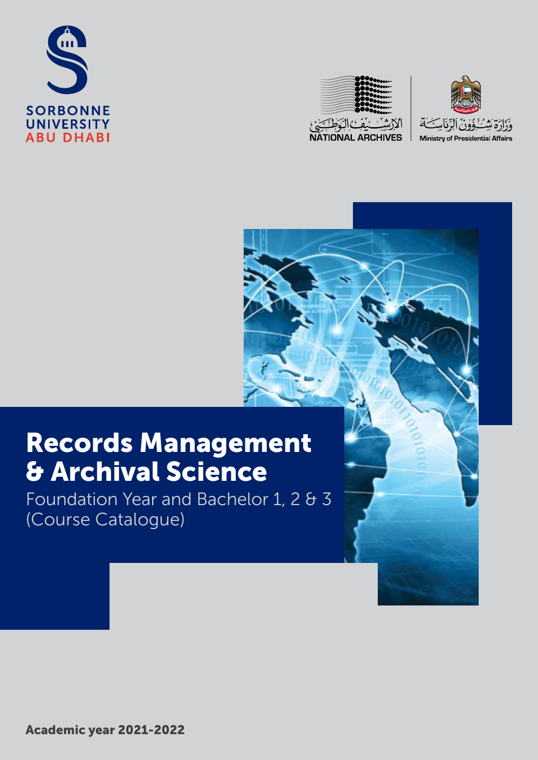SORBONNE UNIVERSITY ABU DHABI

الأرشيف الوطني NATIONAL ARCHIVES

وزارة شؤون الرئاسة Ministry of Presidential Affairs

# Records Management & Archival Science

Foundation Year and Bachelor 1, 2 & 3 (Course Catalogue)

**Academic year 2021-2022**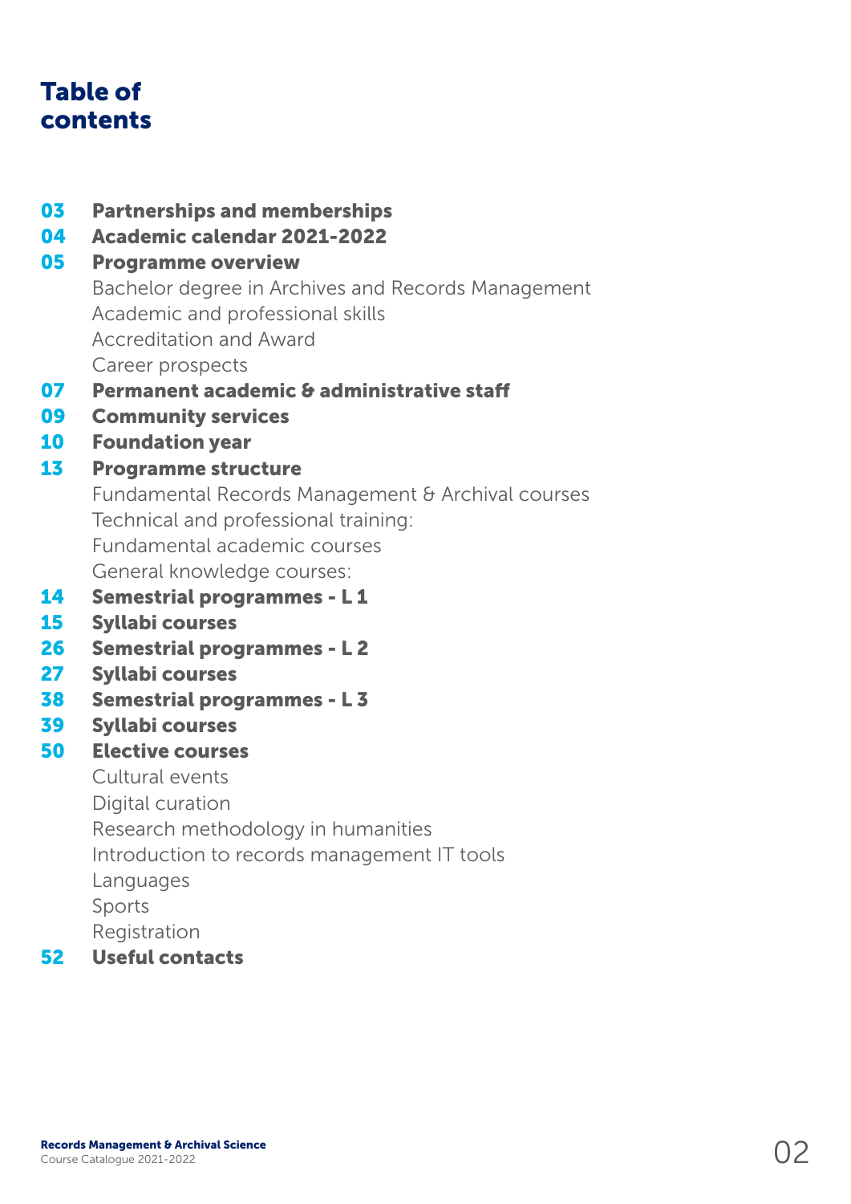# Table of contents

**03 Partnerships and memberships**

**04 Academic calendar 2021-2022**

**05 Programme overview**

- Bachelor degree in Archives and Records Management
- Academic and professional skills
- Accreditation and Award
- Career prospects

**07 Permanent academic & administrative staff**

**09 Community services**

**10 Foundation year**

**13 Programme structure**

- Fundamental Records Management & Archival courses
- Technical and professional training:
- Fundamental academic courses
- General knowledge courses:

**14 Semestrial programmes - L 1**

**15 Syllabi courses**

**26 Semestrial programmes - L 2**

**27 Syllabi courses**

**38 Semestrial programmes - L 3**

**39 Syllabi courses**

**50 Elective courses**

- Cultural events
- Digital curation
- Research methodology in humanities
- Introduction to records management IT tools
- Languages
- Sports
- Registration

**52 Useful contacts**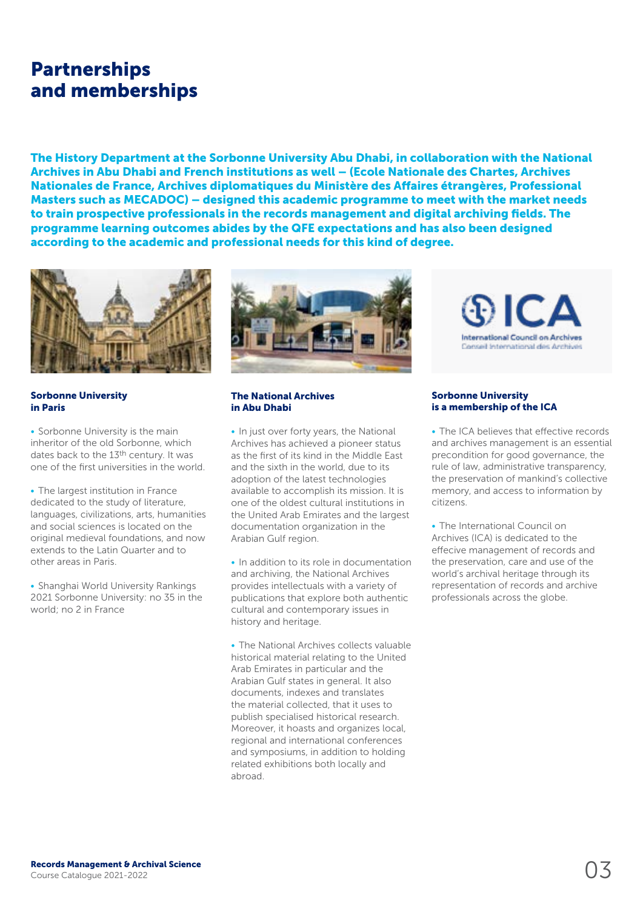# Partnerships and memberships

**The History Department at the Sorbonne University Abu Dhabi, in collaboration with the National Archives in Abu Dhabi and French institutions as well – (Ecole Nationale des Chartes, Archives Nationales de France, Archives diplomatiques du Ministère des Affaires étrangères, Professional Masters such as MECADOC) – designed this academic programme to meet with the market needs to train prospective professionals in the records management and digital archiving fields. The programme learning outcomes abides by the QFE expectations and has also been designed according to the academic and professional needs for this kind of degree.**

### Sorbonne University in Paris

- Sorbonne University is the main inheritor of the old Sorbonne, which dates back to the 13th century. It was one of the first universities in the world.
- The largest institution in France dedicated to the study of literature, languages, civilizations, arts, humanities and social sciences is located on the original medieval foundations, and now extends to the Latin Quarter and to other areas in Paris.
- Shanghai World University Rankings 2021 Sorbonne University: no 35 in the world; no 2 in France

### The National Archives in Abu Dhabi

- In just over forty years, the National Archives has achieved a pioneer status as the first of its kind in the Middle East and the sixth in the world, due to its adoption of the latest technologies available to accomplish its mission. It is one of the oldest cultural institutions in the United Arab Emirates and the largest documentation organization in the Arabian Gulf region.
- In addition to its role in documentation and archiving, the National Archives provides intellectuals with a variety of publications that explore both authentic cultural and contemporary issues in history and heritage.
- The National Archives collects valuable historical material relating to the United Arab Emirates in particular and the Arabian Gulf states in general. It also documents, indexes and translates the material collected, that it uses to publish specialised historical research. Moreover, it hoasts and organizes local, regional and international conferences and symposiums, in addition to holding related exhibitions both locally and abroad.

ICA
International Council on Archives
Conseil International des Archives

### Sorbonne University is a membership of the ICA

- The ICA believes that effective records and archives management is an essential precondition for good governance, the rule of law, administrative transparency, the preservation of mankind's collective memory, and access to information by citizens.
- The International Council on Archives (ICA) is dedicated to the effecive management of records and the preservation, care and use of the world's archival heritage through its representation of records and archive professionals across the globe.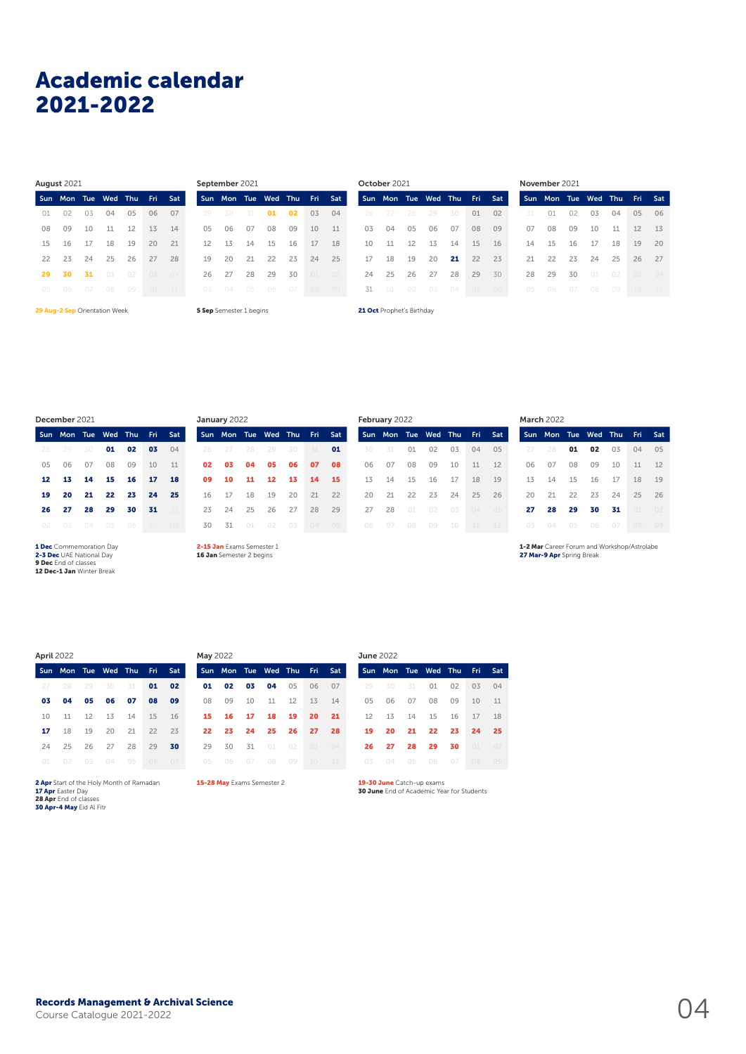# Academic calendar 2021-2022

**August 2021**

| Sun | Mon | Tue | Wed | Thu | Fri | Sat |
|---|---|---|---|---|---|---|
| 01 | 02 | 03 | 04 | 05 | 06 | 07 |
| 08 | 09 | 10 | 11 | 12 | 13 | 14 |
| 15 | 16 | 17 | 18 | 19 | 20 | 21 |
| 22 | 23 | 24 | 25 | 26 | 27 | 28 |
| **29** | **30** | **31** | 01 | 02 | 03 | 04 |
| 05 | 06 | 07 | 08 | 09 | 10 | 11 |

**29 Aug-2 Sep** Orientation Week

**September 2021**

| Sun | Mon | Tue | Wed | Thu | Fri | Sat |
|---|---|---|---|---|---|---|
| 29 | 30 | 31 | **01** | **02** | 03 | 04 |
| 05 | 06 | 07 | 08 | 09 | 10 | 11 |
| 12 | 13 | 14 | 15 | 16 | 17 | 18 |
| 19 | 20 | 21 | 22 | 23 | 24 | 25 |
| 26 | 27 | 28 | 29 | 30 | 01 | 02 |
| 03 | 04 | 05 | 06 | 07 | 08 | 09 |

**5 Sep** Semester 1 begins

**October 2021**

| Sun | Mon | Tue | Wed | Thu | Fri | Sat |
|---|---|---|---|---|---|---|
| 26 | 27 | 28 | 29 | 30 | 01 | 02 |
| 03 | 04 | 05 | 06 | 07 | 08 | 09 |
| 10 | 11 | 12 | 13 | 14 | 15 | 16 |
| 17 | 18 | 19 | 20 | **21** | 22 | 23 |
| 24 | 25 | 26 | 27 | 28 | 29 | 30 |
| 31 | 01 | 02 | 03 | 04 | 05 | 06 |

**21 Oct** Prophet's Birthday

**November 2021**

| Sun | Mon | Tue | Wed | Thu | Fri | Sat |
|---|---|---|---|---|---|---|
| 31 | 01 | 02 | 03 | 04 | 05 | 06 |
| 07 | 08 | 09 | 10 | 11 | 12 | 13 |
| 14 | 15 | 16 | 17 | 18 | 19 | 20 |
| 21 | 22 | 23 | 24 | 25 | 26 | 27 |
| 28 | 29 | 30 | 01 | 02 | 03 | 04 |
| 05 | 06 | 07 | 08 | 09 | 10 | 11 |

**December 2021**

| Sun | Mon | Tue | Wed | Thu | Fri | Sat |
|---|---|---|---|---|---|---|
| 28 | 29 | 30 | **01** | **02** | **03** | 04 |
| 05 | 06 | 07 | 08 | 09 | 10 | 11 |
| **12** | **13** | **14** | **15** | **16** | **17** | **18** |
| **19** | **20** | **21** | **22** | **23** | **24** | **25** |
| **26** | **27** | **28** | **29** | **30** | **31** | 01 |
| 02 | 03 | 04 | 05 | 06 | 07 | 08 |

**1 Dec** Commemoration Day
**2-3 Dec** UAE National Day
**9 Dec** End of classes
**12 Dec-1 Jan** Winter Break

**January 2022**

| Sun | Mon | Tue | Wed | Thu | Fri | Sat |
|---|---|---|---|---|---|---|
| 26 | 27 | 28 | 29 | 30 | 31 | **01** |
| **02** | **03** | **04** | **05** | **06** | **07** | **08** |
| **09** | **10** | **11** | **12** | **13** | **14** | **15** |
| 16 | 17 | 18 | 19 | 20 | 21 | 22 |
| 23 | 24 | 25 | 26 | 27 | 28 | 29 |
| 30 | 31 | 01 | 02 | 03 | 04 | 05 |

**2-15 Jan** Exams Semester 1
**16 Jan** Semester 2 begins

**February 2022**

| Sun | Mon | Tue | Wed | Thu | Fri | Sat |
|---|---|---|---|---|---|---|
| 30 | 31 | 01 | 02 | 03 | 04 | 05 |
| 06 | 07 | 08 | 09 | 10 | 11 | 12 |
| 13 | 14 | 15 | 16 | 17 | 18 | 19 |
| 20 | 21 | 22 | 23 | 24 | 25 | 26 |
| 27 | 28 | 01 | 02 | 03 | 04 | 05 |
| 06 | 07 | 08 | 09 | 10 | 11 | 12 |

**March 2022**

| Sun | Mon | Tue | Wed | Thu | Fri | Sat |
|---|---|---|---|---|---|---|
| 27 | 28 | **01** | **02** | 03 | 04 | 05 |
| 06 | 07 | 08 | 09 | 10 | 11 | 12 |
| 13 | 14 | 15 | 16 | 17 | 18 | 19 |
| 20 | 21 | 22 | 23 | 24 | 25 | 26 |
| **27** | **28** | **29** | **30** | **31** | 01 | 02 |
| 03 | 04 | 05 | 06 | 07 | 08 | 09 |

**1-2 Mar** Career Forum and Workshop/Astrolabe
**27 Mar-9 Apr** Spring Break

**April 2022**

| Sun | Mon | Tue | Wed | Thu | Fri | Sat |
|---|---|---|---|---|---|---|
| 27 | 28 | 29 | 30 | 31 | **01** | **02** |
| **03** | **04** | **05** | **06** | **07** | **08** | **09** |
| 10 | 11 | 12 | 13 | 14 | 15 | 16 |
| **17** | 18 | 19 | 20 | 21 | 22 | 23 |
| 24 | 25 | 26 | 27 | 28 | 29 | **30** |
| 01 | 02 | 03 | 04 | 05 | 06 | 07 |

**2 Apr** Start of the Holy Month of Ramadan
**17 Apr** Easter Day
**28 Apr** End of classes
**30 Apr-4 May** Eid Al Fitr

**May 2022**

| Sun | Mon | Tue | Wed | Thu | Fri | Sat |
|---|---|---|---|---|---|---|
| **01** | **02** | **03** | **04** | 05 | 06 | 07 |
| 08 | 09 | 10 | 11 | 12 | 13 | 14 |
| **15** | **16** | **17** | **18** | **19** | **20** | **21** |
| **22** | **23** | **24** | **25** | **26** | **27** | **28** |
| 29 | 30 | 31 | 01 | 02 | 03 | 04 |
| 05 | 06 | 07 | 08 | 09 | 10 | 11 |

**15-28 May** Exams Semester 2

**June 2022**

| Sun | Mon | Tue | Wed | Thu | Fri | Sat |
|---|---|---|---|---|---|---|
| 29 | 30 | 31 | 01 | 02 | 03 | 04 |
| 05 | 06 | 07 | 08 | 09 | 10 | 11 |
| 12 | 13 | 14 | 15 | 16 | 17 | 18 |
| **19** | **20** | **21** | **22** | **23** | **24** | **25** |
| **26** | **27** | **28** | **29** | **30** | 01 | 02 |
| 03 | 04 | 05 | 06 | 07 | 08 | 09 |

**19-30 June** Catch-up exams
**30 June** End of Academic Year for Students

**Records Management & Archival Science**
Course Catalogue 2021-2022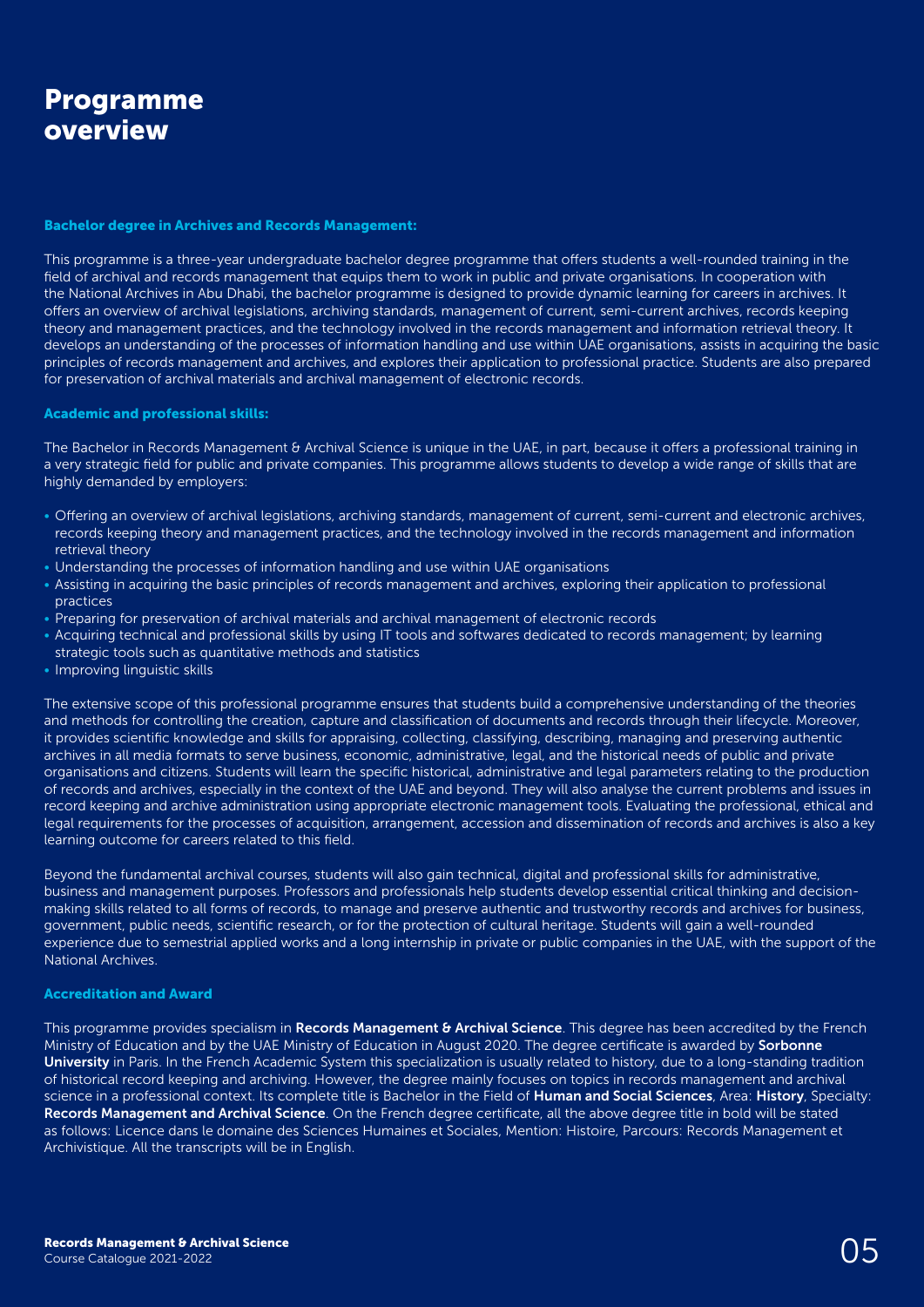# Programme overview

### Bachelor degree in Archives and Records Management:

This programme is a three-year undergraduate bachelor degree programme that offers students a well-rounded training in the field of archival and records management that equips them to work in public and private organisations. In cooperation with the National Archives in Abu Dhabi, the bachelor programme is designed to provide dynamic learning for careers in archives. It offers an overview of archival legislations, archiving standards, management of current, semi-current archives, records keeping theory and management practices, and the technology involved in the records management and information retrieval theory. It develops an understanding of the processes of information handling and use within UAE organisations, assists in acquiring the basic principles of records management and archives, and explores their application to professional practice. Students are also prepared for preservation of archival materials and archival management of electronic records.

### Academic and professional skills:

The Bachelor in Records Management & Archival Science is unique in the UAE, in part, because it offers a professional training in a very strategic field for public and private companies. This programme allows students to develop a wide range of skills that are highly demanded by employers:

- Offering an overview of archival legislations, archiving standards, management of current, semi-current and electronic archives, records keeping theory and management practices, and the technology involved in the records management and information retrieval theory
- Understanding the processes of information handling and use within UAE organisations
- Assisting in acquiring the basic principles of records management and archives, exploring their application to professional practices
- Preparing for preservation of archival materials and archival management of electronic records
- Acquiring technical and professional skills by using IT tools and softwares dedicated to records management; by learning strategic tools such as quantitative methods and statistics
- Improving linguistic skills

The extensive scope of this professional programme ensures that students build a comprehensive understanding of the theories and methods for controlling the creation, capture and classification of documents and records through their lifecycle. Moreover, it provides scientific knowledge and skills for appraising, collecting, classifying, describing, managing and preserving authentic archives in all media formats to serve business, economic, administrative, legal, and the historical needs of public and private organisations and citizens. Students will learn the specific historical, administrative and legal parameters relating to the production of records and archives, especially in the context of the UAE and beyond. They will also analyse the current problems and issues in record keeping and archive administration using appropriate electronic management tools. Evaluating the professional, ethical and legal requirements for the processes of acquisition, arrangement, accession and dissemination of records and archives is also a key learning outcome for careers related to this field.

Beyond the fundamental archival courses, students will also gain technical, digital and professional skills for administrative, business and management purposes. Professors and professionals help students develop essential critical thinking and decision-making skills related to all forms of records, to manage and preserve authentic and trustworthy records and archives for business, government, public needs, scientific research, or for the protection of cultural heritage. Students will gain a well-rounded experience due to semestrial applied works and a long internship in private or public companies in the UAE, with the support of the National Archives.

### Accreditation and Award

This programme provides specialism in **Records Management & Archival Science**. This degree has been accredited by the French Ministry of Education and by the UAE Ministry of Education in August 2020. The degree certificate is awarded by **Sorbonne University** in Paris. In the French Academic System this specialization is usually related to history, due to a long-standing tradition of historical record keeping and archiving. However, the degree mainly focuses on topics in records management and archival science in a professional context. Its complete title is Bachelor in the Field of **Human and Social Sciences**, Area: **History**, Specialty: **Records Management and Archival Science**. On the French degree certificate, all the above degree title in bold will be stated as follows: Licence dans le domaine des Sciences Humaines et Sociales, Mention: Histoire, Parcours: Records Management et Archivistique. All the transcripts will be in English.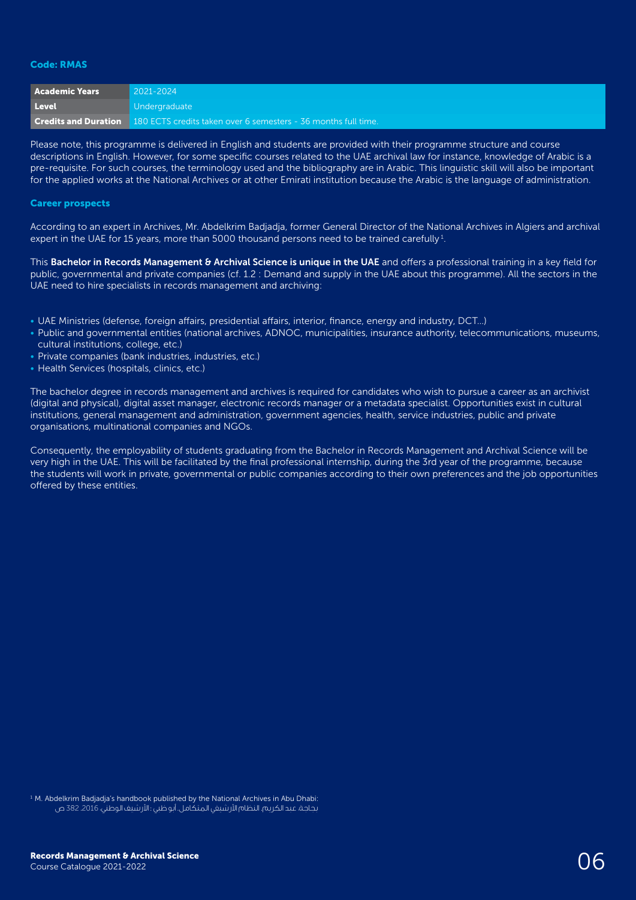**Code: RMAS**

| Academic Years | 2021-2024 |
|---|---|
| Level | Undergraduate |
| Credits and Duration | 180 ECTS credits taken over 6 semesters - 36 months full time. |

Please note, this programme is delivered in English and students are provided with their programme structure and course descriptions in English. However, for some specific courses related to the UAE archival law for instance, knowledge of Arabic is a pre-requisite. For such courses, the terminology used and the bibliography are in Arabic. This linguistic skill will also be important for the applied works at the National Archives or at other Emirati institution because the Arabic is the language of administration.

### Career prospects

According to an expert in Archives, Mr. Abdelkrim Badjadja, former General Director of the National Archives in Algiers and archival expert in the UAE for 15 years, more than 5000 thousand persons need to be trained carefully[1].

This **Bachelor in Records Management & Archival Science is unique in the UAE** and offers a professional training in a key field for public, governmental and private companies (cf. 1.2 : Demand and supply in the UAE about this programme). All the sectors in the UAE need to hire specialists in records management and archiving:

- UAE Ministries (defense, foreign affairs, presidential affairs, interior, finance, energy and industry, DCT...)
- Public and governmental entities (national archives, ADNOC, municipalities, insurance authority, telecommunications, museums, cultural institutions, college, etc.)
- Private companies (bank industries, industries, etc.)
- Health Services (hospitals, clinics, etc.)

The bachelor degree in records management and archives is required for candidates who wish to pursue a career as an archivist (digital and physical), digital asset manager, electronic records manager or a metadata specialist. Opportunities exist in cultural institutions, general management and administration, government agencies, health, service industries, public and private organisations, multinational companies and NGOs.

Consequently, the employability of students graduating from the Bachelor in Records Management and Archival Science will be very high in the UAE. This will be facilitated by the final professional internship, during the 3rd year of the programme, because the students will work in private, governmental or public companies according to their own preferences and the job opportunities offered by these entities.

[1] M. Abdelkrim Badjadja's handbook published by the National Archives in Abu Dhabi:
بجاجة، عبد الكريم. النظام الأرشيفي المتكامل. أبو ظبي : الأرشيف الوطني، 2016، 382 ص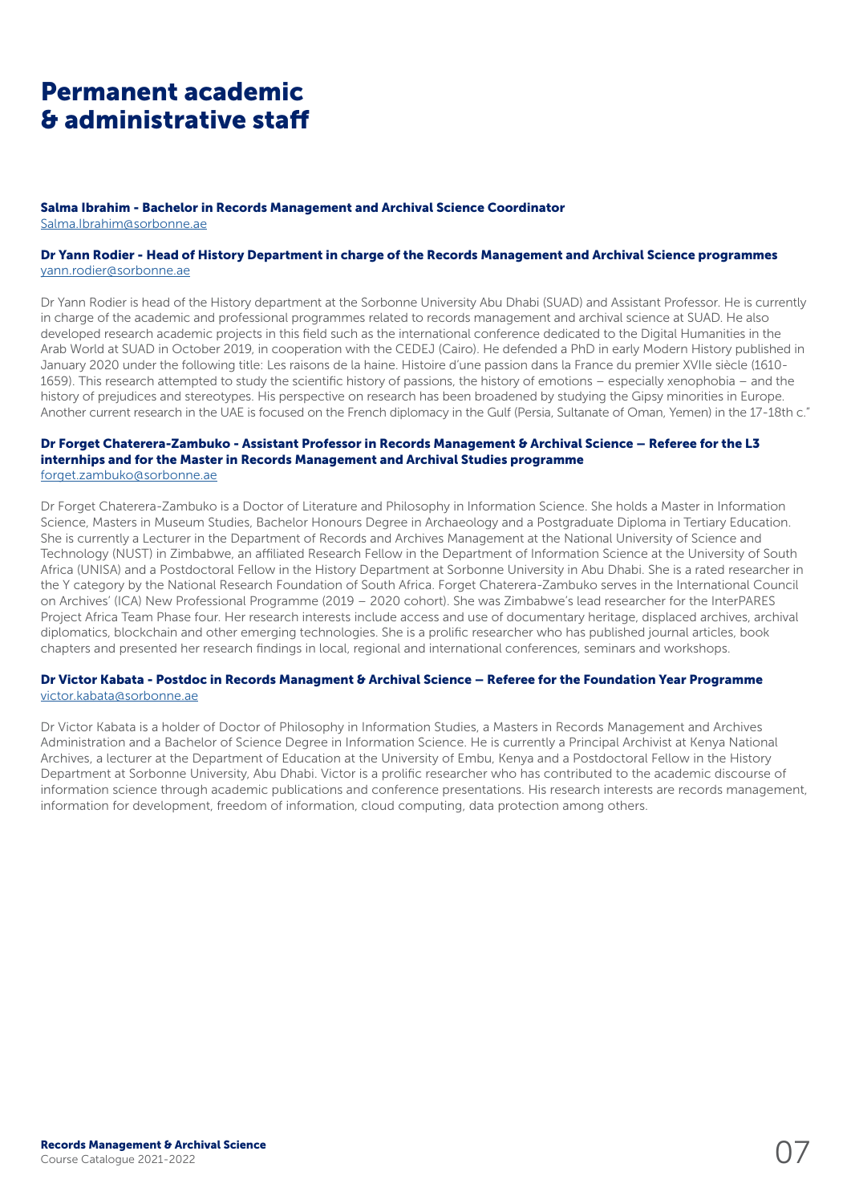# Permanent academic & administrative staff

**Salma Ibrahim - Bachelor in Records Management and Archival Science Coordinator**
Salma.Ibrahim@sorbonne.ae

**Dr Yann Rodier - Head of History Department in charge of the Records Management and Archival Science programmes**
yann.rodier@sorbonne.ae

Dr Yann Rodier is head of the History department at the Sorbonne University Abu Dhabi (SUAD) and Assistant Professor. He is currently in charge of the academic and professional programmes related to records management and archival science at SUAD. He also developed research academic projects in this field such as the international conference dedicated to the Digital Humanities in the Arab World at SUAD in October 2019, in cooperation with the CEDEJ (Cairo). He defended a PhD in early Modern History published in January 2020 under the following title: Les raisons de la haine. Histoire d'une passion dans la France du premier XVIIe siècle (1610-1659). This research attempted to study the scientific history of passions, the history of emotions – especially xenophobia – and the history of prejudices and stereotypes. His perspective on research has been broadened by studying the Gipsy minorities in Europe. Another current research in the UAE is focused on the French diplomacy in the Gulf (Persia, Sultanate of Oman, Yemen) in the 17-18th c."

**Dr Forget Chaterera-Zambuko - Assistant Professor in Records Management & Archival Science – Referee for the L3 internhips and for the Master in Records Management and Archival Studies programme**
forget.zambuko@sorbonne.ae

Dr Forget Chaterera-Zambuko is a Doctor of Literature and Philosophy in Information Science. She holds a Master in Information Science, Masters in Museum Studies, Bachelor Honours Degree in Archaeology and a Postgraduate Diploma in Tertiary Education. She is currently a Lecturer in the Department of Records and Archives Management at the National University of Science and Technology (NUST) in Zimbabwe, an affiliated Research Fellow in the Department of Information Science at the University of South Africa (UNISA) and a Postdoctoral Fellow in the History Department at Sorbonne University in Abu Dhabi. She is a rated researcher in the Y category by the National Research Foundation of South Africa. Forget Chaterera-Zambuko serves in the International Council on Archives' (ICA) New Professional Programme (2019 – 2020 cohort). She was Zimbabwe's lead researcher for the InterPARES Project Africa Team Phase four. Her research interests include access and use of documentary heritage, displaced archives, archival diplomatics, blockchain and other emerging technologies. She is a prolific researcher who has published journal articles, book chapters and presented her research findings in local, regional and international conferences, seminars and workshops.

**Dr Victor Kabata - Postdoc in Records Managment & Archival Science – Referee for the Foundation Year Programme**
victor.kabata@sorbonne.ae

Dr Victor Kabata is a holder of Doctor of Philosophy in Information Studies, a Masters in Records Management and Archives Administration and a Bachelor of Science Degree in Information Science. He is currently a Principal Archivist at Kenya National Archives, a lecturer at the Department of Education at the University of Embu, Kenya and a Postdoctoral Fellow in the History Department at Sorbonne University, Abu Dhabi. Victor is a prolific researcher who has contributed to the academic discourse of information science through academic publications and conference presentations. His research interests are records management, information for development, freedom of information, cloud computing, data protection among others.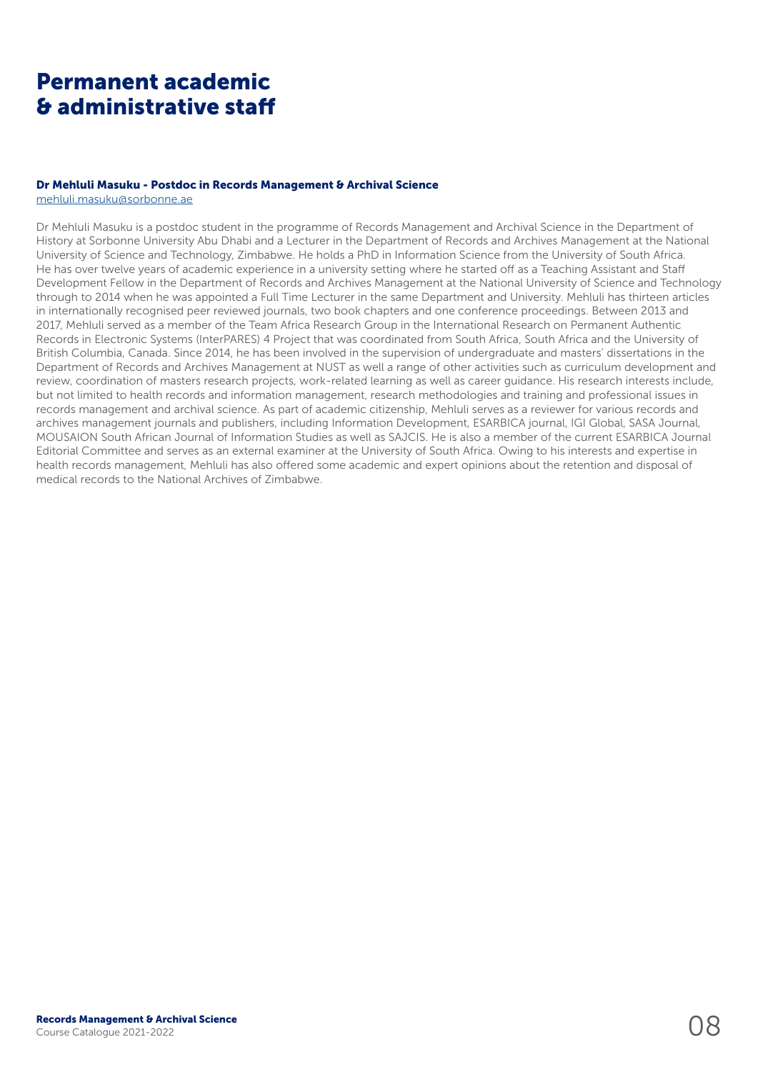# Permanent academic & administrative staff

**Dr Mehluli Masuku - Postdoc in Records Management & Archival Science**
mehluli.masuku@sorbonne.ae

Dr Mehluli Masuku is a postdoc student in the programme of Records Management and Archival Science in the Department of History at Sorbonne University Abu Dhabi and a Lecturer in the Department of Records and Archives Management at the National University of Science and Technology, Zimbabwe. He holds a PhD in Information Science from the University of South Africa. He has over twelve years of academic experience in a university setting where he started off as a Teaching Assistant and Staff Development Fellow in the Department of Records and Archives Management at the National University of Science and Technology through to 2014 when he was appointed a Full Time Lecturer in the same Department and University. Mehluli has thirteen articles in internationally recognised peer reviewed journals, two book chapters and one conference proceedings. Between 2013 and 2017, Mehluli served as a member of the Team Africa Research Group in the International Research on Permanent Authentic Records in Electronic Systems (InterPARES) 4 Project that was coordinated from South Africa, South Africa and the University of British Columbia, Canada. Since 2014, he has been involved in the supervision of undergraduate and masters' dissertations in the Department of Records and Archives Management at NUST as well a range of other activities such as curriculum development and review, coordination of masters research projects, work-related learning as well as career guidance. His research interests include, but not limited to health records and information management, research methodologies and training and professional issues in records management and archival science. As part of academic citizenship, Mehluli serves as a reviewer for various records and archives management journals and publishers, including Information Development, ESARBICA journal, IGI Global, SASA Journal, MOUSAION South African Journal of Information Studies as well as SAJCIS. He is also a member of the current ESARBICA Journal Editorial Committee and serves as an external examiner at the University of South Africa. Owing to his interests and expertise in health records management, Mehluli has also offered some academic and expert opinions about the retention and disposal of medical records to the National Archives of Zimbabwe.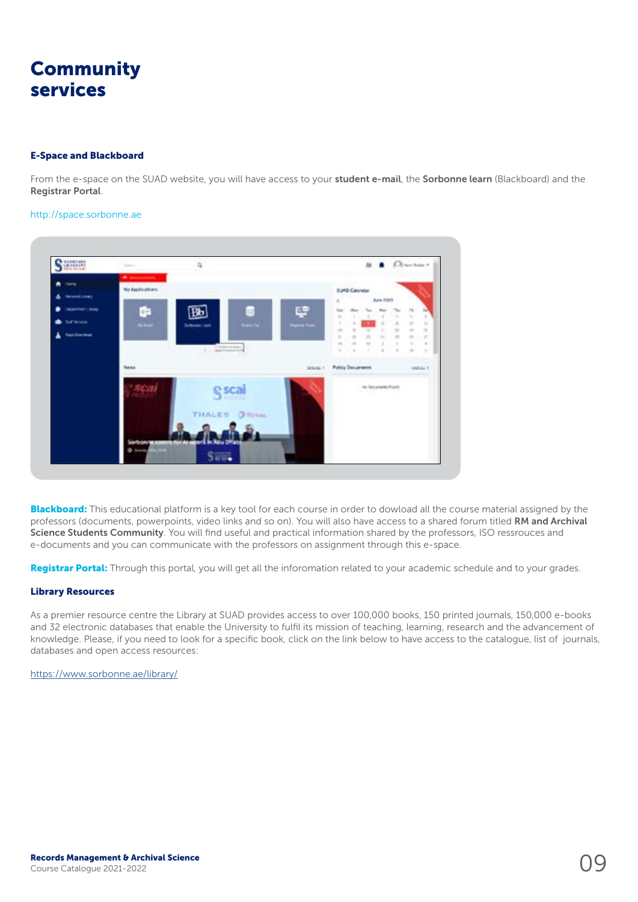# Community services

### E-Space and Blackboard

From the e-space on the SUAD website, you will have access to your **student e-mail**, the **Sorbonne learn** (Blackboard) and the **Registrar Portal**.

http://space.sorbonne.ae

**Blackboard:** This educational platform is a key tool for each course in order to dowload all the course material assigned by the professors (documents, powerpoints, video links and so on). You will also have access to a shared forum titled **RM and Archival Science Students Community**. You will find useful and practical information shared by the professors, ISO ressrouces and e-documents and you can communicate with the professors on assignment through this e-space.

**Registrar Portal:** Through this portal, you will get all the inforomation related to your academic schedule and to your grades.

### Library Resources

As a premier resource centre the Library at SUAD provides access to over 100,000 books, 150 printed journals, 150,000 e-books and 32 electronic databases that enable the University to fulfil its mission of teaching, learning, research and the advancement of knowledge. Please, if you need to look for a specific book, click on the link below to have access to the catalogue, list of journals, databases and open access resources:

https://www.sorbonne.ae/library/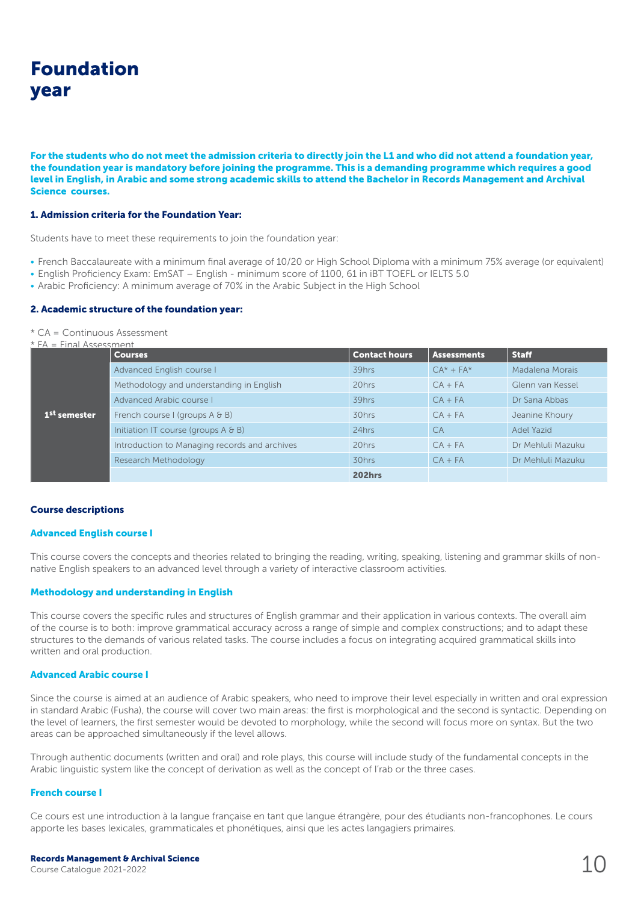# Foundation year

**For the students who do not meet the admission criteria to directly join the L1 and who did not attend a foundation year, the foundation year is mandatory before joining the programme. This is a demanding programme which requires a good level in English, in Arabic and some strong academic skills to attend the Bachelor in Records Management and Archival Science courses.**

### 1. Admission criteria for the Foundation Year:

Students have to meet these requirements to join the foundation year:

- French Baccalaureate with a minimum final average of 10/20 or High School Diploma with a minimum 75% average (or equivalent)
- English Proficiency Exam: EmSAT – English - minimum score of 1100, 61 in iBT TOEFL or IELTS 5.0
- Arabic Proficiency: A minimum average of 70% in the Arabic Subject in the High School

### 2. Academic structure of the foundation year:

\* CA = Continuous Assessment
\* FA = Final Assessment

| | Courses | Contact hours | Assessments | Staff |
|---|---|---|---|---|
| 1st semester | Advanced English course I | 39hrs | CA* + FA* | Madalena Morais |
| | Methodology and understanding in English | 20hrs | CA + FA | Glenn van Kessel |
| | Advanced Arabic course I | 39hrs | CA + FA | Dr Sana Abbas |
| | French course I (groups A & B) | 30hrs | CA + FA | Jeanine Khoury |
| | Initiation IT course (groups A & B) | 24hrs | CA | Adel Yazid |
| | Introduction to Managing records and archives | 20hrs | CA + FA | Dr Mehluli Mazuku |
| | Research Methodology | 30hrs | CA + FA | Dr Mehluli Mazuku |
| | | **202hrs** | | |

### Course descriptions

#### Advanced English course I

This course covers the concepts and theories related to bringing the reading, writing, speaking, listening and grammar skills of non-native English speakers to an advanced level through a variety of interactive classroom activities.

#### Methodology and understanding in English

This course covers the specific rules and structures of English grammar and their application in various contexts. The overall aim of the course is to both: improve grammatical accuracy across a range of simple and complex constructions; and to adapt these structures to the demands of various related tasks. The course includes a focus on integrating acquired grammatical skills into written and oral production.

#### Advanced Arabic course I

Since the course is aimed at an audience of Arabic speakers, who need to improve their level especially in written and oral expression in standard Arabic (Fusha), the course will cover two main areas: the first is morphological and the second is syntactic. Depending on the level of learners, the first semester would be devoted to morphology, while the second will focus more on syntax. But the two areas can be approached simultaneously if the level allows.

Through authentic documents (written and oral) and role plays, this course will include study of the fundamental concepts in the Arabic linguistic system like the concept of derivation as well as the concept of I'rab or the three cases.

#### French course I

Ce cours est une introduction à la langue française en tant que langue étrangère, pour des étudiants non-francophones. Le cours apporte les bases lexicales, grammaticales et phonétiques, ainsi que les actes langagiers primaires.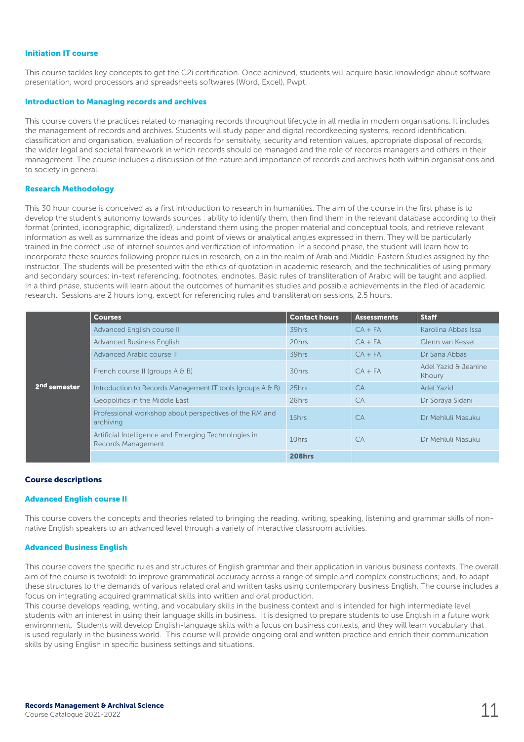### Initiation IT course

This course tackles key concepts to get the C2i certification. Once achieved, students will acquire basic knowledge about software presentation, word processors and spreadsheets softwares (Word, Excel), Pwpt.

### Introduction to Managing records and archives

This course covers the practices related to managing records throughout lifecycle in all media in modern organisations. It includes the management of records and archives. Students will study paper and digital recordkeeping systems, record identification, classification and organisation, evaluation of records for sensitivity, security and retention values, appropriate disposal of records, the wider legal and societal framework in which records should be managed and the role of records managers and others in their management. The course includes a discussion of the nature and importance of records and archives both within organisations and to society in general.

### Research Methodology

This 30 hour course is conceived as a first introduction to research in humanities. The aim of the course in the first phase is to develop the student's autonomy towards sources : ability to identify them, then find them in the relevant database according to their format (printed, iconographic, digitalized), understand them using the proper material and conceptual tools, and retrieve relevant information as well as summarize the ideas and point of views or analytical angles expressed in them. They will be particularly trained in the correct use of internet sources and verification of information. In a second phase, the student will learn how to incorporate these sources following proper rules in research, on a in the realm of Arab and Middle-Eastern Studies assigned by the instructor. The students will be presented with the ethics of quotation in academic research, and the technicalities of using primary and secondary sources: in-text referencing, footnotes, endnotes. Basic rules of transliteration of Arabic will be taught and applied. In a third phase, students will learn about the outcomes of humanities studies and possible achievements in the filed of academic research. Sessions are 2 hours long, except for referencing rules and transliteration sessions, 2.5 hours.

| | Courses | Contact hours | Assessments | Staff |
|---|---|---|---|---|
| 2nd semester | Advanced English course II | 39hrs | CA + FA | Karolina Abbas Issa |
| | Advanced Business English | 20hrs | CA + FA | Glenn van Kessel |
| | Advanced Arabic course II | 39hrs | CA + FA | Dr Sana Abbas |
| | French course II (groups A & B) | 30hrs | CA + FA | Adel Yazid & Jeanine Khoury |
| | Introduction to Records Management IT tools (groups A & B) | 25hrs | CA | Adel Yazid |
| | Geopolitics in the Middle East | 28hrs | CA | Dr Soraya Sidani |
| | Professional workshop about perspectives of the RM and archiving | 15hrs | CA | Dr Mehluli Masuku |
| | Artificial Intelligence and Emerging Technologies in Records Management | 10hrs | CA | Dr Mehluli Masuku |
| | | **208hrs** | | |

## Course descriptions

### Advanced English course II

This course covers the concepts and theories related to bringing the reading, writing, speaking, listening and grammar skills of non-native English speakers to an advanced level through a variety of interactive classroom activities.

### Advanced Business English

This course covers the specific rules and structures of English grammar and their application in various business contexts. The overall aim of the course is twofold: to improve grammatical accuracy across a range of simple and complex constructions; and, to adapt these structures to the demands of various related oral and written tasks using contemporary business English. The course includes a focus on integrating acquired grammatical skills into written and oral production.
This course develops reading, writing, and vocabulary skills in the business context and is intended for high intermediate level students with an interest in using their language skills in business. It is designed to prepare students to use English in a future work environment. Students will develop English-language skills with a focus on business contexts, and they will learn vocabulary that is used regularly in the business world. This course will provide ongoing oral and written practice and enrich their communication skills by using English in specific business settings and situations.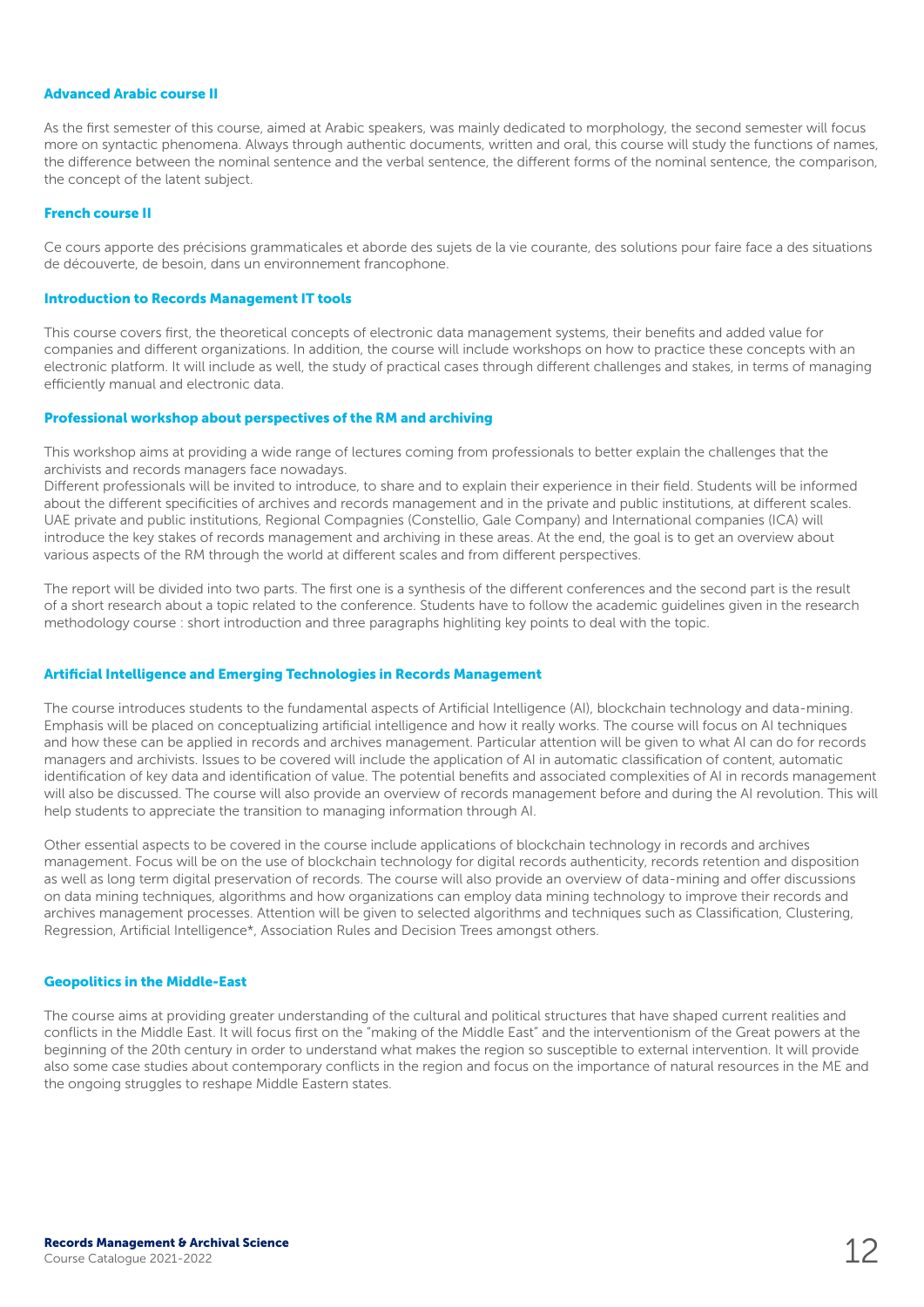### Advanced Arabic course II

As the first semester of this course, aimed at Arabic speakers, was mainly dedicated to morphology, the second semester will focus more on syntactic phenomena. Always through authentic documents, written and oral, this course will study the functions of names, the difference between the nominal sentence and the verbal sentence, the different forms of the nominal sentence, the comparison, the concept of the latent subject.

### French course II

Ce cours apporte des précisions grammaticales et aborde des sujets de la vie courante, des solutions pour faire face a des situations de découverte, de besoin, dans un environnement francophone.

### Introduction to Records Management IT tools

This course covers first, the theoretical concepts of electronic data management systems, their benefits and added value for companies and different organizations. In addition, the course will include workshops on how to practice these concepts with an electronic platform. It will include as well, the study of practical cases through different challenges and stakes, in terms of managing efficiently manual and electronic data.

### Professional workshop about perspectives of the RM and archiving

This workshop aims at providing a wide range of lectures coming from professionals to better explain the challenges that the archivists and records managers face nowadays.
Different professionals will be invited to introduce, to share and to explain their experience in their field. Students will be informed about the different specificities of archives and records management and in the private and public institutions, at different scales. UAE private and public institutions, Regional Compagnies (Constellio, Gale Company) and International companies (ICA) will introduce the key stakes of records management and archiving in these areas. At the end, the goal is to get an overview about various aspects of the RM through the world at different scales and from different perspectives.

The report will be divided into two parts. The first one is a synthesis of the different conferences and the second part is the result of a short research about a topic related to the conference. Students have to follow the academic guidelines given in the research methodology course : short introduction and three paragraphs highliting key points to deal with the topic.

### Artificial Intelligence and Emerging Technologies in Records Management

The course introduces students to the fundamental aspects of Artificial Intelligence (AI), blockchain technology and data-mining. Emphasis will be placed on conceptualizing artificial intelligence and how it really works. The course will focus on AI techniques and how these can be applied in records and archives management. Particular attention will be given to what AI can do for records managers and archivists. Issues to be covered will include the application of AI in automatic classification of content, automatic identification of key data and identification of value. The potential benefits and associated complexities of AI in records management will also be discussed. The course will also provide an overview of records management before and during the AI revolution. This will help students to appreciate the transition to managing information through AI.

Other essential aspects to be covered in the course include applications of blockchain technology in records and archives management. Focus will be on the use of blockchain technology for digital records authenticity, records retention and disposition as well as long term digital preservation of records. The course will also provide an overview of data-mining and offer discussions on data mining techniques, algorithms and how organizations can employ data mining technology to improve their records and archives management processes. Attention will be given to selected algorithms and techniques such as Classification, Clustering, Regression, Artificial Intelligence*, Association Rules and Decision Trees amongst others.

### Geopolitics in the Middle-East

The course aims at providing greater understanding of the cultural and political structures that have shaped current realities and conflicts in the Middle East. It will focus first on the "making of the Middle East" and the interventionism of the Great powers at the beginning of the 20th century in order to understand what makes the region so susceptible to external intervention. It will provide also some case studies about contemporary conflicts in the region and focus on the importance of natural resources in the ME and the ongoing struggles to reshape Middle Eastern states.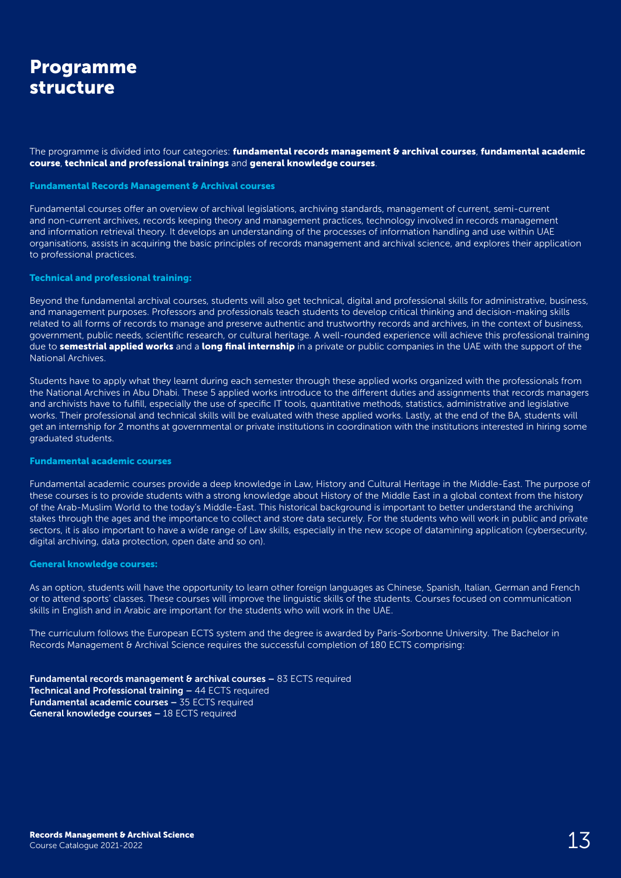# Programme structure

The programme is divided into four categories: **fundamental records management & archival courses**, **fundamental academic course**, **technical and professional trainings** and **general knowledge courses**.

### Fundamental Records Management & Archival courses

Fundamental courses offer an overview of archival legislations, archiving standards, management of current, semi-current and non-current archives, records keeping theory and management practices, technology involved in records management and information retrieval theory. It develops an understanding of the processes of information handling and use within UAE organisations, assists in acquiring the basic principles of records management and archival science, and explores their application to professional practices.

### Technical and professional training:

Beyond the fundamental archival courses, students will also get technical, digital and professional skills for administrative, business, and management purposes. Professors and professionals teach students to develop critical thinking and decision-making skills related to all forms of records to manage and preserve authentic and trustworthy records and archives, in the context of business, government, public needs, scientific research, or cultural heritage. A well-rounded experience will achieve this professional training due to **semestrial applied works** and a **long final internship** in a private or public companies in the UAE with the support of the National Archives.

Students have to apply what they learnt during each semester through these applied works organized with the professionals from the National Archives in Abu Dhabi. These 5 applied works introduce to the different duties and assignments that records managers and archivists have to fulfill, especially the use of specific IT tools, quantitative methods, statistics, administrative and legislative works. Their professional and technical skills will be evaluated with these applied works. Lastly, at the end of the BA, students will get an internship for 2 months at governmental or private institutions in coordination with the institutions interested in hiring some graduated students.

### Fundamental academic courses

Fundamental academic courses provide a deep knowledge in Law, History and Cultural Heritage in the Middle-East. The purpose of these courses is to provide students with a strong knowledge about History of the Middle East in a global context from the history of the Arab-Muslim World to the today's Middle-East. This historical background is important to better understand the archiving stakes through the ages and the importance to collect and store data securely. For the students who will work in public and private sectors, it is also important to have a wide range of Law skills, especially in the new scope of datamining application (cybersecurity, digital archiving, data protection, open date and so on).

### General knowledge courses:

As an option, students will have the opportunity to learn other foreign languages as Chinese, Spanish, Italian, German and French or to attend sports' classes. These courses will improve the linguistic skills of the students. Courses focused on communication skills in English and in Arabic are important for the students who will work in the UAE.

The curriculum follows the European ECTS system and the degree is awarded by Paris-Sorbonne University. The Bachelor in Records Management & Archival Science requires the successful completion of 180 ECTS comprising:

**Fundamental records management & archival courses** – 83 ECTS required
**Technical and Professional training** – 44 ECTS required
**Fundamental academic courses** – 35 ECTS required
**General knowledge courses** – 18 ECTS required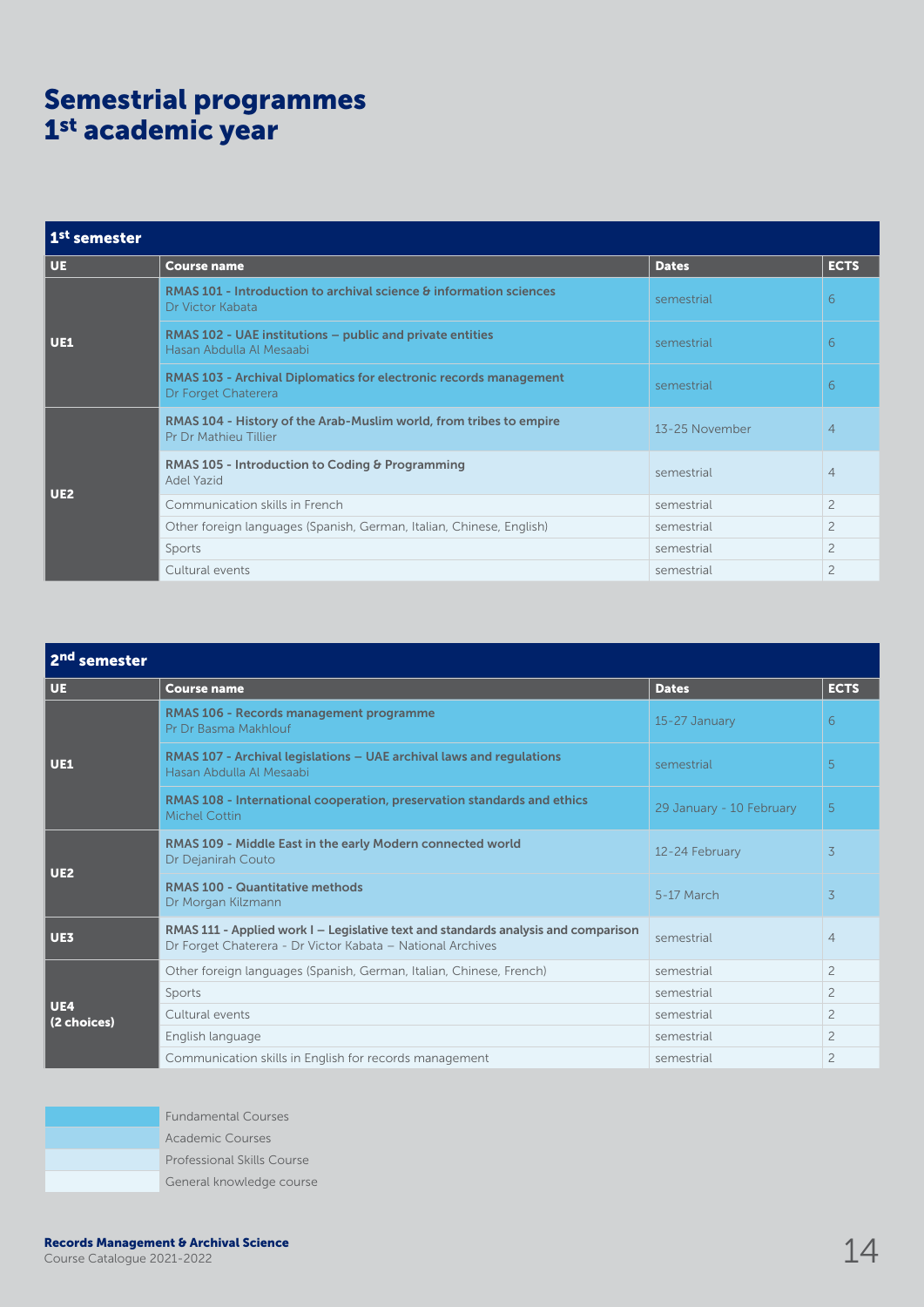# Semestrial programmes
# 1st academic year

| 1st semester | | | |
|---|---|---|---|
| **UE** | **Course name** | **Dates** | **ECTS** |
| UE1 | **RMAS 101 - Introduction to archival science & information sciences**<br>Dr Victor Kabata | semestrial | 6 |
| | **RMAS 102 - UAE institutions – public and private entities**<br>Hasan Abdulla Al Mesaabi | semestrial | 6 |
| | **RMAS 103 - Archival Diplomatics for electronic records management**<br>Dr Forget Chaterera | semestrial | 6 |
| UE2 | **RMAS 104 - History of the Arab-Muslim world, from tribes to empire**<br>Pr Dr Mathieu Tillier | 13-25 November | 4 |
| | **RMAS 105 - Introduction to Coding & Programming**<br>Adel Yazid | semestrial | 4 |
| | Communication skills in French | semestrial | 2 |
| | Other foreign languages (Spanish, German, Italian, Chinese, English) | semestrial | 2 |
| | Sports | semestrial | 2 |
| | Cultural events | semestrial | 2 |

| 2nd semester | | | |
|---|---|---|---|
| **UE** | **Course name** | **Dates** | **ECTS** |
| UE1 | **RMAS 106 - Records management programme**<br>Pr Dr Basma Makhlouf | 15-27 January | 6 |
| | **RMAS 107 - Archival legislations – UAE archival laws and regulations**<br>Hasan Abdulla Al Mesaabi | semestrial | 5 |
| | **RMAS 108 - International cooperation, preservation standards and ethics**<br>Michel Cottin | 29 January - 10 February | 5 |
| UE2 | **RMAS 109 - Middle East in the early Modern connected world**<br>Dr Dejanirah Couto | 12-24 February | 3 |
| | **RMAS 100 - Quantitative methods**<br>Dr Morgan Kilzmann | 5-17 March | 3 |
| UE3 | **RMAS 111 - Applied work I – Legislative text and standards analysis and comparison**<br>Dr Forget Chaterera - Dr Victor Kabata – National Archives | semestrial | 4 |
| UE4 (2 choices) | Other foreign languages (Spanish, German, Italian, Chinese, French) | semestrial | 2 |
| | Sports | semestrial | 2 |
| | Cultural events | semestrial | 2 |
| | English language | semestrial | 2 |
| | Communication skills in English for records management | semestrial | 2 |

- Fundamental Courses
- Academic Courses
- Professional Skills Course
- General knowledge course

**Records Management & Archival Science**
Course Catalogue 2021-2022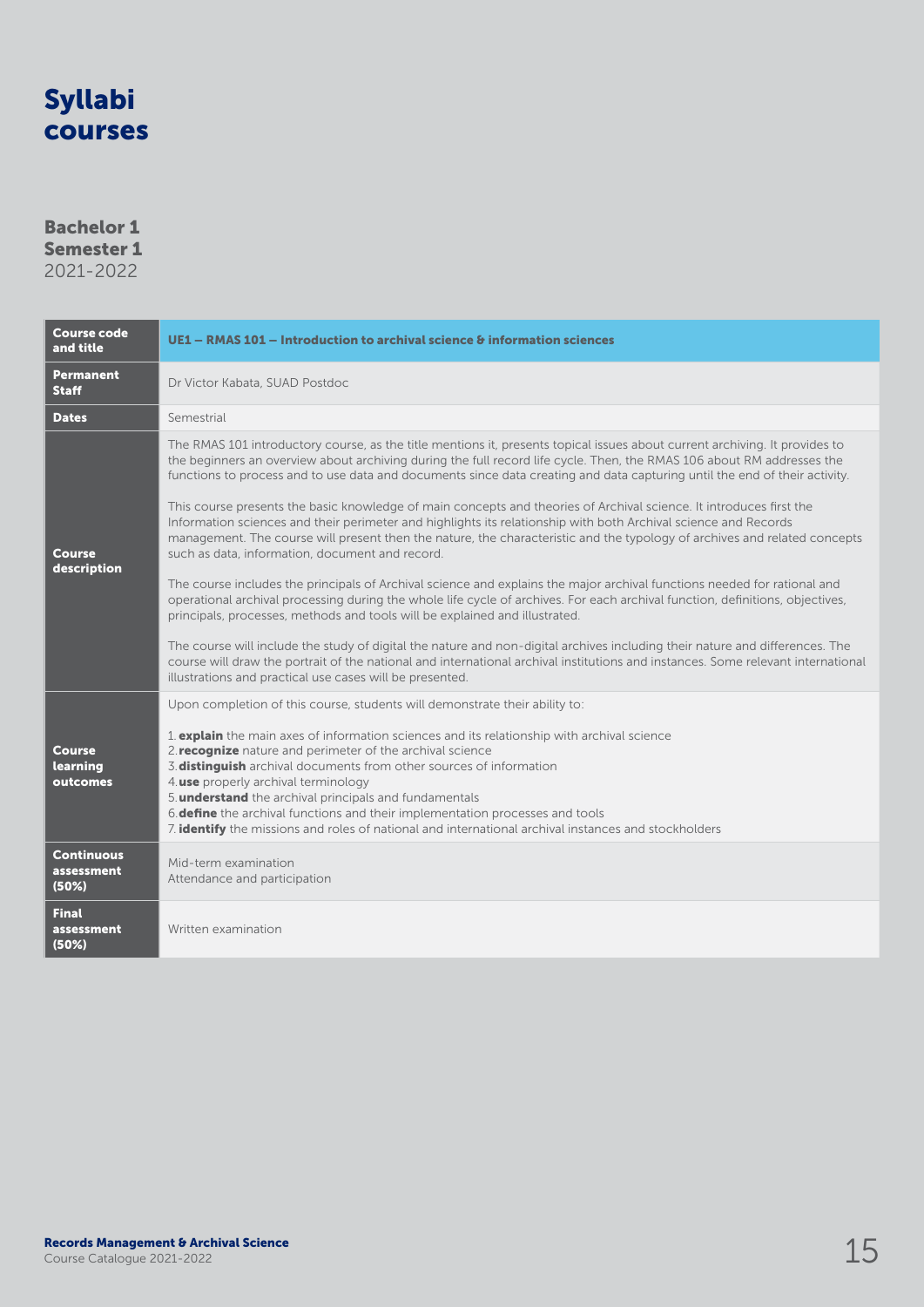# Syllabi courses

## Bachelor 1
## Semester 1
2021-2022

| Course code and title | UE1 – RMAS 101 – Introduction to archival science & information sciences |
|---|---|
| Permanent Staff | Dr Victor Kabata, SUAD Postdoc |
| Dates | Semestrial |
| Course description | The RMAS 101 introductory course, as the title mentions it, presents topical issues about current archiving. It provides to the beginners an overview about archiving during the full record life cycle. Then, the RMAS 106 about RM addresses the functions to process and to use data and documents since data creating and data capturing until the end of their activity.<br><br>This course presents the basic knowledge of main concepts and theories of Archival science. It introduces first the Information sciences and their perimeter and highlights its relationship with both Archival science and Records management. The course will present then the nature, the characteristic and the typology of archives and related concepts such as data, information, document and record.<br><br>The course includes the principals of Archival science and explains the major archival functions needed for rational and operational archival processing during the whole life cycle of archives. For each archival function, definitions, objectives, principals, processes, methods and tools will be explained and illustrated.<br><br>The course will include the study of digital the nature and non-digital archives including their nature and differences. The course will draw the portrait of the national and international archival institutions and instances. Some relevant international illustrations and practical use cases will be presented. |
| Course learning outcomes | Upon completion of this course, students will demonstrate their ability to:<br><br>1. **explain** the main axes of information sciences and its relationship with archival science<br>2. **recognize** nature and perimeter of the archival science<br>3. **distinguish** archival documents from other sources of information<br>4. **use** properly archival terminology<br>5. **understand** the archival principals and fundamentals<br>6. **define** the archival functions and their implementation processes and tools<br>7. **identify** the missions and roles of national and international archival instances and stockholders |
| Continuous assessment (50%) | Mid-term examination<br>Attendance and participation |
| Final assessment (50%) | Written examination |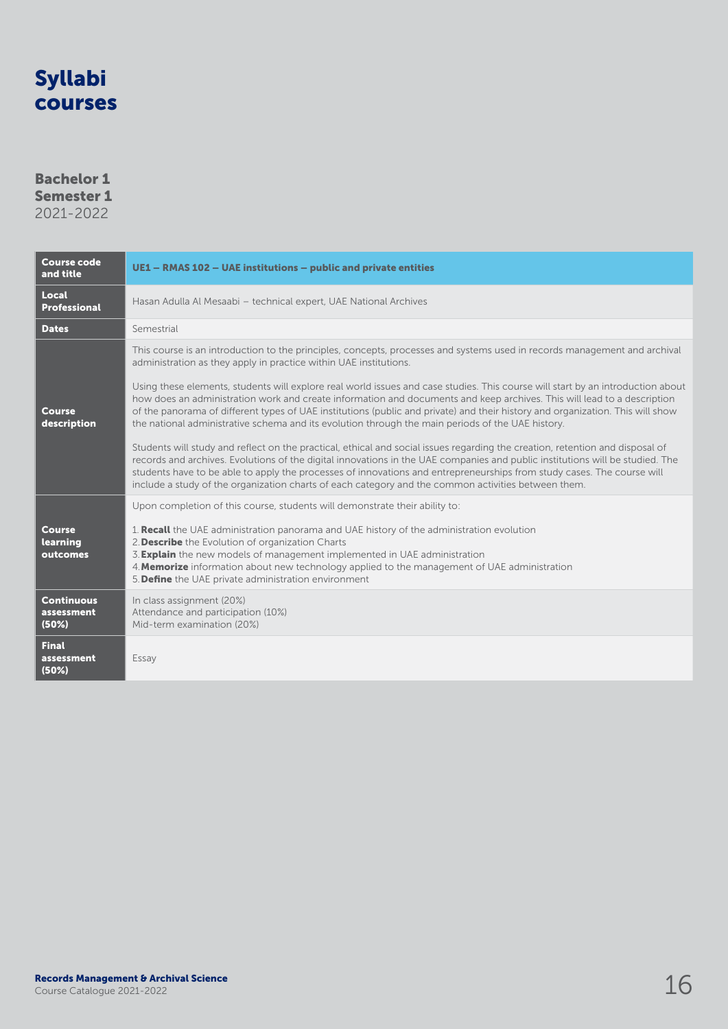# Syllabi courses

## Bachelor 1
## Semester 1
2021-2022

| Course code and title | **UE1 – RMAS 102 – UAE institutions – public and private entities** |
|---|---|
| Local Professional | Hasan Adulla Al Mesaabi – technical expert, UAE National Archives |
| Dates | Semestrial |
| Course description | This course is an introduction to the principles, concepts, processes and systems used in records management and archival administration as they apply in practice within UAE institutions.<br><br>Using these elements, students will explore real world issues and case studies. This course will start by an introduction about how does an administration work and create information and documents and keep archives. This will lead to a description of the panorama of different types of UAE institutions (public and private) and their history and organization. This will show the national administrative schema and its evolution through the main periods of the UAE history.<br><br>Students will study and reflect on the practical, ethical and social issues regarding the creation, retention and disposal of records and archives. Evolutions of the digital innovations in the UAE companies and public institutions will be studied. The students have to be able to apply the processes of innovations and entrepreneurships from study cases. The course will include a study of the organization charts of each category and the common activities between them. |
| Course learning outcomes | Upon completion of this course, students will demonstrate their ability to:<br><br>1. **Recall** the UAE administration panorama and UAE history of the administration evolution<br>2. **Describe** the Evolution of organization Charts<br>3. **Explain** the new models of management implemented in UAE administration<br>4. **Memorize** information about new technology applied to the management of UAE administration<br>5. **Define** the UAE private administration environment |
| Continuous assessment (50%) | In class assignment (20%)<br>Attendance and participation (10%)<br>Mid-term examination (20%) |
| Final assessment (50%) | Essay |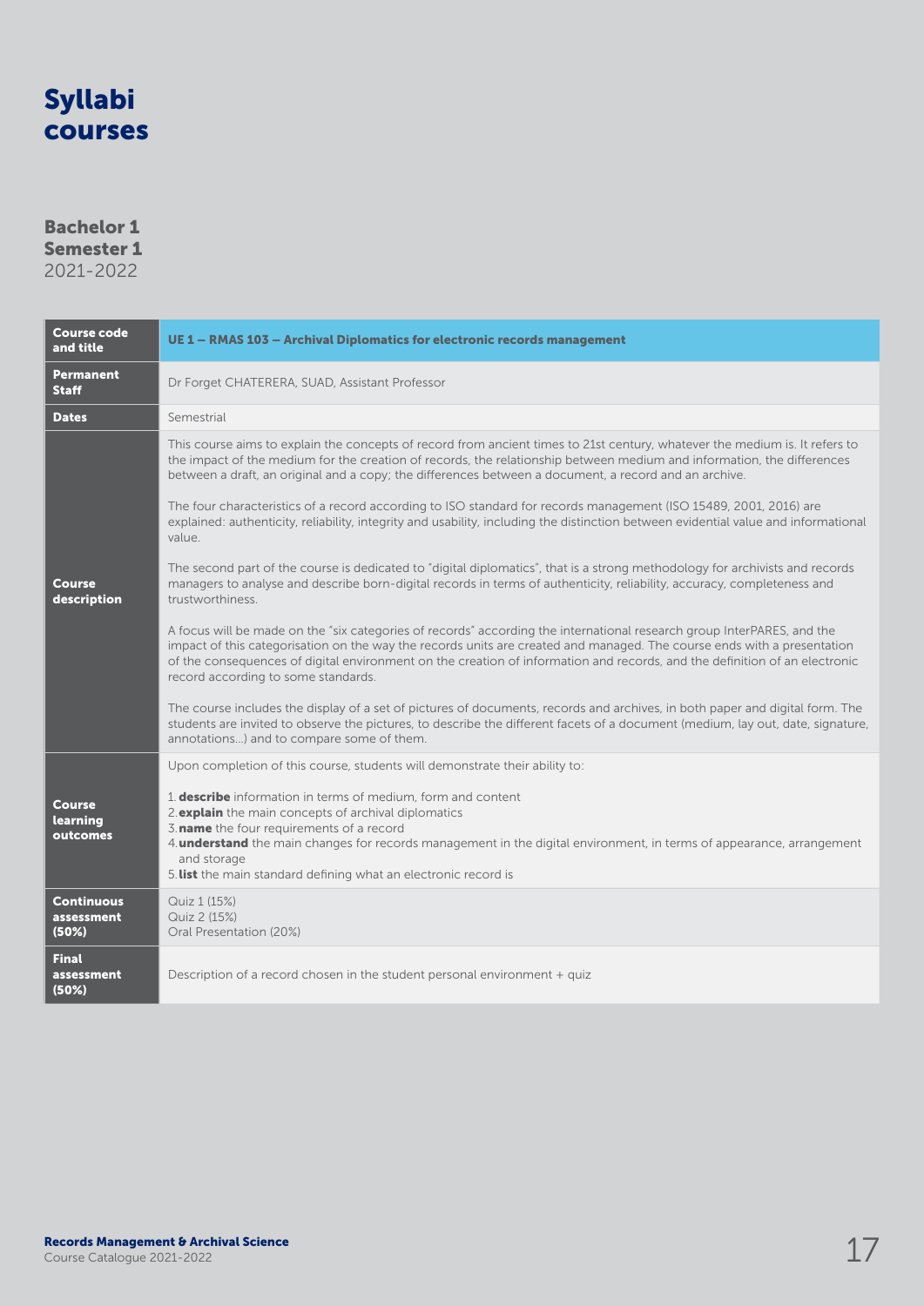# Syllabi courses

**Bachelor 1**
**Semester 1**
2021-2022

| **Course code and title** | **UE 1 – RMAS 103 – Archival Diplomatics for electronic records management** |
|---|---|
| **Permanent Staff** | Dr Forget CHATERERA, SUAD, Assistant Professor |
| **Dates** | Semestrial |
| **Course description** | This course aims to explain the concepts of record from ancient times to 21st century, whatever the medium is. It refers to the impact of the medium for the creation of records, the relationship between medium and information, the differences between a draft, an original and a copy; the differences between a document, a record and an archive.<br><br>The four characteristics of a record according to ISO standard for records management (ISO 15489, 2001, 2016) are explained: authenticity, reliability, integrity and usability, including the distinction between evidential value and informational value.<br><br>The second part of the course is dedicated to "digital diplomatics", that is a strong methodology for archivists and records managers to analyse and describe born-digital records in terms of authenticity, reliability, accuracy, completeness and trustworthiness.<br><br>A focus will be made on the "six categories of records" according the international research group InterPARES, and the impact of this categorisation on the way the records units are created and managed. The course ends with a presentation of the consequences of digital environment on the creation of information and records, and the definition of an electronic record according to some standards.<br><br>The course includes the display of a set of pictures of documents, records and archives, in both paper and digital form. The students are invited to observe the pictures, to describe the different facets of a document (medium, lay out, date, signature, annotations…) and to compare some of them. |
| **Course learning outcomes** | Upon completion of this course, students will demonstrate their ability to:<br><br>1. **describe** information in terms of medium, form and content<br>2. **explain** the main concepts of archival diplomatics<br>3. **name** the four requirements of a record<br>4. **understand** the main changes for records management in the digital environment, in terms of appearance, arrangement and storage<br>5. **list** the main standard defining what an electronic record is |
| **Continuous assessment (50%)** | Quiz 1 (15%)<br>Quiz 2 (15%)<br>Oral Presentation (20%) |
| **Final assessment (50%)** | Description of a record chosen in the student personal environment + quiz |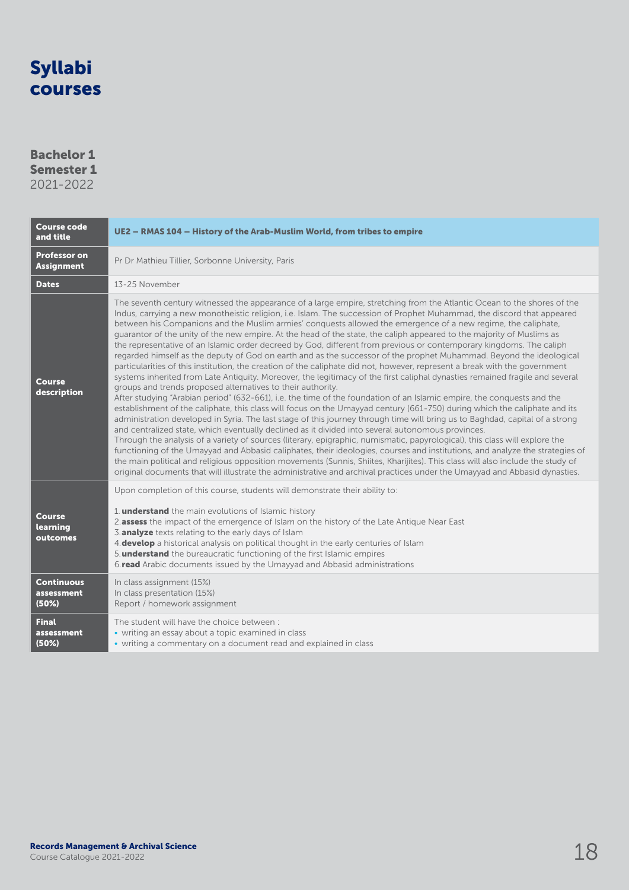# Syllabi courses

**Bachelor 1**
**Semester 1**
2021-2022

| Course code and title | UE2 – RMAS 104 – History of the Arab-Muslim World, from tribes to empire |
|---|---|
| Professor on Assignment | Pr Dr Mathieu Tillier, Sorbonne University, Paris |
| Dates | 13-25 November |
| Course description | The seventh century witnessed the appearance of a large empire, stretching from the Atlantic Ocean to the shores of the Indus, carrying a new monotheistic religion, i.e. Islam. The succession of Prophet Muhammad, the discord that appeared between his Companions and the Muslim armies' conquests allowed the emergence of a new regime, the caliphate, guarantor of the unity of the new empire. At the head of the state, the caliph appeared to the majority of Muslims as the representative of an Islamic order decreed by God, different from previous or contemporary kingdoms. The caliph regarded himself as the deputy of God on earth and as the successor of the prophet Muhammad. Beyond the ideological particularities of this institution, the creation of the caliphate did not, however, represent a break with the government systems inherited from Late Antiquity. Moreover, the legitimacy of the first caliphal dynasties remained fragile and several groups and trends proposed alternatives to their authority.<br>After studying "Arabian period" (632-661), i.e. the time of the foundation of an Islamic empire, the conquests and the establishment of the caliphate, this class will focus on the Umayyad century (661-750) during which the caliphate and its administration developed in Syria. The last stage of this journey through time will bring us to Baghdad, capital of a strong and centralized state, which eventually declined as it divided into several autonomous provinces.<br>Through the analysis of a variety of sources (literary, epigraphic, numismatic, papyrological), this class will explore the functioning of the Umayyad and Abbasid caliphates, their ideologies, courses and institutions, and analyze the strategies of the main political and religious opposition movements (Sunnis, Shiites, Kharijites). This class will also include the study of original documents that will illustrate the administrative and archival practices under the Umayyad and Abbasid dynasties. |
| Course learning outcomes | Upon completion of this course, students will demonstrate their ability to:<br><br>1. **understand** the main evolutions of Islamic history<br>2. **assess** the impact of the emergence of Islam on the history of the Late Antique Near East<br>3. **analyze** texts relating to the early days of Islam<br>4. **develop** a historical analysis on political thought in the early centuries of Islam<br>5. **understand** the bureaucratic functioning of the first Islamic empires<br>6. **read** Arabic documents issued by the Umayyad and Abbasid administrations |
| Continuous assessment (50%) | In class assignment (15%)<br>In class presentation (15%)<br>Report / homework assignment |
| Final assessment (50%) | The student will have the choice between :<br>• writing an essay about a topic examined in class<br>• writing a commentary on a document read and explained in class |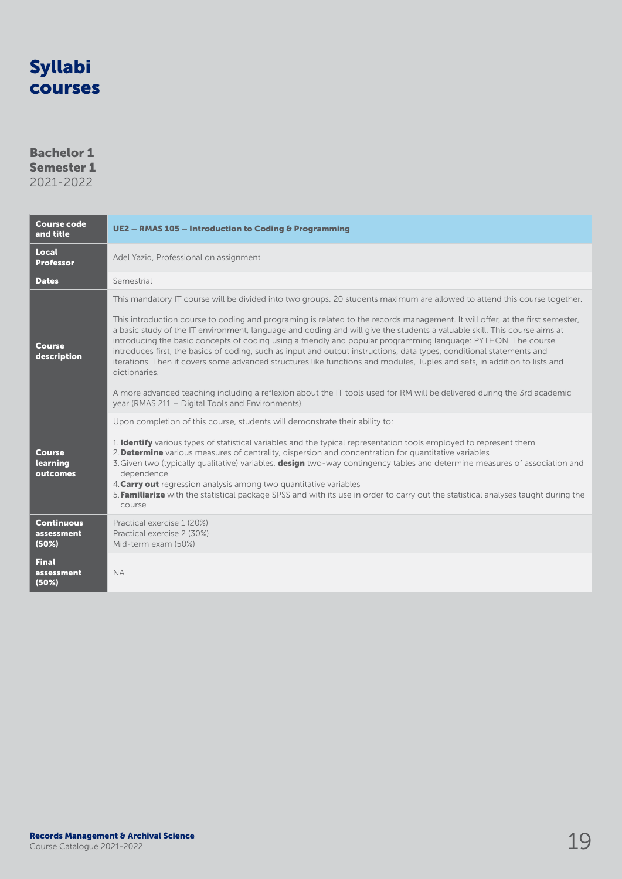# Syllabi courses

**Bachelor 1**
**Semester 1**
2021-2022

| **Course code and title** | **UE2 – RMAS 105 – Introduction to Coding & Programming** |
|---|---|
| **Local Professor** | Adel Yazid, Professional on assignment |
| **Dates** | Semestrial |
| **Course description** | This mandatory IT course will be divided into two groups. 20 students maximum are allowed to attend this course together.<br><br>This introduction course to coding and programing is related to the records management. It will offer, at the first semester, a basic study of the IT environment, language and coding and will give the students a valuable skill. This course aims at introducing the basic concepts of coding using a friendly and popular programming language: PYTHON. The course introduces first, the basics of coding, such as input and output instructions, data types, conditional statements and iterations. Then it covers some advanced structures like functions and modules, Tuples and sets, in addition to lists and dictionaries.<br><br>A more advanced teaching including a reflexion about the IT tools used for RM will be delivered during the 3rd academic year (RMAS 211 – Digital Tools and Environments). |
| **Course learning outcomes** | Upon completion of this course, students will demonstrate their ability to:<br><br>1. **Identify** various types of statistical variables and the typical representation tools employed to represent them<br>2. **Determine** various measures of centrality, dispersion and concentration for quantitative variables<br>3. Given two (typically qualitative) variables, **design** two-way contingency tables and determine measures of association and dependence<br>4. **Carry out** regression analysis among two quantitative variables<br>5. **Familiarize** with the statistical package SPSS and with its use in order to carry out the statistical analyses taught during the course |
| **Continuous assessment (50%)** | Practical exercise 1 (20%)<br>Practical exercise 2 (30%)<br>Mid-term exam (50%) |
| **Final assessment (50%)** | NA |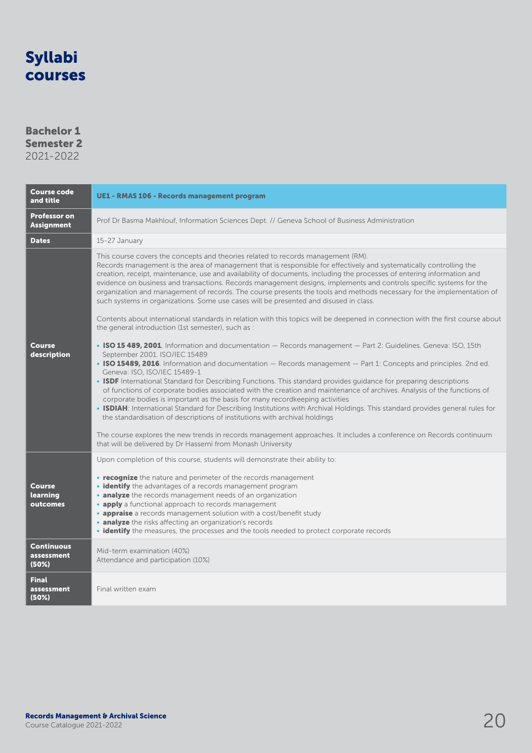# Syllabi courses

## Bachelor 1
## Semester 2
2021-2022

| Course code and title | UE1 - RMAS 106 - Records management program |
|---|---|
| Professor on Assignment | Prof Dr Basma Makhlouf, Information Sciences Dept. // Geneva School of Business Administration |
| Dates | 15-27 January |
| Course description | This course covers the concepts and theories related to records management (RM).<br>Records management is the area of management that is responsible for effectively and systematically controlling the creation, receipt, maintenance, use and availability of documents, including the processes of entering information and evidence on business and transactions. Records management designs, implements and controls specific systems for the organization and management of records. The course presents the tools and methods necessary for the implementation of such systems in organizations. Some use cases will be presented and disused in class.<br><br>Contents about international standards in relation with this topics will be deepened in connection with the first course about the general introduction (1st semester), such as :<br><br>• **ISO 15 489, 2001**. Information and documentation — Records management — Part 2: Guidelines. Geneva: ISO, 15th September 2001. ISO/IEC 15489<br>• **ISO 15489, 2016**. Information and documentation — Records management — Part 1: Concepts and principles. 2nd ed. Geneva: ISO, ISO/IEC 15489-1<br>• **ISDF** International Standard for Describing Functions. This standard provides guidance for preparing descriptions of functions of corporate bodies associated with the creation and maintenance of archives. Analysis of the functions of corporate bodies is important as the basis for many recordkeeping activities<br>• **ISDIAH**: International Standard for Describing Institutions with Archival Holdings. This standard provides general rules for the standardisation of descriptions of institutions with archival holdings<br><br>The course explores the new trends in records management approaches. It includes a conference on Records continuum that will be delivered by Dr Hassemi from Monash University |
| Course learning outcomes | Upon completion of this course, students will demonstrate their ability to:<br><br>• **recognize** the nature and perimeter of the records management<br>• **identify** the advantages of a records management program<br>• **analyze** the records management needs of an organization<br>• **apply** a functional approach to records management<br>• **appraise** a records management solution with a cost/benefit study<br>• **analyze** the risks affecting an organization's records<br>• **identify** the measures, the processes and the tools needed to protect corporate records |
| Continuous assessment (50%) | Mid-term examination (40%)<br>Attendance and participation (10%) |
| Final assessment (50%) | Final written exam |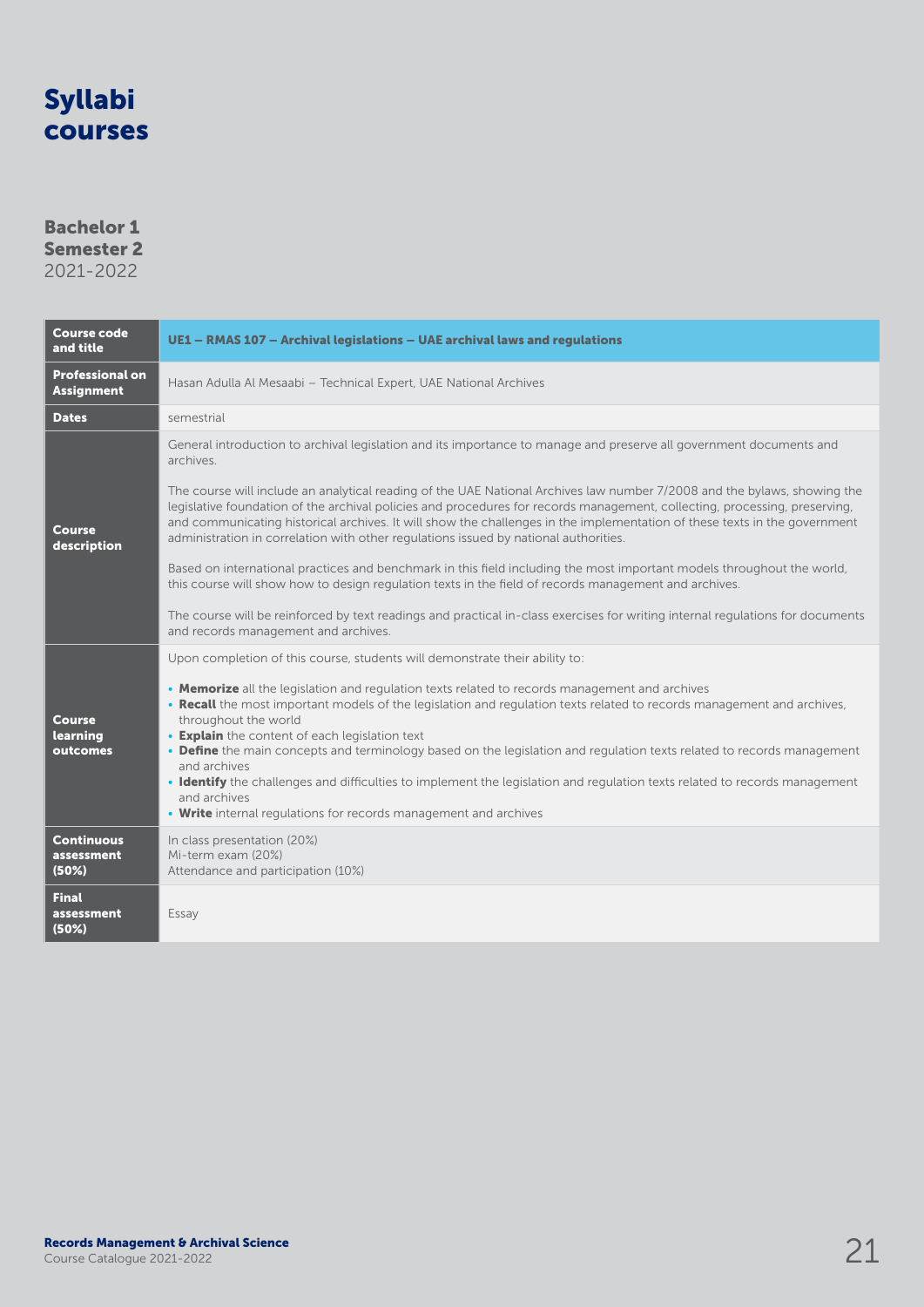# Syllabi courses

## Bachelor 1
## Semester 2
2021-2022

| Course code and title | UE1 – RMAS 107 – Archival legislations – UAE archival laws and regulations |
|---|---|
| Professional on Assignment | Hasan Adulla Al Mesaabi – Technical Expert, UAE National Archives |
| Dates | semestrial |
| Course description | General introduction to archival legislation and its importance to manage and preserve all government documents and archives.<br><br>The course will include an analytical reading of the UAE National Archives law number 7/2008 and the bylaws, showing the legislative foundation of the archival policies and procedures for records management, collecting, processing, preserving, and communicating historical archives. It will show the challenges in the implementation of these texts in the government administration in correlation with other regulations issued by national authorities.<br><br>Based on international practices and benchmark in this field including the most important models throughout the world, this course will show how to design regulation texts in the field of records management and archives.<br><br>The course will be reinforced by text readings and practical in-class exercises for writing internal regulations for documents and records management and archives. |
| Course learning outcomes | Upon completion of this course, students will demonstrate their ability to:<br><br>• **Memorize** all the legislation and regulation texts related to records management and archives<br>• **Recall** the most important models of the legislation and regulation texts related to records management and archives, throughout the world<br>• **Explain** the content of each legislation text<br>• **Define** the main concepts and terminology based on the legislation and regulation texts related to records management and archives<br>• **Identify** the challenges and difficulties to implement the legislation and regulation texts related to records management and archives<br>• **Write** internal regulations for records management and archives |
| Continuous assessment (50%) | In class presentation (20%)<br>Mi-term exam (20%)<br>Attendance and participation (10%) |
| Final assessment (50%) | Essay |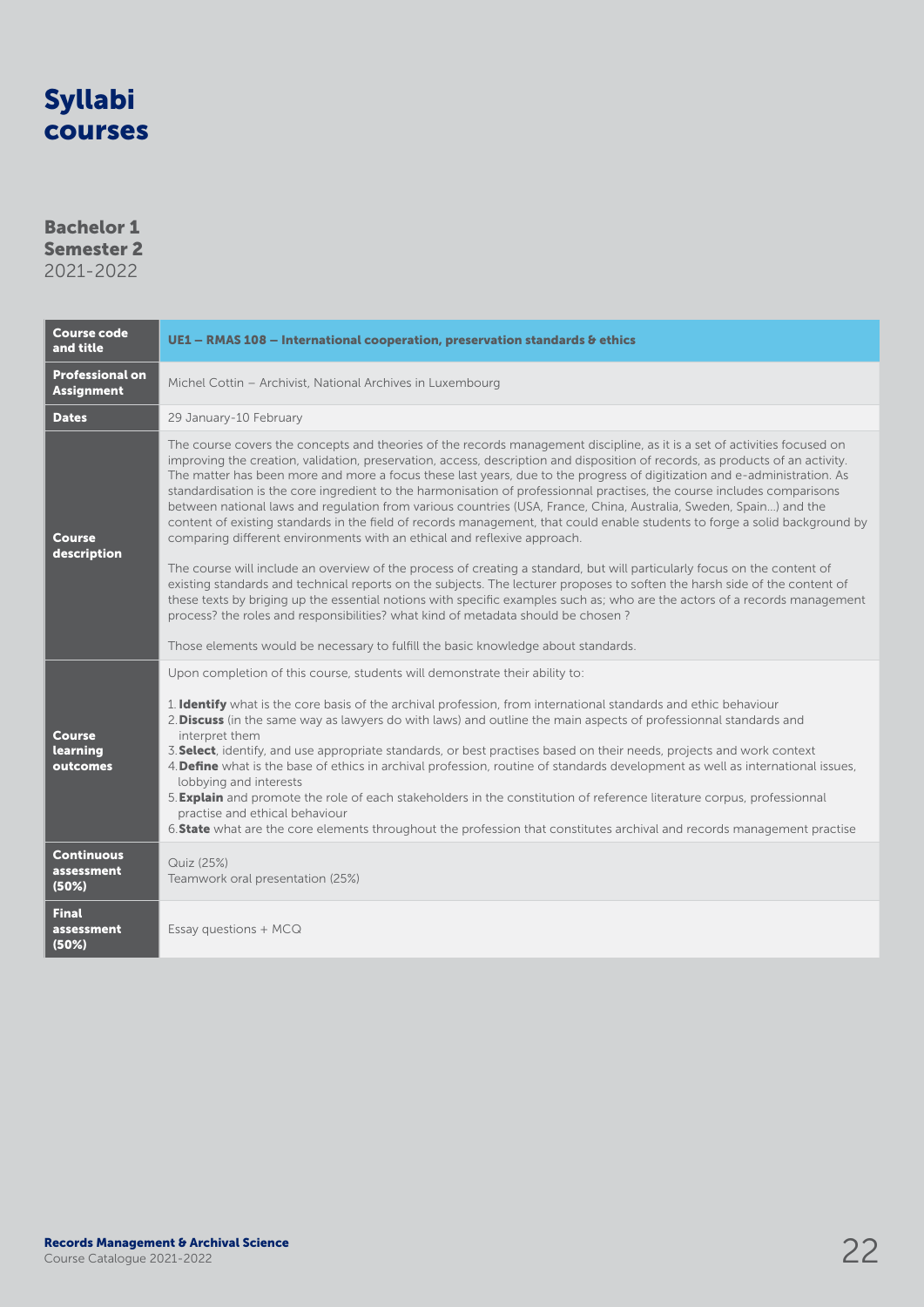# Syllabi courses

## Bachelor 1
## Semester 2
2021-2022

| **Course code and title** | **UE1 – RMAS 108 – International cooperation, preservation standards & ethics** |
|---|---|
| **Professional on Assignment** | Michel Cottin – Archivist, National Archives in Luxembourg |
| **Dates** | 29 January-10 February |
| **Course description** | The course covers the concepts and theories of the records management discipline, as it is a set of activities focused on improving the creation, validation, preservation, access, description and disposition of records, as products of an activity. The matter has been more and more a focus these last years, due to the progress of digitization and e-administration. As standardisation is the core ingredient to the harmonisation of professionnal practises, the course includes comparisons between national laws and regulation from various countries (USA, France, China, Australia, Sweden, Spain…) and the content of existing standards in the field of records management, that could enable students to forge a solid background by comparing different environments with an ethical and reflexive approach.<br><br>The course will include an overview of the process of creating a standard, but will particularly focus on the content of existing standards and technical reports on the subjects. The lecturer proposes to soften the harsh side of the content of these texts by briging up the essential notions with specific examples such as; who are the actors of a records management process? the roles and responsibilities? what kind of metadata should be chosen ?<br><br>Those elements would be necessary to fulfill the basic knowledge about standards. |
| **Course learning outcomes** | Upon completion of this course, students will demonstrate their ability to:<br><br>1. **Identify** what is the core basis of the archival profession, from international standards and ethic behaviour<br>2. **Discuss** (in the same way as lawyers do with laws) and outline the main aspects of professionnal standards and interpret them<br>3. **Select**, identify, and use appropriate standards, or best practises based on their needs, projects and work context<br>4. **Define** what is the base of ethics in archival profession, routine of standards development as well as international issues, lobbying and interests<br>5. **Explain** and promote the role of each stakeholders in the constitution of reference literature corpus, professionnal practise and ethical behaviour<br>6. **State** what are the core elements throughout the profession that constitutes archival and records management practise |
| **Continuous assessment (50%)** | Quiz (25%)<br>Teamwork oral presentation (25%) |
| **Final assessment (50%)** | Essay questions + MCQ |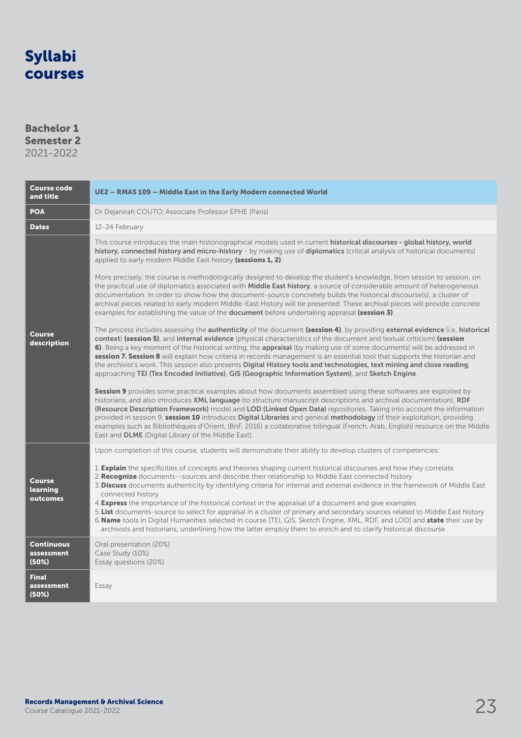# Syllabi courses

## Bachelor 1
## Semester 2
2021-2022

| **Course code and title** | **UE2 – RMAS 109 – Middle East in the Early Modern connected World** |
|---|---|
| **POA** | Dr Dejanirah COUTO, Associate Professor EPHE (Paris) |
| **Dates** | 12-24 February |
| **Course description** | This course introduces the main historiographical models used in current **historical discourses - global history, world history, connected history and micro-history** - by making use of **diplomatics** (critical analysis of historical documents) applied to early modern Middle East history **(sessions 1, 2)**.<br><br>More precisely, the course is methodologically designed to develop the student's knowledge, from session to session, on the practical use of diplomatics associated with **Middle East history**, a source of considerable amount of heterogeneous documentation. In order to show how the document-source concretely builds the historical discourse(s), a cluster of archival pieces related to early modern Middle-East History will be presented. These archival pieces will provide concrete examples for establishing the value of the **document** before undertaking appraisal **(session 3)**.<br><br>The process includes assessing the **authenticity** of the document **(session 4)**, by providing **external evidence** (i.e. **historical context**) **(session 5)**, and **internal evidence** (physical characteristics of the document and textual criticism) **(session 6)**. Being a key moment of the historical writing, the **appraisal** (by making use of some documents) will be addressed in **session 7. Session 8** will explain how criteria in records management is an essential tool that supports the historian and the archivist's work. This session also presents **Digital History tools and technologies, text mining and close reading**, approaching **TEI (Tex Encoded Initiative)**, **GIS (Geographic Information System)**, and **Sketch Engine**.<br><br>**Session 9** provides some practical examples about how documents assembled using these softwares are exploited by historians, and also introduces **XML language** (to structure manuscript descriptions and archival documentation), **RDF (Resource Description Framework)** model and **LOD (Linked Open Data)** repositories. Taking into account the information provided in session 9, **session 10** introduces **Digital Libraries** and general **methodology** of their exploitation, providing examples such as Bibliothèques d'Orient, (BnF, 2016) a collaborative trilingual (French, Arab, English) resource on the Middle East and **DLME** (Digital Library of the Middle East). |
| **Course learning outcomes** | Upon completion of this course, students will demonstrate their ability to develop clusters of competencies:<br><br>1. **Explain** the specificities of concepts and theories shaping current historical discourses and how they correlate<br>2. **Recognize** documents--sources and describe their relationship to Middle East connected history<br>3. **Discuss** documents authenticity by identifying criteria for internal and external evidence in the framework of Middle East connected history<br>4. **Express** the importance of the historical context in the appraisal of a document and give examples<br>5. **List** documents-source to select for appraisal in a cluster of primary and secondary sources related to Middle East history<br>6. **Name** tools in Digital Humanities selected in course [TEI, GIS, Sketch Engine, XML, RDF, and LOD] and **state** their use by archivists and historians, underlining how the latter employ them to enrich and to clarify historical discourse |
| **Continuous assessment (50%)** | Oral presentation (20%)<br>Case Study (10%)<br>Essay questions (20%) |
| **Final assessment (50%)** | Essay |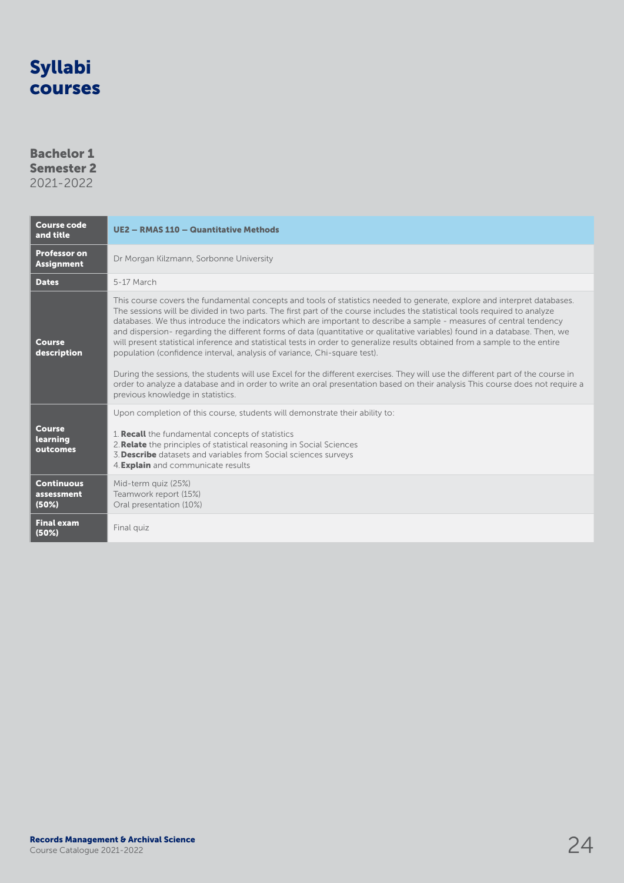# Syllabi courses

**Bachelor 1**
**Semester 2**
2021-2022

| Course code and title | UE2 – RMAS 110 – Quantitative Methods |
|---|---|
| Professor on Assignment | Dr Morgan Kilzmann, Sorbonne University |
| Dates | 5-17 March |
| Course description | This course covers the fundamental concepts and tools of statistics needed to generate, explore and interpret databases. The sessions will be divided in two parts. The first part of the course includes the statistical tools required to analyze databases. We thus introduce the indicators which are important to describe a sample - measures of central tendency and dispersion- regarding the different forms of data (quantitative or qualitative variables) found in a database. Then, we will present statistical inference and statistical tests in order to generalize results obtained from a sample to the entire population (confidence interval, analysis of variance, Chi-square test).<br><br>During the sessions, the students will use Excel for the different exercises. They will use the different part of the course in order to analyze a database and in order to write an oral presentation based on their analysis This course does not require a previous knowledge in statistics. |
| Course learning outcomes | Upon completion of this course, students will demonstrate their ability to:<br><br>1. **Recall** the fundamental concepts of statistics<br>2. **Relate** the principles of statistical reasoning in Social Sciences<br>3. **Describe** datasets and variables from Social sciences surveys<br>4. **Explain** and communicate results |
| Continuous assessment (50%) | Mid-term quiz (25%)<br>Teamwork report (15%)<br>Oral presentation (10%) |
| Final exam (50%) | Final quiz |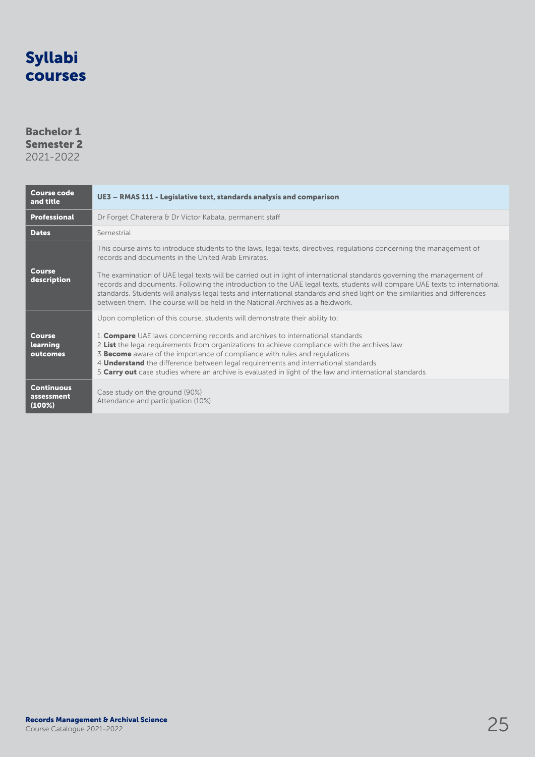# Syllabi courses

## Bachelor 1
## Semester 2
2021-2022

| Course code and title | **UE3 – RMAS 111 - Legislative text, standards analysis and comparison** |
|---|---|
| **Professional** | Dr Forget Chaterera & Dr Victor Kabata, permanent staff |
| **Dates** | Semestrial |
| **Course description** | This course aims to introduce students to the laws, legal texts, directives, regulations concerning the management of records and documents in the United Arab Emirates.<br><br>The examination of UAE legal texts will be carried out in light of international standards governing the management of records and documents. Following the introduction to the UAE legal texts, students will compare UAE texts to international standards. Students will analysis legal tests and international standards and shed light on the similarities and differences between them. The course will be held in the National Archives as a fieldwork. |
| **Course learning outcomes** | Upon completion of this course, students will demonstrate their ability to:<br><br>1. **Compare** UAE laws concerning records and archives to international standards<br>2. **List** the legal requirements from organizations to achieve compliance with the archives law<br>3. **Become** aware of the importance of compliance with rules and regulations<br>4. **Understand** the difference between legal requirements and international standards<br>5. **Carry out** case studies where an archive is evaluated in light of the law and international standards |
| **Continuous assessment (100%)** | Case study on the ground (90%)<br>Attendance and participation (10%) |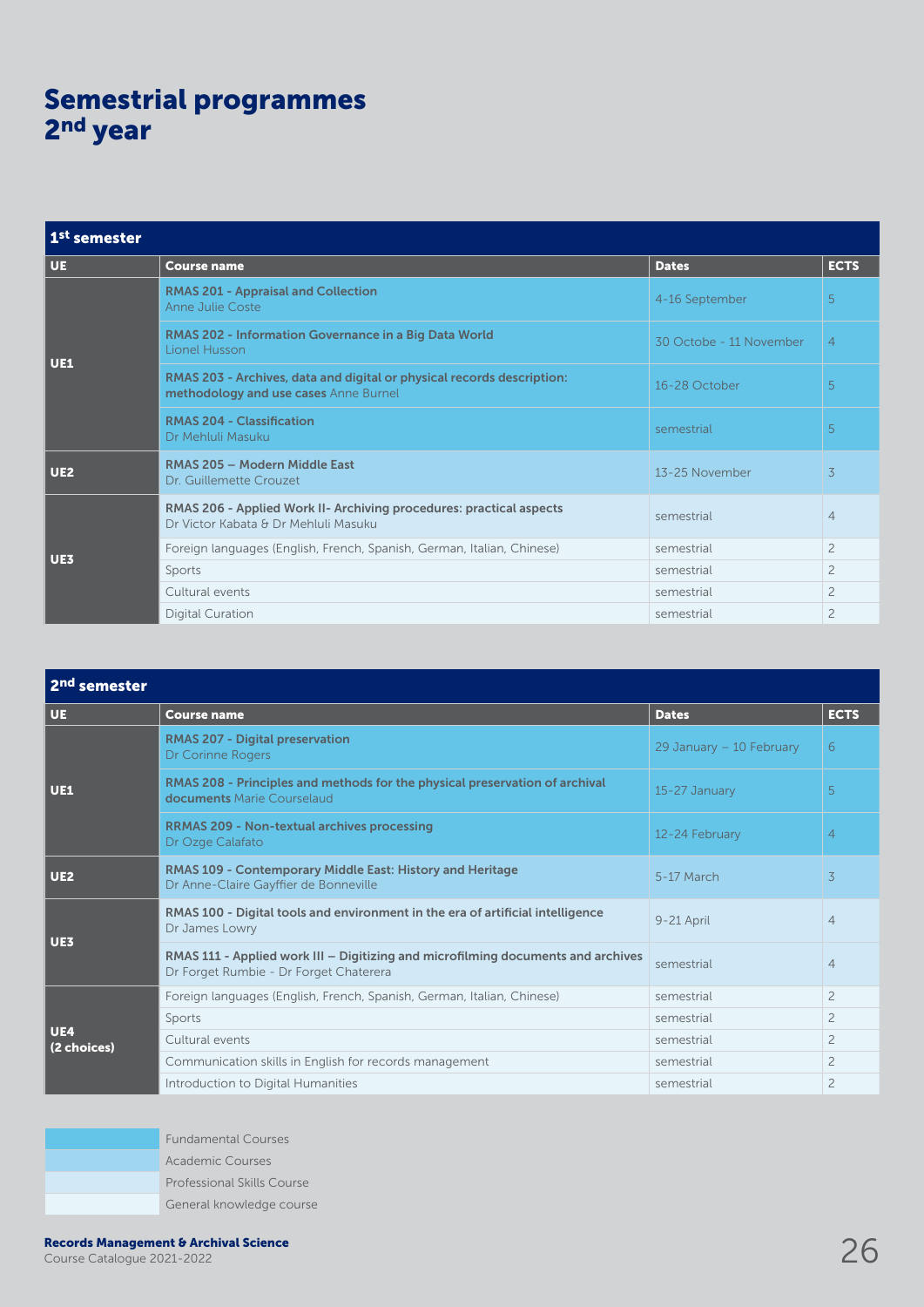# Semestrial programmes 2nd year

| 1st semester | | | |
|---|---|---|---|
| **UE** | **Course name** | **Dates** | **ECTS** |
| UE1 | **RMAS 201 - Appraisal and Collection** Anne Julie Coste | 4-16 September | 5 |
| | **RMAS 202 - Information Governance in a Big Data World** Lionel Husson | 30 Octobe - 11 November | 4 |
| | **RMAS 203 - Archives, data and digital or physical records description: methodology and use cases** Anne Burnel | 16-28 October | 5 |
| | **RMAS 204 - Classification** Dr Mehluli Masuku | semestrial | 5 |
| UE2 | **RMAS 205 – Modern Middle East** Dr. Guillemette Crouzet | 13-25 November | 3 |
| UE3 | **RMAS 206 - Applied Work II- Archiving procedures: practical aspects** Dr Victor Kabata & Dr Mehluli Masuku | semestrial | 4 |
| | Foreign languages (English, French, Spanish, German, Italian, Chinese) | semestrial | 2 |
| | Sports | semestrial | 2 |
| | Cultural events | semestrial | 2 |
| | Digital Curation | semestrial | 2 |

| 2nd semester | | | |
|---|---|---|---|
| **UE** | **Course name** | **Dates** | **ECTS** |
| UE1 | **RMAS 207 - Digital preservation** Dr Corinne Rogers | 29 January – 10 February | 6 |
| | **RMAS 208 - Principles and methods for the physical preservation of archival documents** Marie Courselaud | 15-27 January | 5 |
| | **RRMAS 209 - Non-textual archives processing** Dr Ozge Calafato | 12-24 February | 4 |
| UE2 | **RMAS 109 - Contemporary Middle East: History and Heritage** Dr Anne-Claire Gayffier de Bonneville | 5-17 March | 3 |
| UE3 | **RMAS 100 - Digital tools and environment in the era of artificial intelligence** Dr James Lowry | 9-21 April | 4 |
| | **RMAS 111 - Applied work III – Digitizing and microfilming documents and archives** Dr Forget Rumbie - Dr Forget Chaterera | semestrial | 4 |
| UE4 (2 choices) | Foreign languages (English, French, Spanish, German, Italian, Chinese) | semestrial | 2 |
| | Sports | semestrial | 2 |
| | Cultural events | semestrial | 2 |
| | Communication skills in English for records management | semestrial | 2 |
| | Introduction to Digital Humanities | semestrial | 2 |

Legend:
- Fundamental Courses
- Academic Courses
- Professional Skills Course
- General knowledge course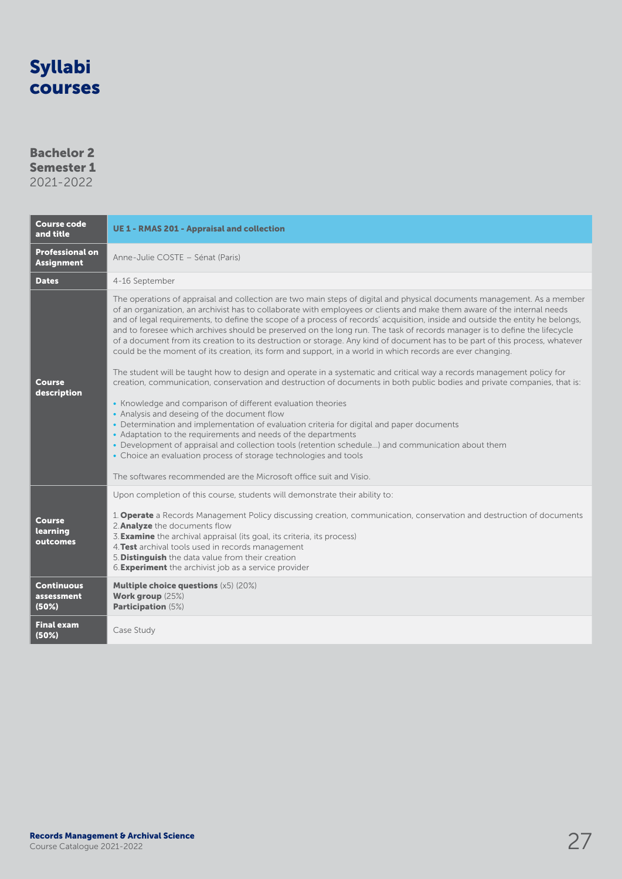# Syllabi courses

## Bachelor 2
## Semester 1
2021-2022

| Course code and title | UE 1 - RMAS 201 - Appraisal and collection |
|---|---|
| Professional on Assignment | Anne-Julie COSTE – Sénat (Paris) |
| Dates | 4-16 September |
| Course description | The operations of appraisal and collection are two main steps of digital and physical documents management. As a member of an organization, an archivist has to collaborate with employees or clients and make them aware of the internal needs and of legal requirements, to define the scope of a process of records' acquisition, inside and outside the entity he belongs, and to foresee which archives should be preserved on the long run. The task of records manager is to define the lifecycle of a document from its creation to its destruction or storage. Any kind of document has to be part of this process, whatever could be the moment of its creation, its form and support, in a world in which records are ever changing.<br><br>The student will be taught how to design and operate in a systematic and critical way a records management policy for creation, communication, conservation and destruction of documents in both public bodies and private companies, that is:<br><br>• Knowledge and comparison of different evaluation theories<br>• Analysis and deseing of the document flow<br>• Determination and implementation of evaluation criteria for digital and paper documents<br>• Adaptation to the requirements and needs of the departments<br>• Development of appraisal and collection tools (retention schedule...) and communication about them<br>• Choice an evaluation process of storage technologies and tools<br><br>The softwares recommended are the Microsoft office suit and Visio. |
| Course learning outcomes | Upon completion of this course, students will demonstrate their ability to:<br><br>1. **Operate** a Records Management Policy discussing creation, communication, conservation and destruction of documents<br>2. **Analyze** the documents flow<br>3. **Examine** the archival appraisal (its goal, its criteria, its process)<br>4. **Test** archival tools used in records management<br>5. **Distinguish** the data value from their creation<br>6. **Experiment** the archivist job as a service provider |
| Continuous assessment (50%) | **Multiple choice questions** (x5) (20%)<br>**Work group** (25%)<br>**Participation** (5%) |
| Final exam (50%) | Case Study |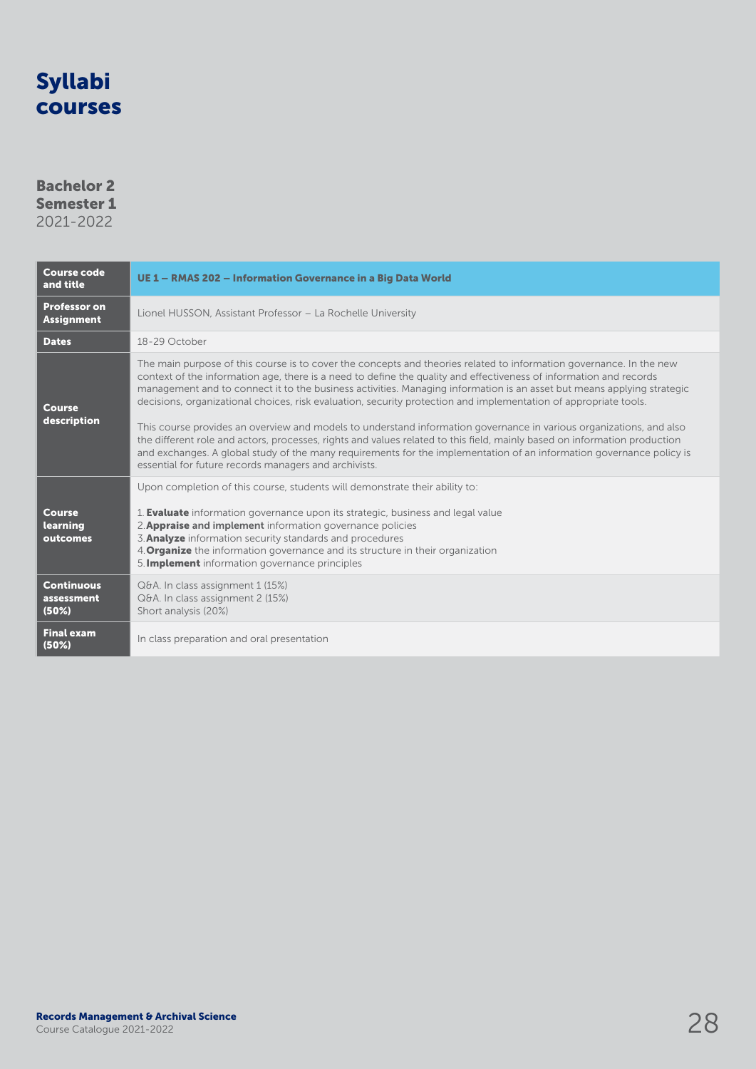# Syllabi courses

## Bachelor 2
## Semester 1
2021-2022

| Course code and title | UE 1 – RMAS 202 – Information Governance in a Big Data World |
|---|---|
| Professor on Assignment | Lionel HUSSON, Assistant Professor – La Rochelle University |
| Dates | 18-29 October |
| Course description | The main purpose of this course is to cover the concepts and theories related to information governance. In the new context of the information age, there is a need to define the quality and effectiveness of information and records management and to connect it to the business activities. Managing information is an asset but means applying strategic decisions, organizational choices, risk evaluation, security protection and implementation of appropriate tools.<br><br>This course provides an overview and models to understand information governance in various organizations, and also the different role and actors, processes, rights and values related to this field, mainly based on information production and exchanges. A global study of the many requirements for the implementation of an information governance policy is essential for future records managers and archivists. |
| Course learning outcomes | Upon completion of this course, students will demonstrate their ability to:<br><br>1. **Evaluate** information governance upon its strategic, business and legal value<br>2. **Appraise and implement** information governance policies<br>3. **Analyze** information security standards and procedures<br>4. **Organize** the information governance and its structure in their organization<br>5. **Implement** information governance principles |
| Continuous assessment (50%) | Q&A. In class assignment 1 (15%)<br>Q&A. In class assignment 2 (15%)<br>Short analysis (20%) |
| Final exam (50%) | In class preparation and oral presentation |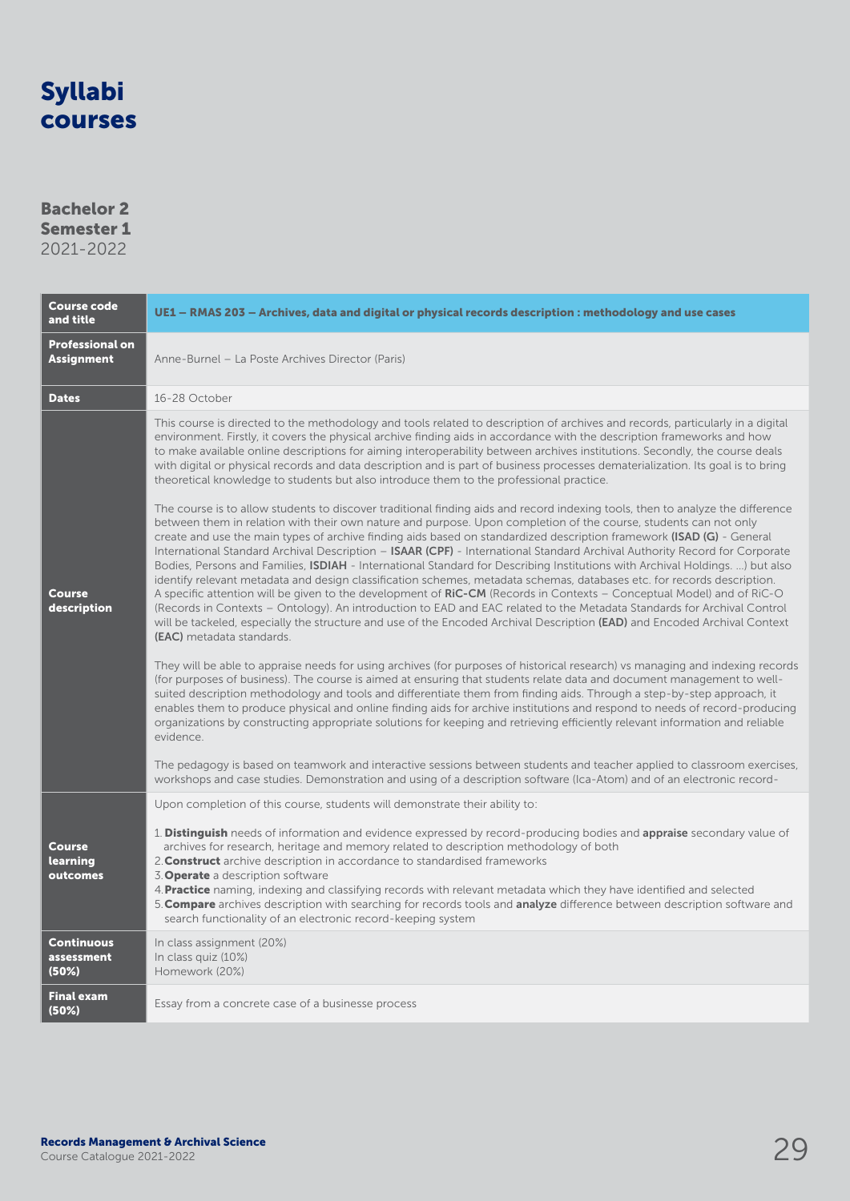# Syllabi courses

## Bachelor 2
## Semester 1
2021-2022

| Course code and title | UE1 – RMAS 203 – Archives, data and digital or physical records description : methodology and use cases |
|---|---|
| Professional on Assignment | Anne-Burnel – La Poste Archives Director (Paris) |
| Dates | 16-28 October |
| Course description | This course is directed to the methodology and tools related to description of archives and records, particularly in a digital environment. Firstly, it covers the physical archive finding aids in accordance with the description frameworks and how to make available online descriptions for aiming interoperability between archives institutions. Secondly, the course deals with digital or physical records and data description and is part of business processes dematerialization. Its goal is to bring theoretical knowledge to students but also introduce them to the professional practice.<br><br>The course is to allow students to discover traditional finding aids and record indexing tools, then to analyze the difference between them in relation with their own nature and purpose. Upon completion of the course, students can not only create and use the main types of archive finding aids based on standardized description framework **(ISAD (G)** - General International Standard Archival Description – **ISAAR (CPF)** - International Standard Archival Authority Record for Corporate Bodies, Persons and Families, **ISDIAH** - International Standard for Describing Institutions with Archival Holdings. ...) but also identify relevant metadata and design classification schemes, metadata schemas, databases etc. for records description. A specific attention will be given to the development of **RiC-CM** (Records in Contexts – Conceptual Model) and of RiC-O (Records in Contexts – Ontology). An introduction to EAD and EAC related to the Metadata Standards for Archival Control will be tackeled, especially the structure and use of the Encoded Archival Description **(EAD)** and Encoded Archival Context **(EAC)** metadata standards.<br><br>They will be able to appraise needs for using archives (for purposes of historical research) vs managing and indexing records (for purposes of business). The course is aimed at ensuring that students relate data and document management to well-suited description methodology and tools and differentiate them from finding aids. Through a step-by-step approach, it enables them to produce physical and online finding aids for archive institutions and respond to needs of record-producing organizations by constructing appropriate solutions for keeping and retrieving efficiently relevant information and reliable evidence.<br><br>The pedagogy is based on teamwork and interactive sessions between students and teacher applied to classroom exercises, workshops and case studies. Demonstration and using of a description software (Ica-Atom) and of an electronic record- |
| Course learning outcomes | Upon completion of this course, students will demonstrate their ability to:<br><br>1. **Distinguish** needs of information and evidence expressed by record-producing bodies and **appraise** secondary value of archives for research, heritage and memory related to description methodology of both<br>2. **Construct** archive description in accordance to standardised frameworks<br>3. **Operate** a description software<br>4. **Practice** naming, indexing and classifying records with relevant metadata which they have identified and selected<br>5. **Compare** archives description with searching for records tools and **analyze** difference between description software and search functionality of an electronic record-keeping system |
| Continuous assessment (50%) | In class assignment (20%)<br>In class quiz (10%)<br>Homework (20%) |
| Final exam (50%) | Essay from a concrete case of a businesse process |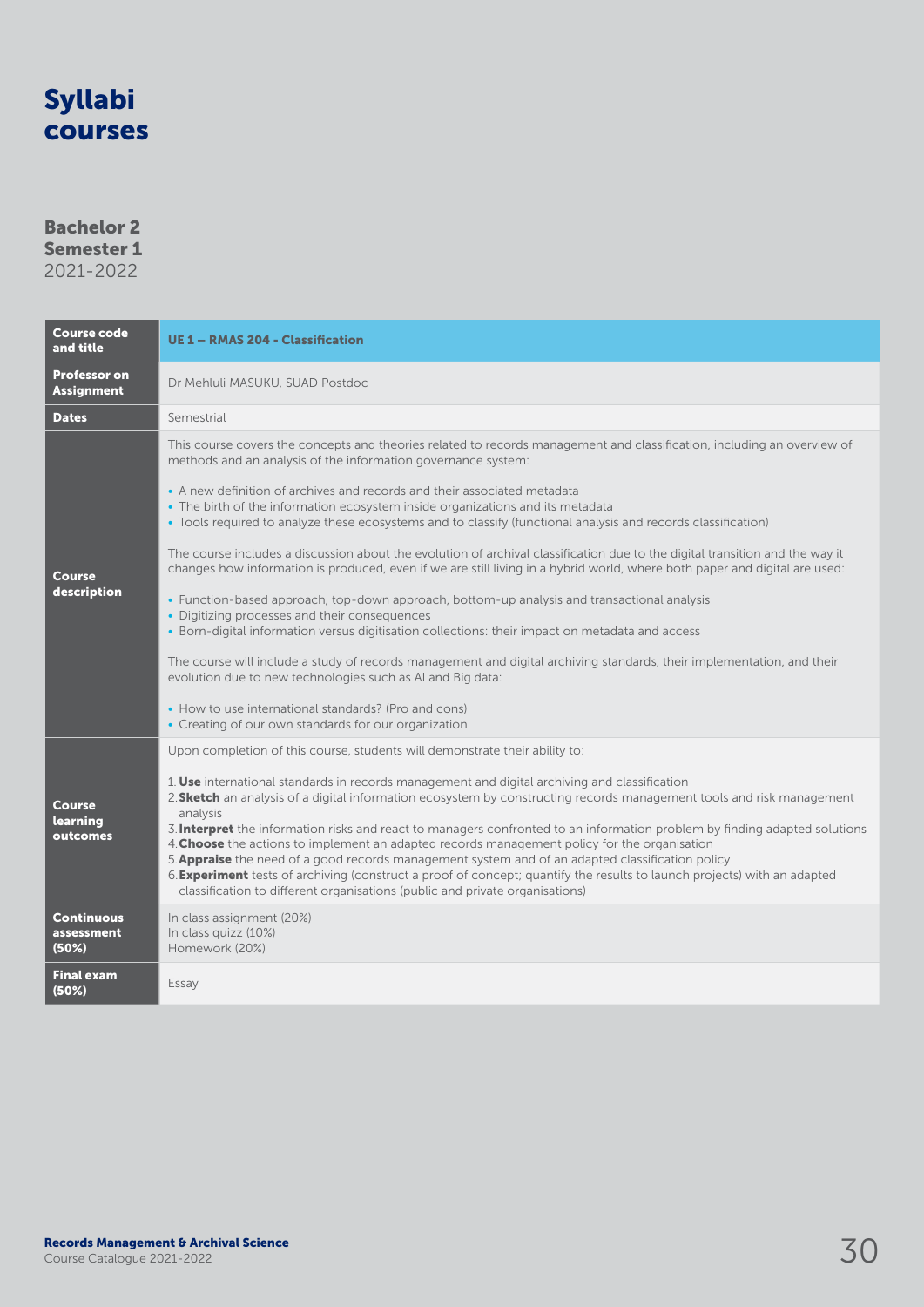# Syllabi courses

## Bachelor 2
## Semester 1
2021-2022

| Course code and title | UE 1 – RMAS 204 - Classification |
|---|---|
| Professor on Assignment | Dr Mehluli MASUKU, SUAD Postdoc |
| Dates | Semestrial |
| Course description | This course covers the concepts and theories related to records management and classification, including an overview of methods and an analysis of the information governance system:<br><br>• A new definition of archives and records and their associated metadata<br>• The birth of the information ecosystem inside organizations and its metadata<br>• Tools required to analyze these ecosystems and to classify (functional analysis and records classification)<br><br>The course includes a discussion about the evolution of archival classification due to the digital transition and the way it changes how information is produced, even if we are still living in a hybrid world, where both paper and digital are used:<br><br>• Function-based approach, top-down approach, bottom-up analysis and transactional analysis<br>• Digitizing processes and their consequences<br>• Born-digital information versus digitisation collections: their impact on metadata and access<br><br>The course will include a study of records management and digital archiving standards, their implementation, and their evolution due to new technologies such as AI and Big data:<br><br>• How to use international standards? (Pro and cons)<br>• Creating of our own standards for our organization |
| Course learning outcomes | Upon completion of this course, students will demonstrate their ability to:<br><br>1. **Use** international standards in records management and digital archiving and classification<br>2. **Sketch** an analysis of a digital information ecosystem by constructing records management tools and risk management analysis<br>3. **Interpret** the information risks and react to managers confronted to an information problem by finding adapted solutions<br>4. **Choose** the actions to implement an adapted records management policy for the organisation<br>5. **Appraise** the need of a good records management system and of an adapted classification policy<br>6. **Experiment** tests of archiving (construct a proof of concept; quantify the results to launch projects) with an adapted classification to different organisations (public and private organisations) |
| Continuous assessment (50%) | In class assignment (20%)<br>In class quizz (10%)<br>Homework (20%) |
| Final exam (50%) | Essay |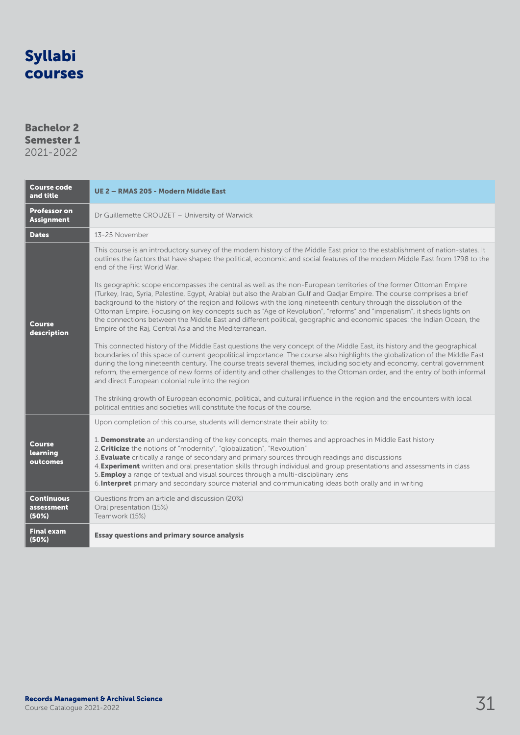# Syllabi courses

## Bachelor 2
## Semester 1
2021-2022

| | |
|---|---|
| **Course code and title** | **UE 2 – RMAS 205 - Modern Middle East** |
| **Professor on Assignment** | Dr Guillemette CROUZET – University of Warwick |
| **Dates** | 13-25 November |
| **Course description** | This course is an introductory survey of the modern history of the Middle East prior to the establishment of nation-states. It outlines the factors that have shaped the political, economic and social features of the modern Middle East from 1798 to the end of the First World War.<br><br>Its geographic scope encompasses the central as well as the non-European territories of the former Ottoman Empire (Turkey, Iraq, Syria, Palestine, Egypt, Arabia) but also the Arabian Gulf and Qadjar Empire. The course comprises a brief background to the history of the region and follows with the long nineteenth century through the dissolution of the Ottoman Empire. Focusing on key concepts such as "Age of Revolution", "reforms" and "imperialism", it sheds lights on the connections between the Middle East and different political, geographic and economic spaces: the Indian Ocean, the Empire of the Raj, Central Asia and the Mediterranean.<br><br>This connected history of the Middle East questions the very concept of the Middle East, its history and the geographical boundaries of this space of current geopolitical importance. The course also highlights the globalization of the Middle East during the long nineteenth century. The course treats several themes, including society and economy, central government reform, the emergence of new forms of identity and other challenges to the Ottoman order, and the entry of both informal and direct European colonial rule into the region<br><br>The striking growth of European economic, political, and cultural influence in the region and the encounters with local political entities and societies will constitute the focus of the course. |
| **Course learning outcomes** | Upon completion of this course, students will demonstrate their ability to:<br><br>1. **Demonstrate** an understanding of the key concepts, main themes and approaches in Middle East history<br>2. **Criticize** the notions of "modernity", "globalization", "Revolution"<br>3. **Evaluate** critically a range of secondary and primary sources through readings and discussions<br>4. **Experiment** written and oral presentation skills through individual and group presentations and assessments in class<br>5. **Employ** a range of textual and visual sources through a multi-disciplinary lens<br>6. **Interpret** primary and secondary source material and communicating ideas both orally and in writing |
| **Continuous assessment (50%)** | Questions from an article and discussion (20%)<br>Oral presentation (15%)<br>Teamwork (15%) |
| **Final exam (50%)** | **Essay questions and primary source analysis** |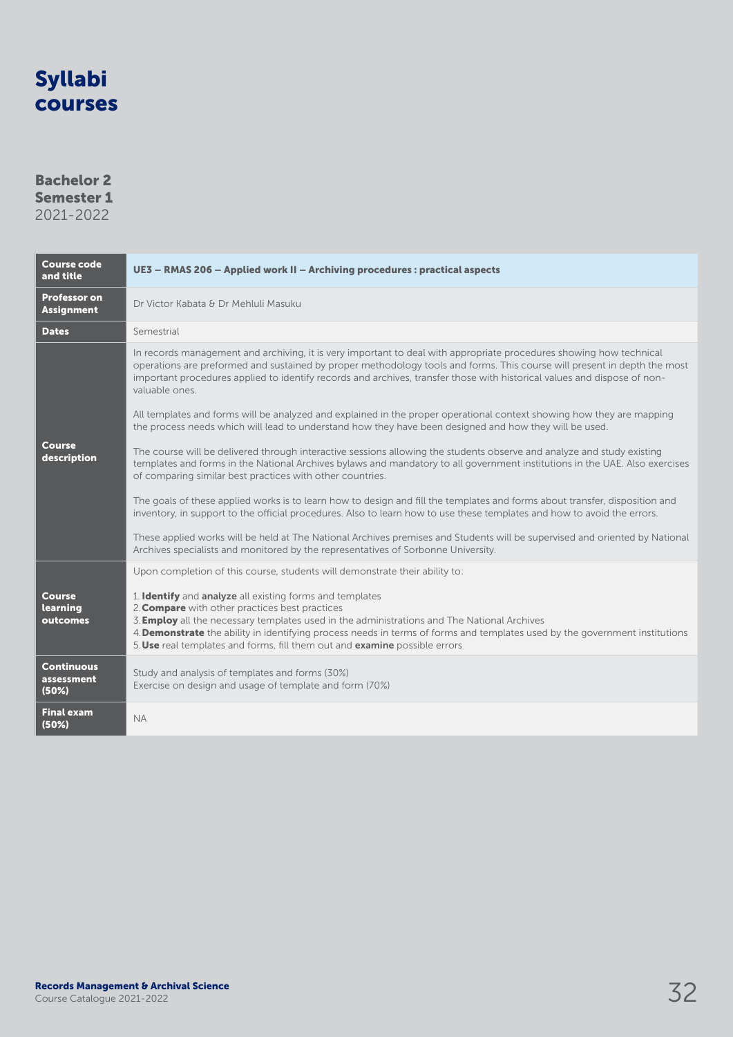# Syllabi courses

## Bachelor 2
## Semester 1
2021-2022

| Course code and title | **UE3 – RMAS 206 – Applied work II – Archiving procedures : practical aspects** |
|---|---|
| **Professor on Assignment** | Dr Victor Kabata & Dr Mehluli Masuku |
| **Dates** | Semestrial |
| **Course description** | In records management and archiving, it is very important to deal with appropriate procedures showing how technical operations are preformed and sustained by proper methodology tools and forms. This course will present in depth the most important procedures applied to identify records and archives, transfer those with historical values and dispose of non-valuable ones.<br><br>All templates and forms will be analyzed and explained in the proper operational context showing how they are mapping the process needs which will lead to understand how they have been designed and how they will be used.<br><br>The course will be delivered through interactive sessions allowing the students observe and analyze and study existing templates and forms in the National Archives bylaws and mandatory to all government institutions in the UAE. Also exercises of comparing similar best practices with other countries.<br><br>The goals of these applied works is to learn how to design and fill the templates and forms about transfer, disposition and inventory, in support to the official procedures. Also to learn how to use these templates and how to avoid the errors.<br><br>These applied works will be held at The National Archives premises and Students will be supervised and oriented by National Archives specialists and monitored by the representatives of Sorbonne University. |
| **Course learning outcomes** | Upon completion of this course, students will demonstrate their ability to:<br><br>1. **Identify** and **analyze** all existing forms and templates<br>2. **Compare** with other practices best practices<br>3. **Employ** all the necessary templates used in the administrations and The National Archives<br>4. **Demonstrate** the ability in identifying process needs in terms of forms and templates used by the government institutions<br>5. **Use** real templates and forms, fill them out and **examine** possible errors |
| **Continuous assessment (50%)** | Study and analysis of templates and forms (30%)<br>Exercise on design and usage of template and form (70%) |
| **Final exam (50%)** | NA |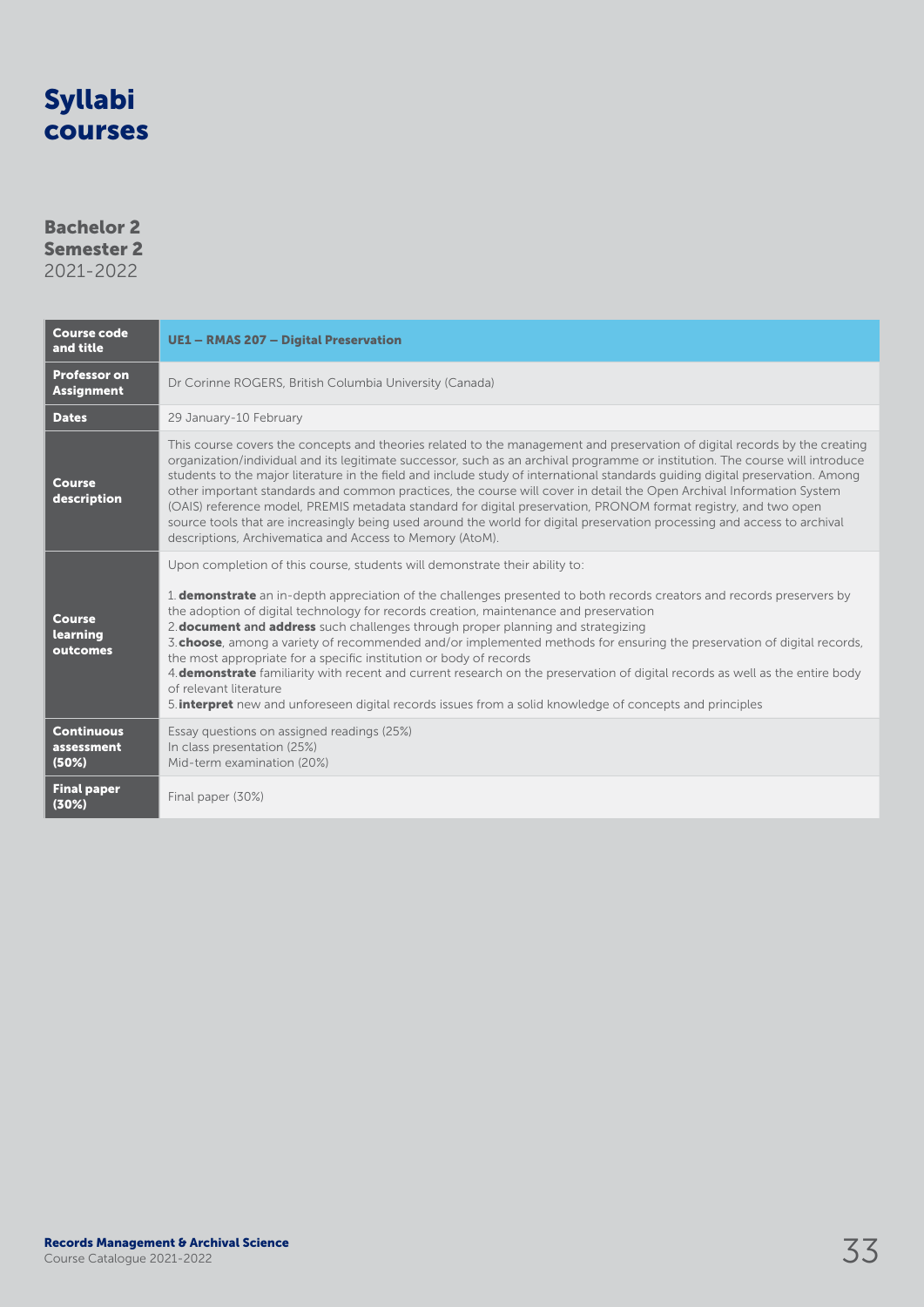# Syllabi courses

## Bachelor 2
## Semester 2
2021-2022

| Course code and title | UE1 – RMAS 207 – Digital Preservation |
|---|---|
| Professor on Assignment | Dr Corinne ROGERS, British Columbia University (Canada) |
| Dates | 29 January-10 February |
| Course description | This course covers the concepts and theories related to the management and preservation of digital records by the creating organization/individual and its legitimate successor, such as an archival programme or institution. The course will introduce students to the major literature in the field and include study of international standards guiding digital preservation. Among other important standards and common practices, the course will cover in detail the Open Archival Information System (OAIS) reference model, PREMIS metadata standard for digital preservation, PRONOM format registry, and two open source tools that are increasingly being used around the world for digital preservation processing and access to archival descriptions, Archivematica and Access to Memory (AtoM). |
| Course learning outcomes | Upon completion of this course, students will demonstrate their ability to:<br><br>1. **demonstrate** an in-depth appreciation of the challenges presented to both records creators and records preservers by the adoption of digital technology for records creation, maintenance and preservation<br>2. **document and address** such challenges through proper planning and strategizing<br>3. **choose**, among a variety of recommended and/or implemented methods for ensuring the preservation of digital records, the most appropriate for a specific institution or body of records<br>4. **demonstrate** familiarity with recent and current research on the preservation of digital records as well as the entire body of relevant literature<br>5. **interpret** new and unforeseen digital records issues from a solid knowledge of concepts and principles |
| Continuous assessment (50%) | Essay questions on assigned readings (25%)<br>In class presentation (25%)<br>Mid-term examination (20%) |
| Final paper (30%) | Final paper (30%) |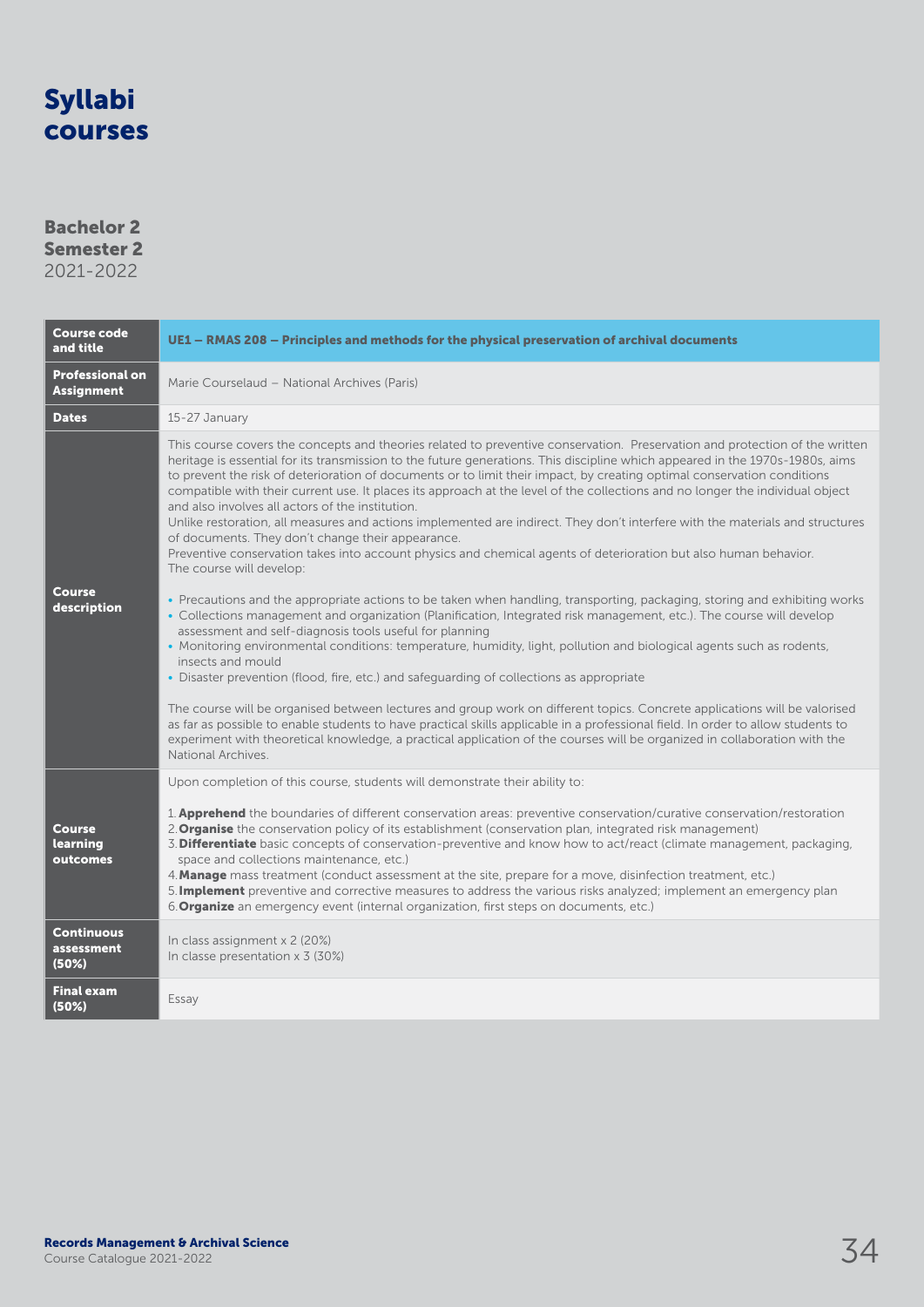# Syllabi courses

## Bachelor 2
## Semester 2
2021-2022

| Course code and title | UE1 – RMAS 208 – Principles and methods for the physical preservation of archival documents |
|---|---|
| Professional on Assignment | Marie Courselaud – National Archives (Paris) |
| Dates | 15-27 January |
| Course description | This course covers the concepts and theories related to preventive conservation. Preservation and protection of the written heritage is essential for its transmission to the future generations. This discipline which appeared in the 1970s-1980s, aims to prevent the risk of deterioration of documents or to limit their impact, by creating optimal conservation conditions compatible with their current use. It places its approach at the level of the collections and no longer the individual object and also involves all actors of the institution.<br>Unlike restoration, all measures and actions implemented are indirect. They don't interfere with the materials and structures of documents. They don't change their appearance.<br>Preventive conservation takes into account physics and chemical agents of deterioration but also human behavior.<br>The course will develop:<br><br>• Precautions and the appropriate actions to be taken when handling, transporting, packaging, storing and exhibiting works<br>• Collections management and organization (Planification, Integrated risk management, etc.). The course will develop assessment and self-diagnosis tools useful for planning<br>• Monitoring environmental conditions: temperature, humidity, light, pollution and biological agents such as rodents, insects and mould<br>• Disaster prevention (flood, fire, etc.) and safeguarding of collections as appropriate<br><br>The course will be organised between lectures and group work on different topics. Concrete applications will be valorised as far as possible to enable students to have practical skills applicable in a professional field. In order to allow students to experiment with theoretical knowledge, a practical application of the courses will be organized in collaboration with the National Archives. |
| Course learning outcomes | Upon completion of this course, students will demonstrate their ability to:<br><br>1. **Apprehend** the boundaries of different conservation areas: preventive conservation/curative conservation/restoration<br>2. **Organise** the conservation policy of its establishment (conservation plan, integrated risk management)<br>3. **Differentiate** basic concepts of conservation-preventive and know how to act/react (climate management, packaging, space and collections maintenance, etc.)<br>4. **Manage** mass treatment (conduct assessment at the site, prepare for a move, disinfection treatment, etc.)<br>5. **Implement** preventive and corrective measures to address the various risks analyzed; implement an emergency plan<br>6. **Organize** an emergency event (internal organization, first steps on documents, etc.) |
| Continuous assessment (50%) | In class assignment x 2 (20%)<br>In classe presentation x 3 (30%) |
| Final exam (50%) | Essay |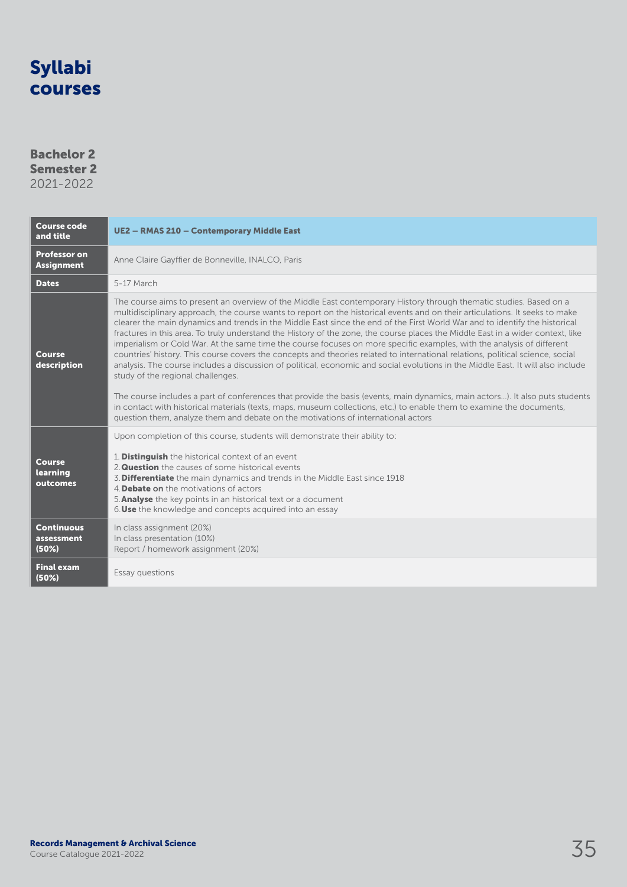# Syllabi courses

**Bachelor 2**
**Semester 2**
2021-2022

| **Course code and title** | **UE2 – RMAS 210 – Contemporary Middle East** |
|---|---|
| **Professor on Assignment** | Anne Claire Gayffier de Bonneville, INALCO, Paris |
| **Dates** | 5-17 March |
| **Course description** | The course aims to present an overview of the Middle East contemporary History through thematic studies. Based on a multidisciplinary approach, the course wants to report on the historical events and on their articulations. It seeks to make clearer the main dynamics and trends in the Middle East since the end of the First World War and to identify the historical fractures in this area. To truly understand the History of the zone, the course places the Middle East in a wider context, like imperialism or Cold War. At the same time the course focuses on more specific examples, with the analysis of different countries' history. This course covers the concepts and theories related to international relations, political science, social analysis. The course includes a discussion of political, economic and social evolutions in the Middle East. It will also include study of the regional challenges.<br><br>The course includes a part of conferences that provide the basis (events, main dynamics, main actors…). It also puts students in contact with historical materials (texts, maps, museum collections, etc.) to enable them to examine the documents, question them, analyze them and debate on the motivations of international actors |
| **Course learning outcomes** | Upon completion of this course, students will demonstrate their ability to:<br><br>1. **Distinguish** the historical context of an event<br>2. **Question** the causes of some historical events<br>3. **Differentiate** the main dynamics and trends in the Middle East since 1918<br>4. **Debate on** the motivations of actors<br>5. **Analyse** the key points in an historical text or a document<br>6. **Use** the knowledge and concepts acquired into an essay |
| **Continuous assessment (50%)** | In class assignment (20%)<br>In class presentation (10%)<br>Report / homework assignment (20%) |
| **Final exam (50%)** | Essay questions |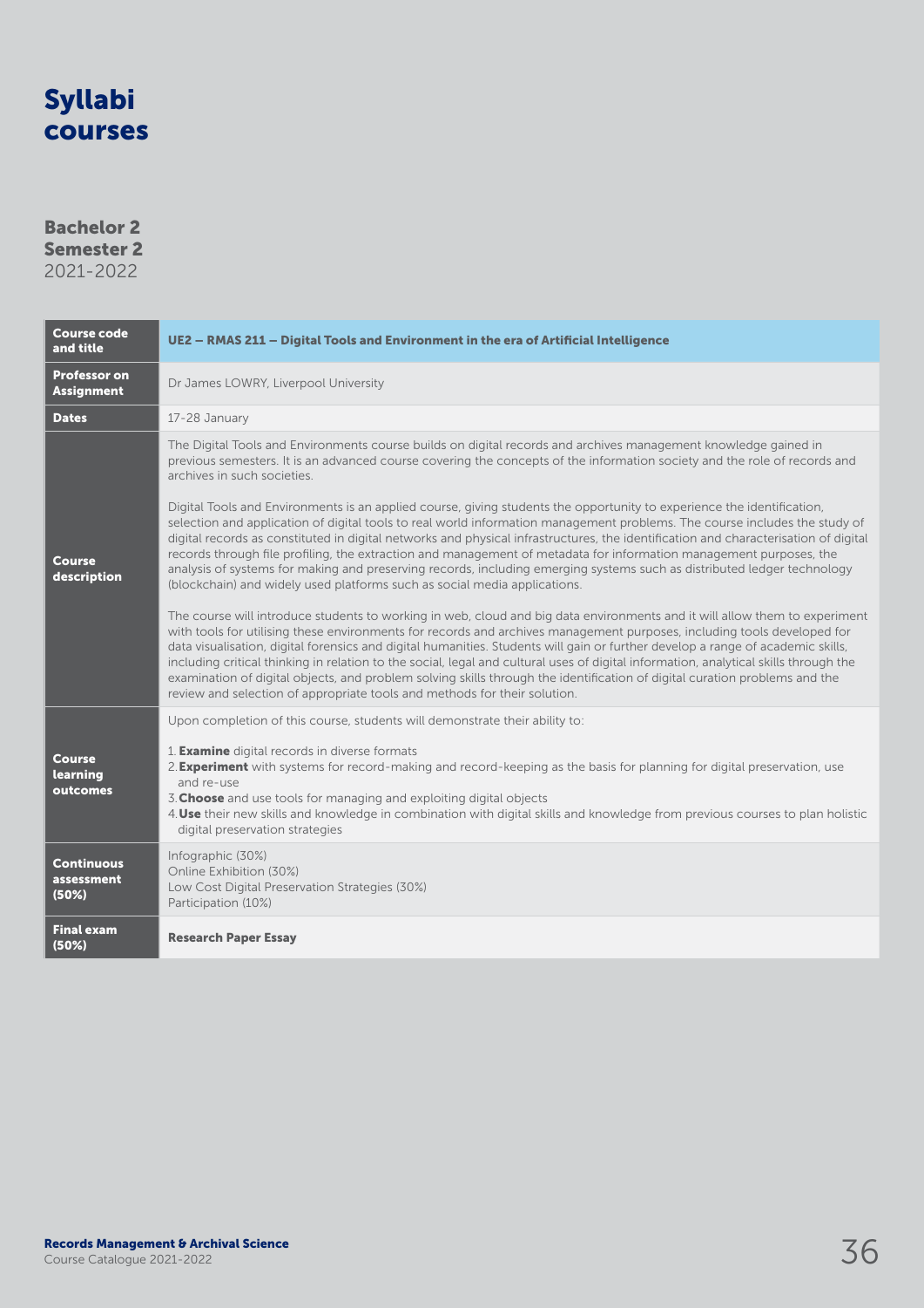# Syllabi courses

## Bachelor 2
## Semester 2
2021-2022

| Course code and title | **UE2 – RMAS 211 – Digital Tools and Environment in the era of Artificial Intelligence** |
|---|---|
| **Professor on Assignment** | Dr James LOWRY, Liverpool University |
| **Dates** | 17-28 January |
| **Course description** | The Digital Tools and Environments course builds on digital records and archives management knowledge gained in previous semesters. It is an advanced course covering the concepts of the information society and the role of records and archives in such societies.<br><br>Digital Tools and Environments is an applied course, giving students the opportunity to experience the identification, selection and application of digital tools to real world information management problems. The course includes the study of digital records as constituted in digital networks and physical infrastructures, the identification and characterisation of digital records through file profiling, the extraction and management of metadata for information management purposes, the analysis of systems for making and preserving records, including emerging systems such as distributed ledger technology (blockchain) and widely used platforms such as social media applications.<br><br>The course will introduce students to working in web, cloud and big data environments and it will allow them to experiment with tools for utilising these environments for records and archives management purposes, including tools developed for data visualisation, digital forensics and digital humanities. Students will gain or further develop a range of academic skills, including critical thinking in relation to the social, legal and cultural uses of digital information, analytical skills through the examination of digital objects, and problem solving skills through the identification of digital curation problems and the review and selection of appropriate tools and methods for their solution. |
| **Course learning outcomes** | Upon completion of this course, students will demonstrate their ability to:<br><br>1. **Examine** digital records in diverse formats<br>2. **Experiment** with systems for record-making and record-keeping as the basis for planning for digital preservation, use and re-use<br>3. **Choose** and use tools for managing and exploiting digital objects<br>4. **Use** their new skills and knowledge in combination with digital skills and knowledge from previous courses to plan holistic digital preservation strategies |
| **Continuous assessment (50%)** | Infographic (30%)<br>Online Exhibition (30%)<br>Low Cost Digital Preservation Strategies (30%)<br>Participation (10%) |
| **Final exam (50%)** | **Research Paper Essay** |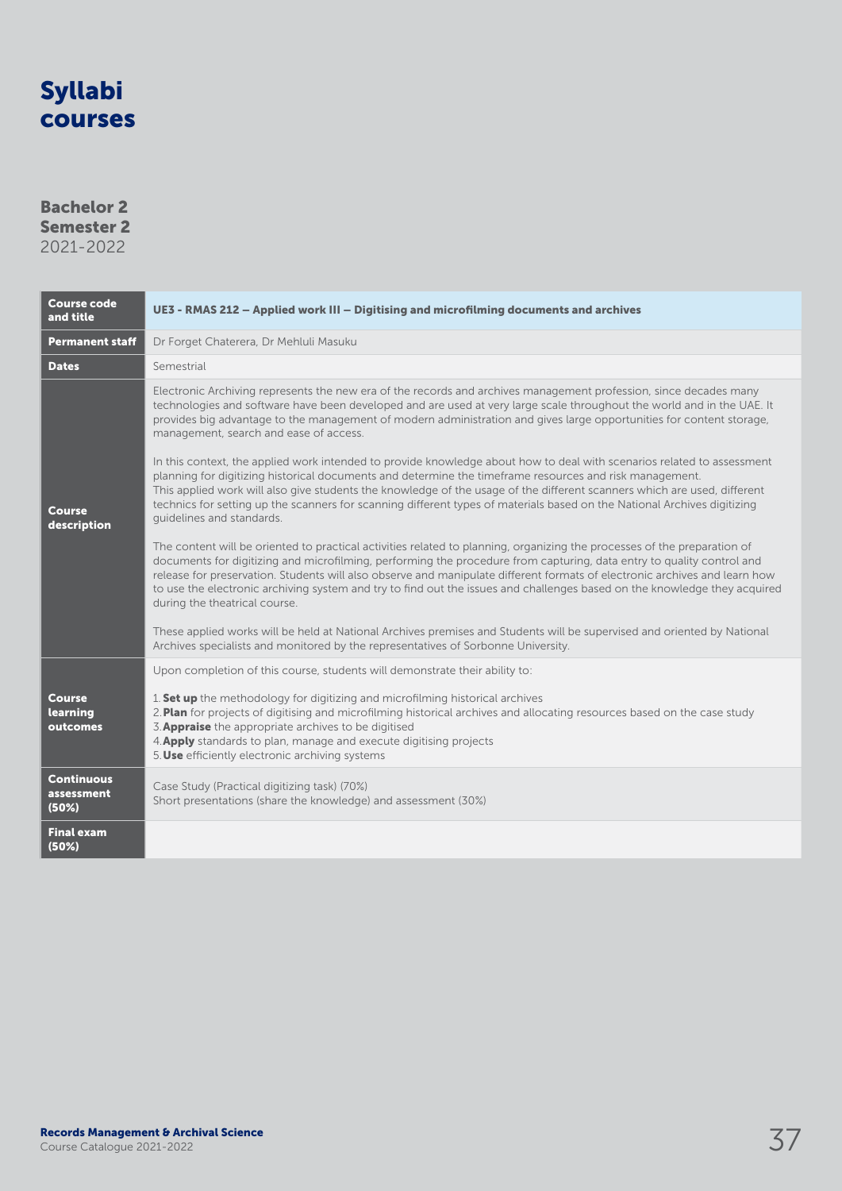# Syllabi courses

## Bachelor 2
## Semester 2
2021-2022

| Course code and title | UE3 - RMAS 212 – Applied work III – Digitising and microfilming documents and archives |
|---|---|
| **Permanent staff** | Dr Forget Chaterera, Dr Mehluli Masuku |
| **Dates** | Semestrial |
| **Course description** | Electronic Archiving represents the new era of the records and archives management profession, since decades many technologies and software have been developed and are used at very large scale throughout the world and in the UAE. It provides big advantage to the management of modern administration and gives large opportunities for content storage, management, search and ease of access.<br><br>In this context, the applied work intended to provide knowledge about how to deal with scenarios related to assessment planning for digitizing historical documents and determine the timeframe resources and risk management.<br>This applied work will also give students the knowledge of the usage of the different scanners which are used, different technics for setting up the scanners for scanning different types of materials based on the National Archives digitizing guidelines and standards.<br><br>The content will be oriented to practical activities related to planning, organizing the processes of the preparation of documents for digitizing and microfilming, performing the procedure from capturing, data entry to quality control and release for preservation. Students will also observe and manipulate different formats of electronic archives and learn how to use the electronic archiving system and try to find out the issues and challenges based on the knowledge they acquired during the theatrical course.<br><br>These applied works will be held at National Archives premises and Students will be supervised and oriented by National Archives specialists and monitored by the representatives of Sorbonne University. |
| **Course learning outcomes** | Upon completion of this course, students will demonstrate their ability to:<br><br>1. **Set up** the methodology for digitizing and microfilming historical archives<br>2. **Plan** for projects of digitising and microfilming historical archives and allocating resources based on the case study<br>3. **Appraise** the appropriate archives to be digitised<br>4. **Apply** standards to plan, manage and execute digitising projects<br>5. **Use** efficiently electronic archiving systems |
| **Continuous assessment (50%)** | Case Study (Practical digitizing task) (70%)<br>Short presentations (share the knowledge) and assessment (30%) |
| **Final exam (50%)** | |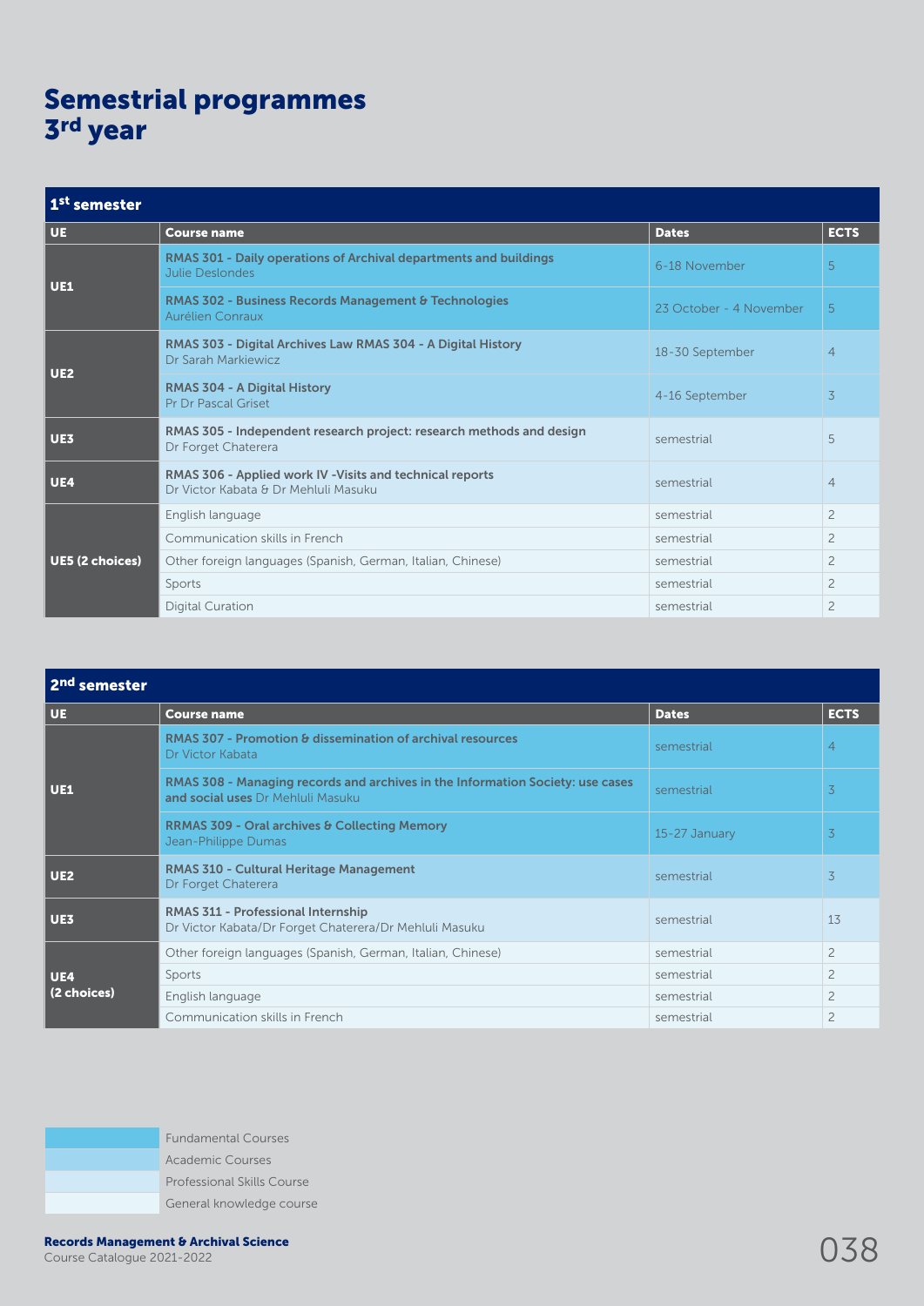# Semestrial programmes
## 3rd year

| 1st semester | | | |
|---|---|---|---|
| **UE** | **Course name** | **Dates** | **ECTS** |
| **UE1** | **RMAS 301 - Daily operations of Archival departments and buildings** Julie Deslondes | 6-18 November | 5 |
| | **RMAS 302 - Business Records Management & Technologies** Aurélien Conraux | 23 October - 4 November | 5 |
| **UE2** | **RMAS 303 - Digital Archives Law RMAS 304 - A Digital History** Dr Sarah Markiewicz | 18-30 September | 4 |
| | **RMAS 304 - A Digital History** Pr Dr Pascal Griset | 4-16 September | 3 |
| **UE3** | **RMAS 305 - Independent research project: research methods and design** Dr Forget Chaterera | semestrial | 5 |
| **UE4** | **RMAS 306 - Applied work IV -Visits and technical reports** Dr Victor Kabata & Dr Mehluli Masuku | semestrial | 4 |
| **UE5 (2 choices)** | English language | semestrial | 2 |
| | Communication skills in French | semestrial | 2 |
| | Other foreign languages (Spanish, German, Italian, Chinese) | semestrial | 2 |
| | Sports | semestrial | 2 |
| | Digital Curation | semestrial | 2 |

| 2nd semester | | | |
|---|---|---|---|
| **UE** | **Course name** | **Dates** | **ECTS** |
| **UE1** | **RMAS 307 - Promotion & dissemination of archival resources** Dr Victor Kabata | semestrial | 4 |
| | **RMAS 308 - Managing records and archives in the Information Society: use cases and social uses** Dr Mehluli Masuku | semestrial | 3 |
| | **RRMAS 309 - Oral archives & Collecting Memory** Jean-Philippe Dumas | 15-27 January | 3 |
| **UE2** | **RMAS 310 - Cultural Heritage Management** Dr Forget Chaterera | semestrial | 3 |
| **UE3** | **RMAS 311 - Professional Internship** Dr Victor Kabata/Dr Forget Chaterera/Dr Mehluli Masuku | semestrial | 13 |
| **UE4 (2 choices)** | Other foreign languages (Spanish, German, Italian, Chinese) | semestrial | 2 |
| | Sports | semestrial | 2 |
| | English language | semestrial | 2 |
| | Communication skills in French | semestrial | 2 |

- Fundamental Courses
- Academic Courses
- Professional Skills Course
- General knowledge course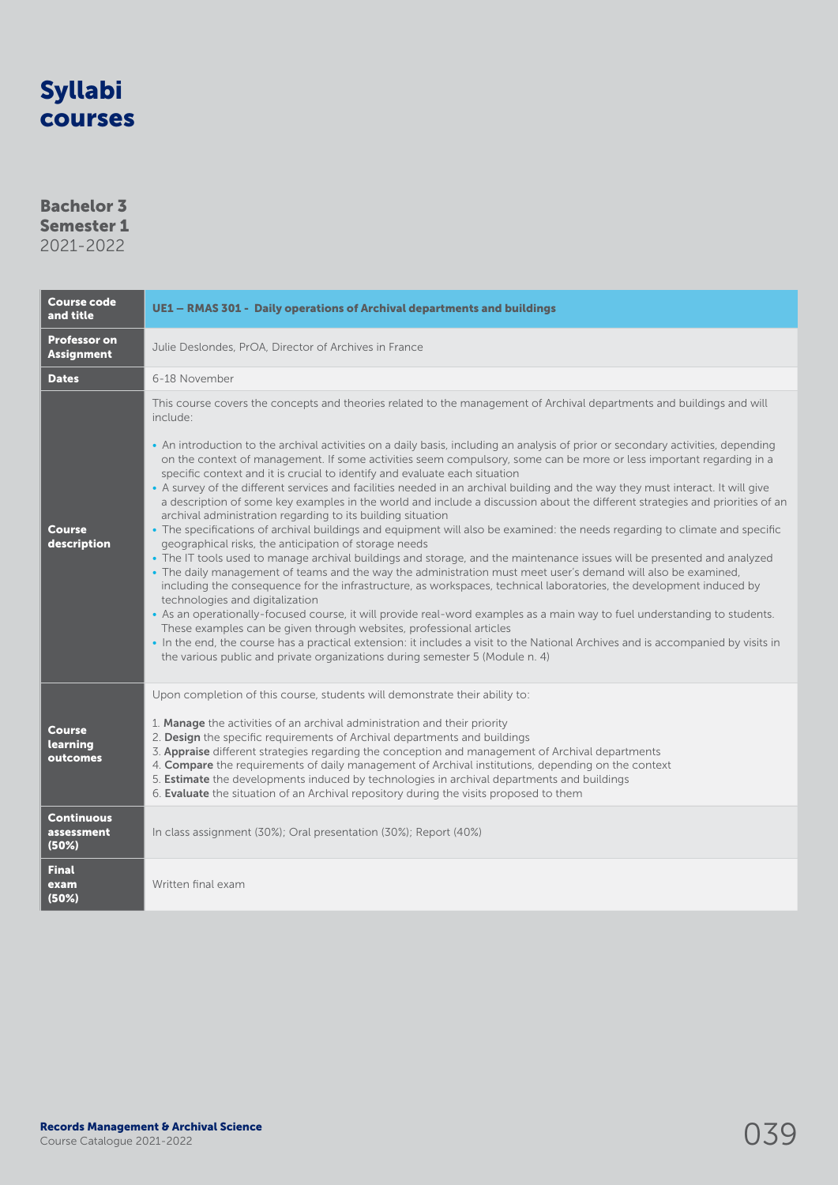# Syllabi courses

## Bachelor 3
## Semester 1
2021-2022

| Course code and title | UE1 – RMAS 301 - Daily operations of Archival departments and buildings |
|---|---|
| Professor on Assignment | Julie Deslondes, PrOA, Director of Archives in France |
| Dates | 6-18 November |
| Course description | This course covers the concepts and theories related to the management of Archival departments and buildings and will include:<br><br>• An introduction to the archival activities on a daily basis, including an analysis of prior or secondary activities, depending on the context of management. If some activities seem compulsory, some can be more or less important regarding in a specific context and it is crucial to identify and evaluate each situation<br>• A survey of the different services and facilities needed in an archival building and the way they must interact. It will give a description of some key examples in the world and include a discussion about the different strategies and priorities of an archival administration regarding to its building situation<br>• The specifications of archival buildings and equipment will also be examined: the needs regarding to climate and specific geographical risks, the anticipation of storage needs<br>• The IT tools used to manage archival buildings and storage, and the maintenance issues will be presented and analyzed<br>• The daily management of teams and the way the administration must meet user's demand will also be examined, including the consequence for the infrastructure, as workspaces, technical laboratories, the development induced by technologies and digitalization<br>• As an operationally-focused course, it will provide real-word examples as a main way to fuel understanding to students. These examples can be given through websites, professional articles<br>• In the end, the course has a practical extension: it includes a visit to the National Archives and is accompanied by visits in the various public and private organizations during semester 5 (Module n. 4) |
| Course learning outcomes | Upon completion of this course, students will demonstrate their ability to:<br><br>1. **Manage** the activities of an archival administration and their priority<br>2. **Design** the specific requirements of Archival departments and buildings<br>3. **Appraise** different strategies regarding the conception and management of Archival departments<br>4. **Compare** the requirements of daily management of Archival institutions, depending on the context<br>5. **Estimate** the developments induced by technologies in archival departments and buildings<br>6. **Evaluate** the situation of an Archival repository during the visits proposed to them |
| Continuous assessment (50%) | In class assignment (30%); Oral presentation (30%); Report (40%) |
| Final exam (50%) | Written final exam |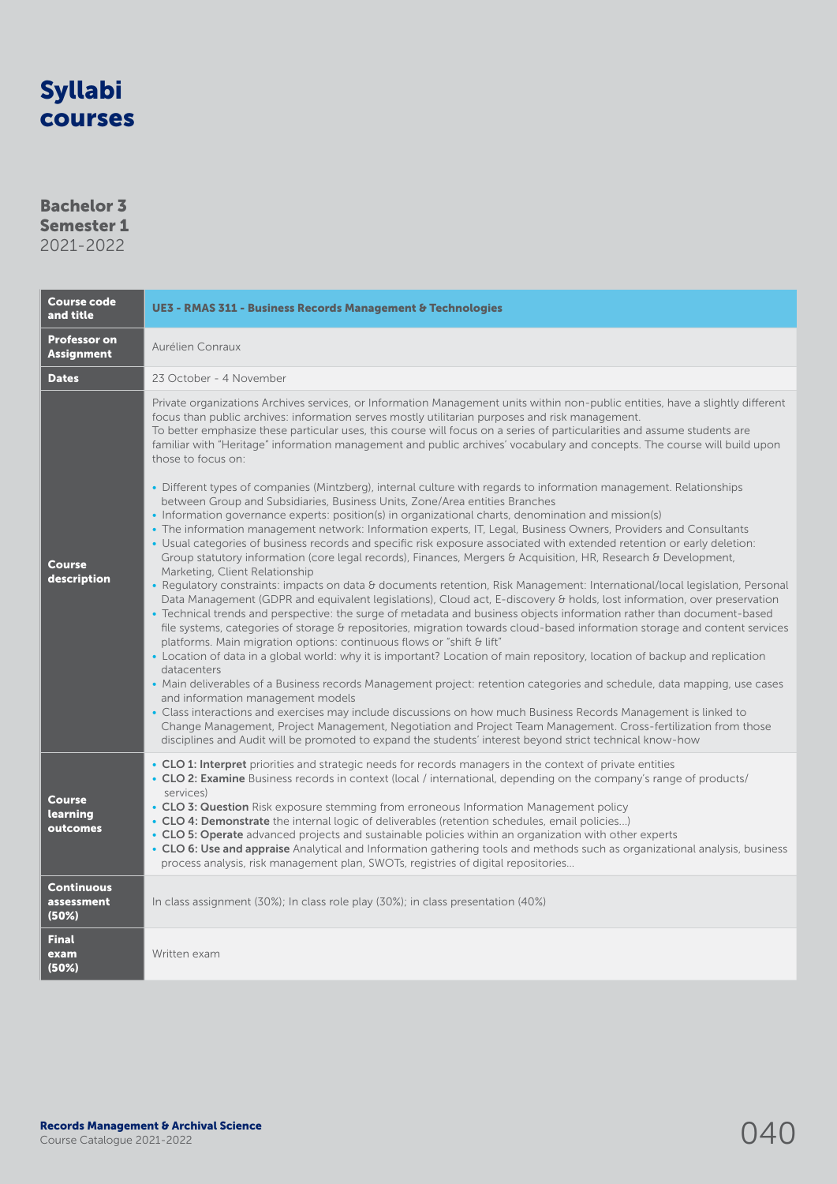# Syllabi courses

**Bachelor 3**
**Semester 1**
2021-2022

| **Course code and title** | **UE3 - RMAS 311 - Business Records Management & Technologies** |
|---|---|
| **Professor on Assignment** | Aurélien Conraux |
| **Dates** | 23 October - 4 November |
| **Course description** | Private organizations Archives services, or Information Management units within non-public entities, have a slightly different focus than public archives: information serves mostly utilitarian purposes and risk management.<br>To better emphasize these particular uses, this course will focus on a series of particularities and assume students are familiar with "Heritage" information management and public archives' vocabulary and concepts. The course will build upon those to focus on:<br><br>• Different types of companies (Mintzberg), internal culture with regards to information management. Relationships between Group and Subsidiaries, Business Units, Zone/Area entities Branches<br>• Information governance experts: position(s) in organizational charts, denomination and mission(s)<br>• The information management network: Information experts, IT, Legal, Business Owners, Providers and Consultants<br>• Usual categories of business records and specific risk exposure associated with extended retention or early deletion: Group statutory information (core legal records), Finances, Mergers & Acquisition, HR, Research & Development, Marketing, Client Relationship<br>• Regulatory constraints: impacts on data & documents retention, Risk Management: International/local legislation, Personal Data Management (GDPR and equivalent legislations), Cloud act, E-discovery & holds, lost information, over preservation<br>• Technical trends and perspective: the surge of metadata and business objects information rather than document-based file systems, categories of storage & repositories, migration towards cloud-based information storage and content services platforms. Main migration options: continuous flows or "shift & lift"<br>• Location of data in a global world: why it is important? Location of main repository, location of backup and replication datacenters<br>• Main deliverables of a Business records Management project: retention categories and schedule, data mapping, use cases and information management models<br>• Class interactions and exercises may include discussions on how much Business Records Management is linked to Change Management, Project Management, Negotiation and Project Team Management. Cross-fertilization from those disciplines and Audit will be promoted to expand the students' interest beyond strict technical know-how |
| **Course learning outcomes** | • **CLO 1: Interpret** priorities and strategic needs for records managers in the context of private entities<br>• **CLO 2: Examine** Business records in context (local / international, depending on the company's range of products/ services)<br>• **CLO 3: Question** Risk exposure stemming from erroneous Information Management policy<br>• **CLO 4: Demonstrate** the internal logic of deliverables (retention schedules, email policies...)<br>• **CLO 5: Operate** advanced projects and sustainable policies within an organization with other experts<br>• **CLO 6: Use and appraise** Analytical and Information gathering tools and methods such as organizational analysis, business process analysis, risk management plan, SWOTs, registries of digital repositories... |
| **Continuous assessment (50%)** | In class assignment (30%); In class role play (30%); in class presentation (40%) |
| **Final exam (50%)** | Written exam |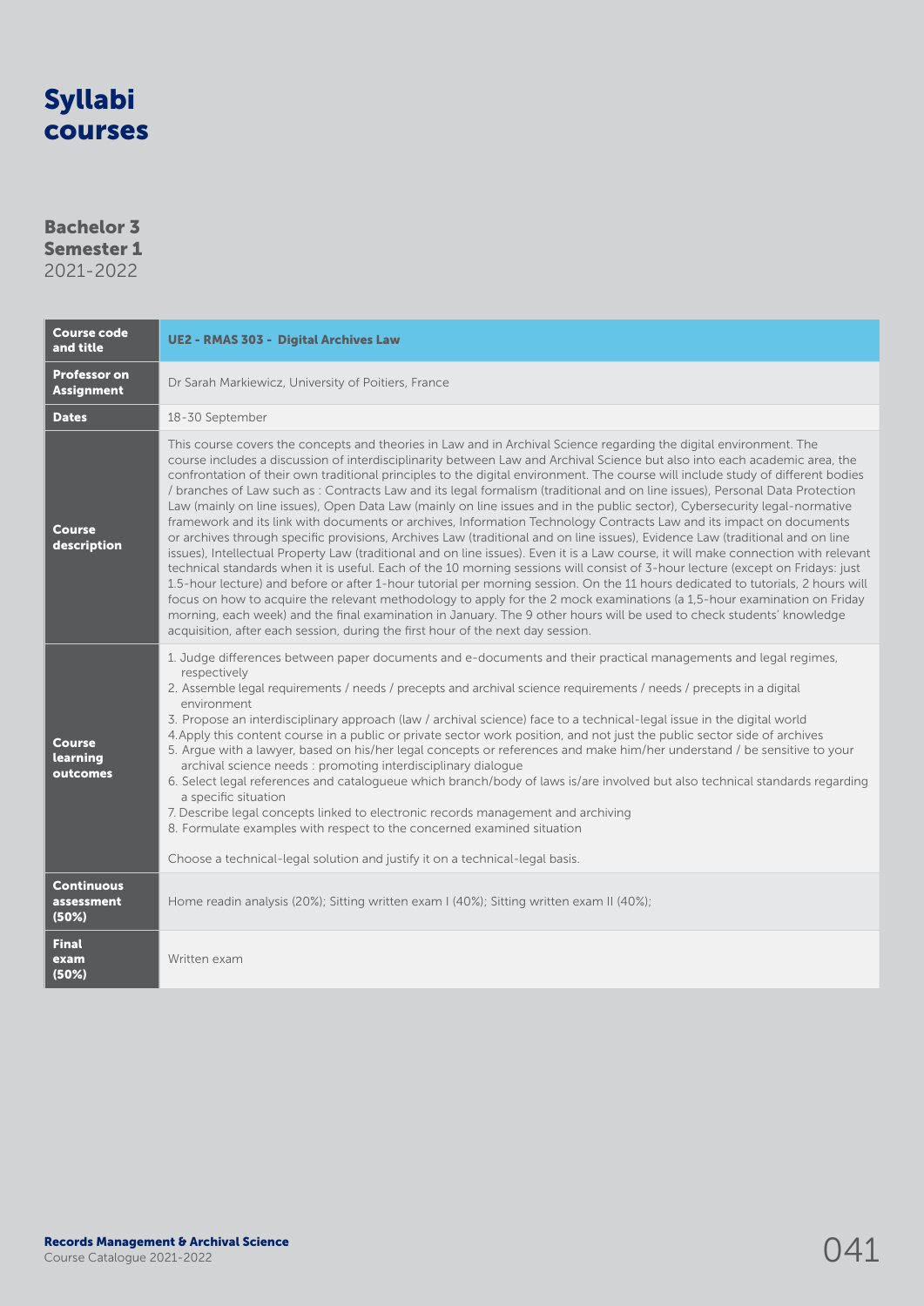# Syllabi courses

## Bachelor 3
## Semester 1
2021-2022

| Course code and title | UE2 - RMAS 303 - Digital Archives Law |
|---|---|
| Professor on Assignment | Dr Sarah Markiewicz, University of Poitiers, France |
| Dates | 18-30 September |
| Course description | This course covers the concepts and theories in Law and in Archival Science regarding the digital environment. The course includes a discussion of interdisciplinarity between Law and Archival Science but also into each academic area, the confrontation of their own traditional principles to the digital environment. The course will include study of different bodies / branches of Law such as : Contracts Law and its legal formalism (traditional and on line issues), Personal Data Protection Law (mainly on line issues), Open Data Law (mainly on line issues and in the public sector), Cybersecurity legal-normative framework and its link with documents or archives, Information Technology Contracts Law and its impact on documents or archives through specific provisions, Archives Law (traditional and on line issues), Evidence Law (traditional and on line issues), Intellectual Property Law (traditional and on line issues). Even it is a Law course, it will make connection with relevant technical standards when it is useful. Each of the 10 morning sessions will consist of 3-hour lecture (except on Fridays: just 1.5-hour lecture) and before or after 1-hour tutorial per morning session. On the 11 hours dedicated to tutorials, 2 hours will focus on how to acquire the relevant methodology to apply for the 2 mock examinations (a 1,5-hour examination on Friday morning, each week) and the final examination in January. The 9 other hours will be used to check students' knowledge acquisition, after each session, during the first hour of the next day session. |
| Course learning outcomes | 1. Judge differences between paper documents and e-documents and their practical managements and legal regimes, respectively<br>2. Assemble legal requirements / needs / precepts and archival science requirements / needs / precepts in a digital environment<br>3. Propose an interdisciplinary approach (law / archival science) face to a technical-legal issue in the digital world<br>4. Apply this content course in a public or private sector work position, and not just the public sector side of archives<br>5. Argue with a lawyer, based on his/her legal concepts or references and make him/her understand / be sensitive to your archival science needs : promoting interdisciplinary dialogue<br>6. Select legal references and catalogueue which branch/body of laws is/are involved but also technical standards regarding a specific situation<br>7. Describe legal concepts linked to electronic records management and archiving<br>8. Formulate examples with respect to the concerned examined situation<br><br>Choose a technical-legal solution and justify it on a technical-legal basis. |
| Continuous assessment (50%) | Home readin analysis (20%); Sitting written exam I (40%); Sitting written exam II (40%); |
| Final exam (50%) | Written exam |

**Records Management & Archival Science**
Course Catalogue 2021-2022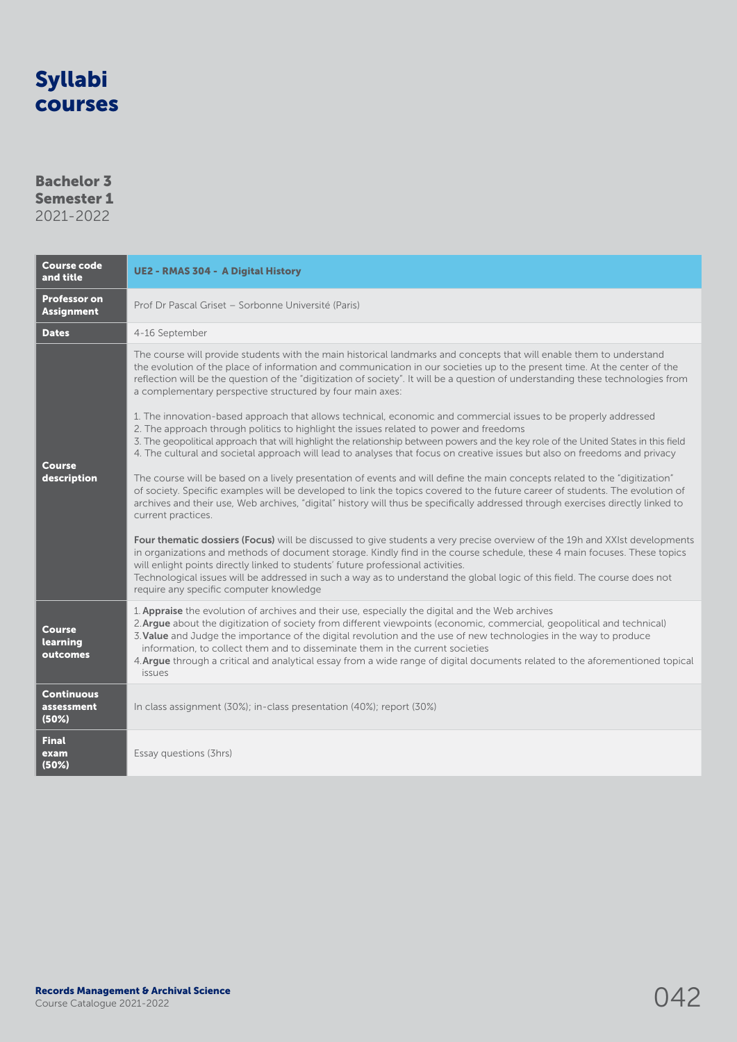# Syllabi courses

## Bachelor 3
## Semester 1
2021-2022

| Course code and title | **UE2 - RMAS 304 - A Digital History** |
|---|---|
| **Professor on Assignment** | Prof Dr Pascal Griset – Sorbonne Université (Paris) |
| **Dates** | 4-16 September |
| **Course description** | The course will provide students with the main historical landmarks and concepts that will enable them to understand the evolution of the place of information and communication in our societies up to the present time. At the center of the reflection will be the question of the "digitization of society". It will be a question of understanding these technologies from a complementary perspective structured by four main axes:<br><br>1. The innovation-based approach that allows technical, economic and commercial issues to be properly addressed<br>2. The approach through politics to highlight the issues related to power and freedoms<br>3. The geopolitical approach that will highlight the relationship between powers and the key role of the United States in this field<br>4. The cultural and societal approach will lead to analyses that focus on creative issues but also on freedoms and privacy<br><br>The course will be based on a lively presentation of events and will define the main concepts related to the "digitization" of society. Specific examples will be developed to link the topics covered to the future career of students. The evolution of archives and their use, Web archives, "digital" history will thus be specifically addressed through exercises directly linked to current practices.<br><br>**Four thematic dossiers (Focus)** will be discussed to give students a very precise overview of the 19h and XXIst developments in organizations and methods of document storage. Kindly find in the course schedule, these 4 main focuses. These topics will enlight points directly linked to students' future professional activities.<br>Technological issues will be addressed in such a way as to understand the global logic of this field. The course does not require any specific computer knowledge |
| **Course learning outcomes** | 1. **Appraise** the evolution of archives and their use, especially the digital and the Web archives<br>2. **Argue** about the digitization of society from different viewpoints (economic, commercial, geopolitical and technical)<br>3. **Value** and Judge the importance of the digital revolution and the use of new technologies in the way to produce information, to collect them and to disseminate them in the current societies<br>4. **Argue** through a critical and analytical essay from a wide range of digital documents related to the aforementioned topical issues |
| **Continuous assessment (50%)** | In class assignment (30%); in-class presentation (40%); report (30%) |
| **Final exam (50%)** | Essay questions (3hrs) |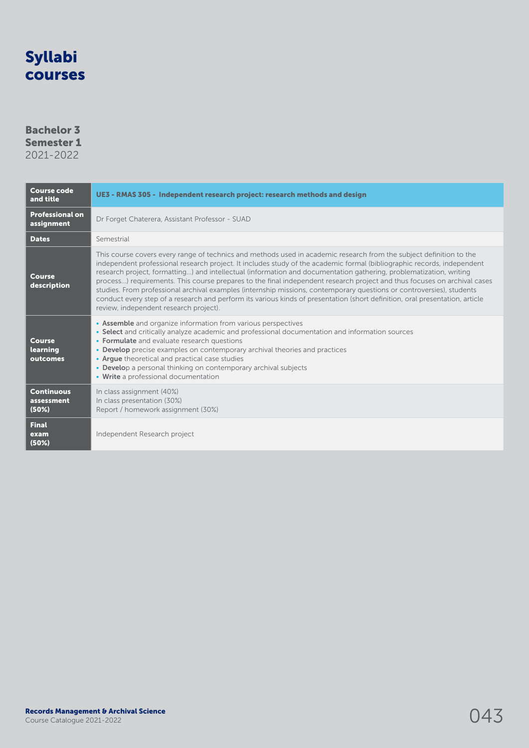# Syllabi courses

## Bachelor 3
## Semester 1
2021-2022

| Course code and title | **UE3 - RMAS 305 - Independent research project: research methods and design** |
|---|---|
| **Professional on assignment** | Dr Forget Chaterera, Assistant Professor - SUAD |
| **Dates** | Semestrial |
| **Course description** | This course covers every range of technics and methods used in academic research from the subject definition to the independent professional research project. It includes study of the academic formal (bibliographic records, independent research project, formatting…) and intellectual (information and documentation gathering, problematization, writing process…) requirements. This course prepares to the final independent research project and thus focuses on archival cases studies. From professional archival examples (internship missions, contemporary questions or controversies), students conduct every step of a research and perform its various kinds of presentation (short definition, oral presentation, article review, independent research project). |
| **Course learning outcomes** | • **Assemble** and organize information from various perspectives<br>• **Select** and critically analyze academic and professional documentation and information sources<br>• **Formulate** and evaluate research questions<br>• **Develop** precise examples on contemporary archival theories and practices<br>• **Argue** theoretical and practical case studies<br>• **Develop** a personal thinking on contemporary archival subjects<br>• **Write** a professional documentation |
| **Continuous assessment (50%)** | In class assignment (40%)<br>In class presentation (30%)<br>Report / homework assignment (30%) |
| **Final exam (50%)** | Independent Research project |

**Records Management & Archival Science**
Course Catalogue 2021-2022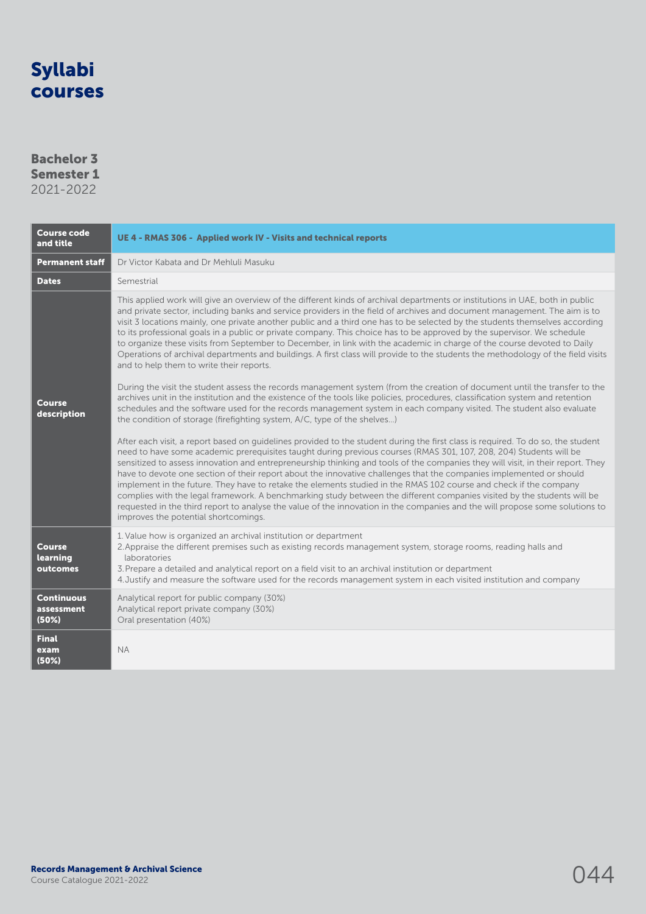# Syllabi courses

## Bachelor 3
## Semester 1
2021-2022

| Course code and title | UE 4 - RMAS 306 - Applied work IV - Visits and technical reports |
|---|---|
| Permanent staff | Dr Victor Kabata and Dr Mehluli Masuku |
| Dates | Semestrial |
| Course description | This applied work will give an overview of the different kinds of archival departments or institutions in UAE, both in public and private sector, including banks and service providers in the field of archives and document management. The aim is to visit 3 locations mainly, one private another public and a third one has to be selected by the students themselves according to its professional goals in a public or private company. This choice has to be approved by the supervisor. We schedule to organize these visits from September to December, in link with the academic in charge of the course devoted to Daily Operations of archival departments and buildings. A first class will provide to the students the methodology of the field visits and to help them to write their reports.<br><br>During the visit the student assess the records management system (from the creation of document until the transfer to the archives unit in the institution and the existence of the tools like policies, procedures, classification system and retention schedules and the software used for the records management system in each company visited. The student also evaluate the condition of storage (firefighting system, A/C, type of the shelves...)<br><br>After each visit, a report based on guidelines provided to the student during the first class is required. To do so, the student need to have some academic prerequisites taught during previous courses (RMAS 301, 107, 208, 204) Students will be sensitized to assess innovation and entrepreneurship thinking and tools of the companies they will visit, in their report. They have to devote one section of their report about the innovative challenges that the companies implemented or should implement in the future. They have to retake the elements studied in the RMAS 102 course and check if the company complies with the legal framework. A benchmarking study between the different companies visited by the students will be requested in the third report to analyse the value of the innovation in the companies and the will propose some solutions to improves the potential shortcomings. |
| Course learning outcomes | 1. Value how is organized an archival institution or department<br>2. Appraise the different premises such as existing records management system, storage rooms, reading halls and laboratories<br>3. Prepare a detailed and analytical report on a field visit to an archival institution or department<br>4. Justify and measure the software used for the records management system in each visited institution and company |
| Continuous assessment (50%) | Analytical report for public company (30%)<br>Analytical report private company (30%)<br>Oral presentation (40%) |
| Final exam (50%) | NA |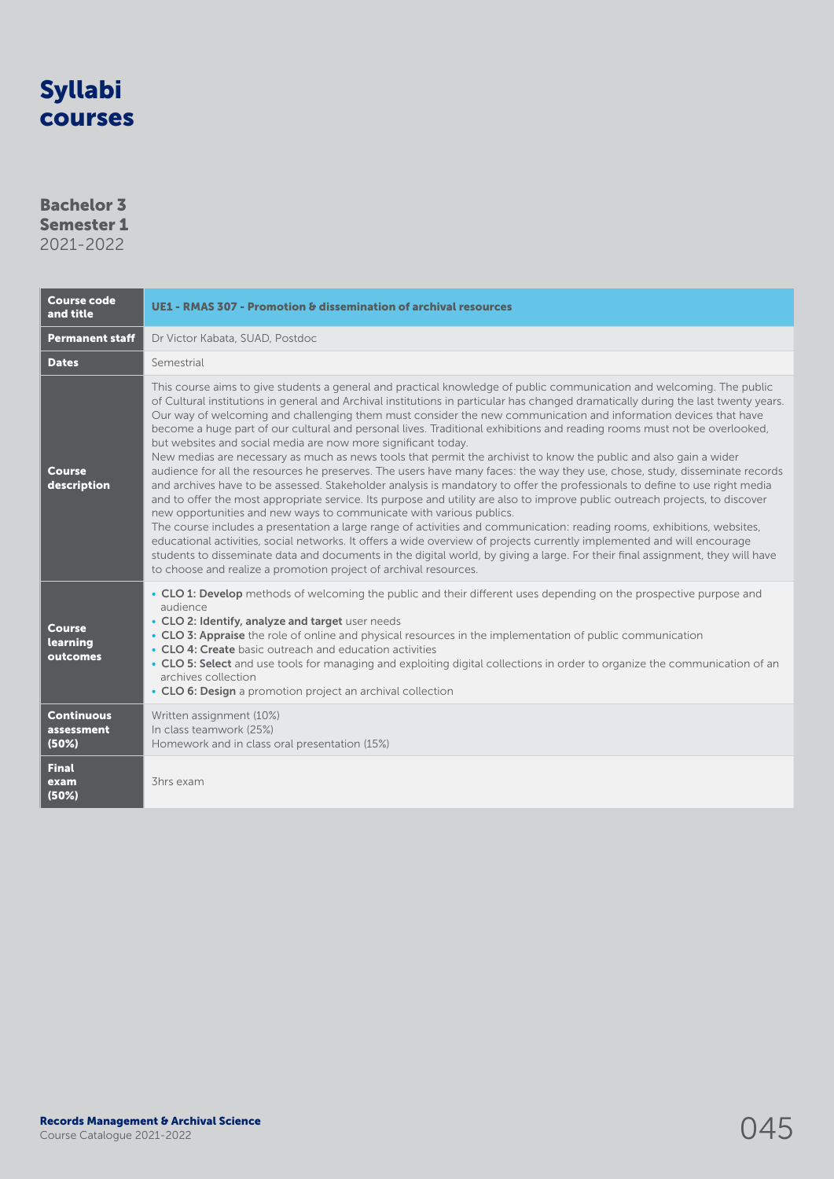# Syllabi courses

## Bachelor 3
## Semester 1
2021-2022

| **Course code and title** | **UE1 - RMAS 307 - Promotion & dissemination of archival resources** |
|---|---|
| **Permanent staff** | Dr Victor Kabata, SUAD, Postdoc |
| **Dates** | Semestrial |
| **Course description** | This course aims to give students a general and practical knowledge of public communication and welcoming. The public of Cultural institutions in general and Archival institutions in particular has changed dramatically during the last twenty years. Our way of welcoming and challenging them must consider the new communication and information devices that have become a huge part of our cultural and personal lives. Traditional exhibitions and reading rooms must not be overlooked, but websites and social media are now more significant today.<br>New medias are necessary as much as news tools that permit the archivist to know the public and also gain a wider audience for all the resources he preserves. The users have many faces: the way they use, chose, study, disseminate records and archives have to be assessed. Stakeholder analysis is mandatory to offer the professionals to define to use right media and to offer the most appropriate service. Its purpose and utility are also to improve public outreach projects, to discover new opportunities and new ways to communicate with various publics.<br>The course includes a presentation a large range of activities and communication: reading rooms, exhibitions, websites, educational activities, social networks. It offers a wide overview of projects currently implemented and will encourage students to disseminate data and documents in the digital world, by giving a large. For their final assignment, they will have to choose and realize a promotion project of archival resources. |
| **Course learning outcomes** | • **CLO 1: Develop** methods of welcoming the public and their different uses depending on the prospective purpose and audience<br>• **CLO 2: Identify, analyze and target** user needs<br>• **CLO 3: Appraise** the role of online and physical resources in the implementation of public communication<br>• **CLO 4: Create** basic outreach and education activities<br>• **CLO 5: Select** and use tools for managing and exploiting digital collections in order to organize the communication of an archives collection<br>• **CLO 6: Design** a promotion project an archival collection |
| **Continuous assessment (50%)** | Written assignment (10%)<br>In class teamwork (25%)<br>Homework and in class oral presentation (15%) |
| **Final exam (50%)** | 3hrs exam |

**Records Management & Archival Science**
Course Catalogue 2021-2022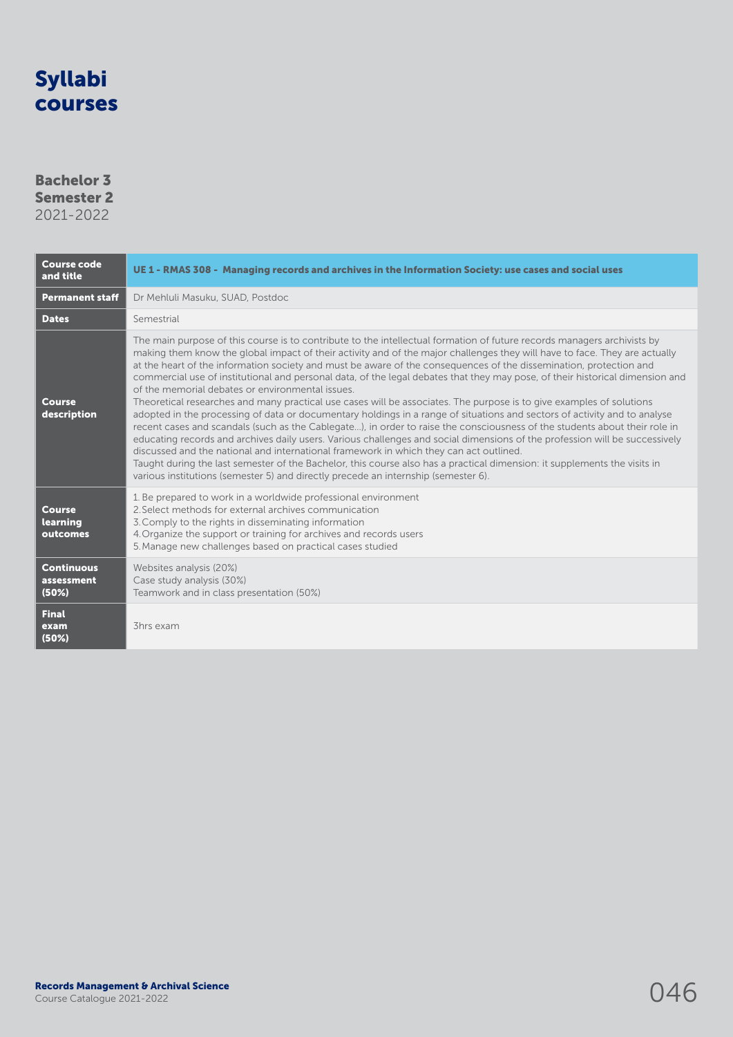# Syllabi courses

## Bachelor 3
## Semester 2
2021-2022

| Course code and title | UE 1 - RMAS 308 - Managing records and archives in the Information Society: use cases and social uses |
|---|---|
| Permanent staff | Dr Mehluli Masuku, SUAD, Postdoc |
| Dates | Semestrial |
| Course description | The main purpose of this course is to contribute to the intellectual formation of future records managers archivists by making them know the global impact of their activity and of the major challenges they will have to face. They are actually at the heart of the information society and must be aware of the consequences of the dissemination, protection and commercial use of institutional and personal data, of the legal debates that they may pose, of their historical dimension and of the memorial debates or environmental issues.<br>Theoretical researches and many practical use cases will be associates. The purpose is to give examples of solutions adopted in the processing of data or documentary holdings in a range of situations and sectors of activity and to analyse recent cases and scandals (such as the Cablegate…), in order to raise the consciousness of the students about their role in educating records and archives daily users. Various challenges and social dimensions of the profession will be successively discussed and the national and international framework in which they can act outlined.<br>Taught during the last semester of the Bachelor, this course also has a practical dimension: it supplements the visits in various institutions (semester 5) and directly precede an internship (semester 6). |
| Course learning outcomes | 1. Be prepared to work in a worldwide professional environment<br>2. Select methods for external archives communication<br>3. Comply to the rights in disseminating information<br>4. Organize the support or training for archives and records users<br>5. Manage new challenges based on practical cases studied |
| Continuous assessment (50%) | Websites analysis (20%)<br>Case study analysis (30%)<br>Teamwork and in class presentation (50%) |
| Final exam (50%) | 3hrs exam |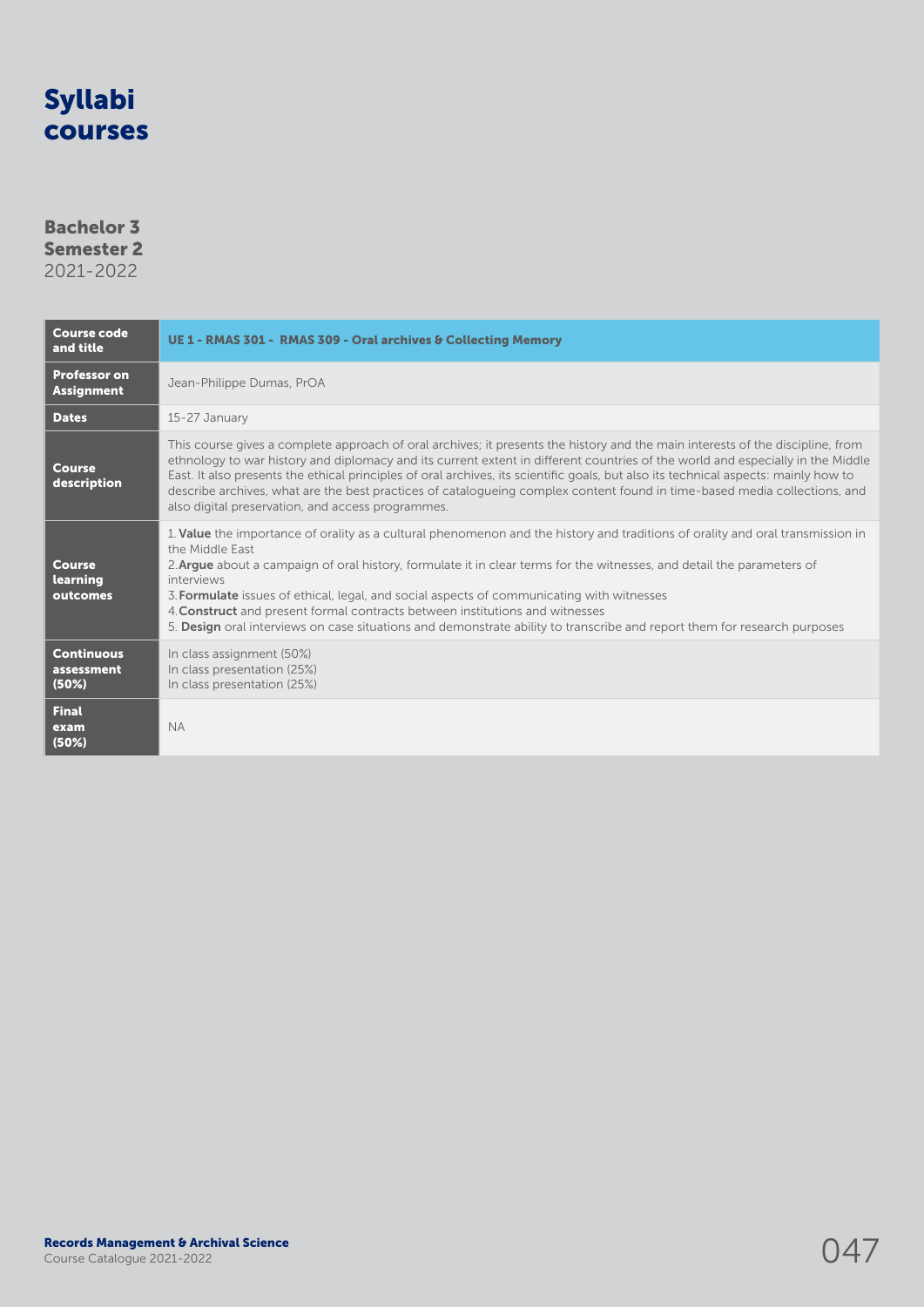# Syllabi courses

## Bachelor 3
## Semester 2
2021-2022

| Course code and title | UE 1 - RMAS 301 - RMAS 309 - Oral archives & Collecting Memory |
|---|---|
| Professor on Assignment | Jean-Philippe Dumas, PrOA |
| Dates | 15-27 January |
| Course description | This course gives a complete approach of oral archives; it presents the history and the main interests of the discipline, from ethnology to war history and diplomacy and its current extent in different countries of the world and especially in the Middle East. It also presents the ethical principles of oral archives, its scientific goals, but also its technical aspects: mainly how to describe archives, what are the best practices of catalogueing complex content found in time-based media collections, and also digital preservation, and access programmes. |
| Course learning outcomes | 1. **Value** the importance of orality as a cultural phenomenon and the history and traditions of orality and oral transmission in the Middle East<br>2. **Argue** about a campaign of oral history, formulate it in clear terms for the witnesses, and detail the parameters of interviews<br>3. **Formulate** issues of ethical, legal, and social aspects of communicating with witnesses<br>4. **Construct** and present formal contracts between institutions and witnesses<br>5. **Design** oral interviews on case situations and demonstrate ability to transcribe and report them for research purposes |
| Continuous assessment (50%) | In class assignment (50%)<br>In class presentation (25%)<br>In class presentation (25%) |
| Final exam (50%) | NA |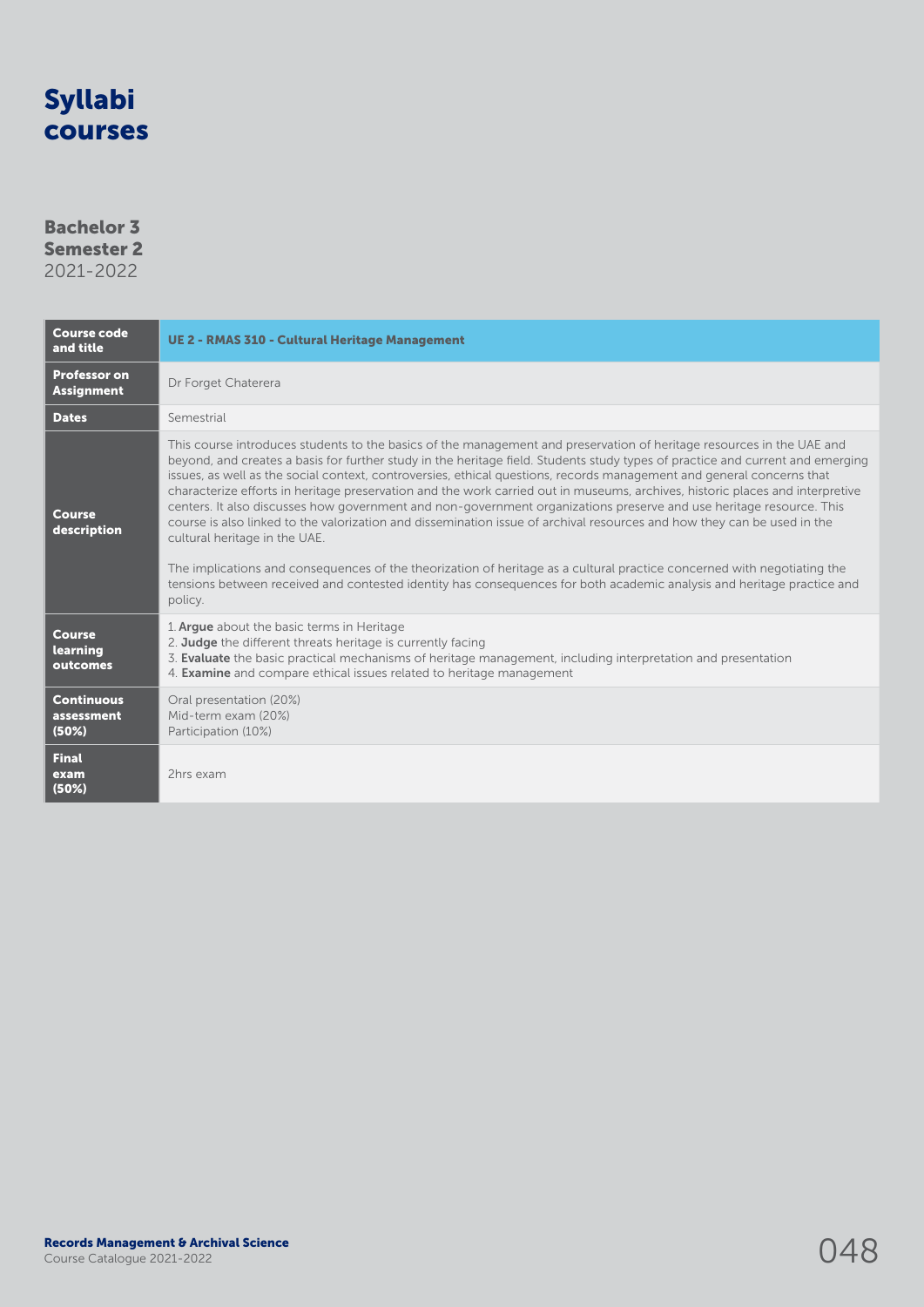# Syllabi courses

## Bachelor 3
## Semester 2
2021-2022

| Course code and title | UE 2 - RMAS 310 - Cultural Heritage Management |
|---|---|
| Professor on Assignment | Dr Forget Chaterera |
| Dates | Semestrial |
| Course description | This course introduces students to the basics of the management and preservation of heritage resources in the UAE and beyond, and creates a basis for further study in the heritage field. Students study types of practice and current and emerging issues, as well as the social context, controversies, ethical questions, records management and general concerns that characterize efforts in heritage preservation and the work carried out in museums, archives, historic places and interpretive centers. It also discusses how government and non-government organizations preserve and use heritage resource. This course is also linked to the valorization and dissemination issue of archival resources and how they can be used in the cultural heritage in the UAE.<br><br>The implications and consequences of the theorization of heritage as a cultural practice concerned with negotiating the tensions between received and contested identity has consequences for both academic analysis and heritage practice and policy. |
| Course learning outcomes | 1. **Argue** about the basic terms in Heritage<br>2. **Judge** the different threats heritage is currently facing<br>3. **Evaluate** the basic practical mechanisms of heritage management, including interpretation and presentation<br>4. **Examine** and compare ethical issues related to heritage management |
| Continuous assessment (50%) | Oral presentation (20%)<br>Mid-term exam (20%)<br>Participation (10%) |
| Final exam (50%) | 2hrs exam |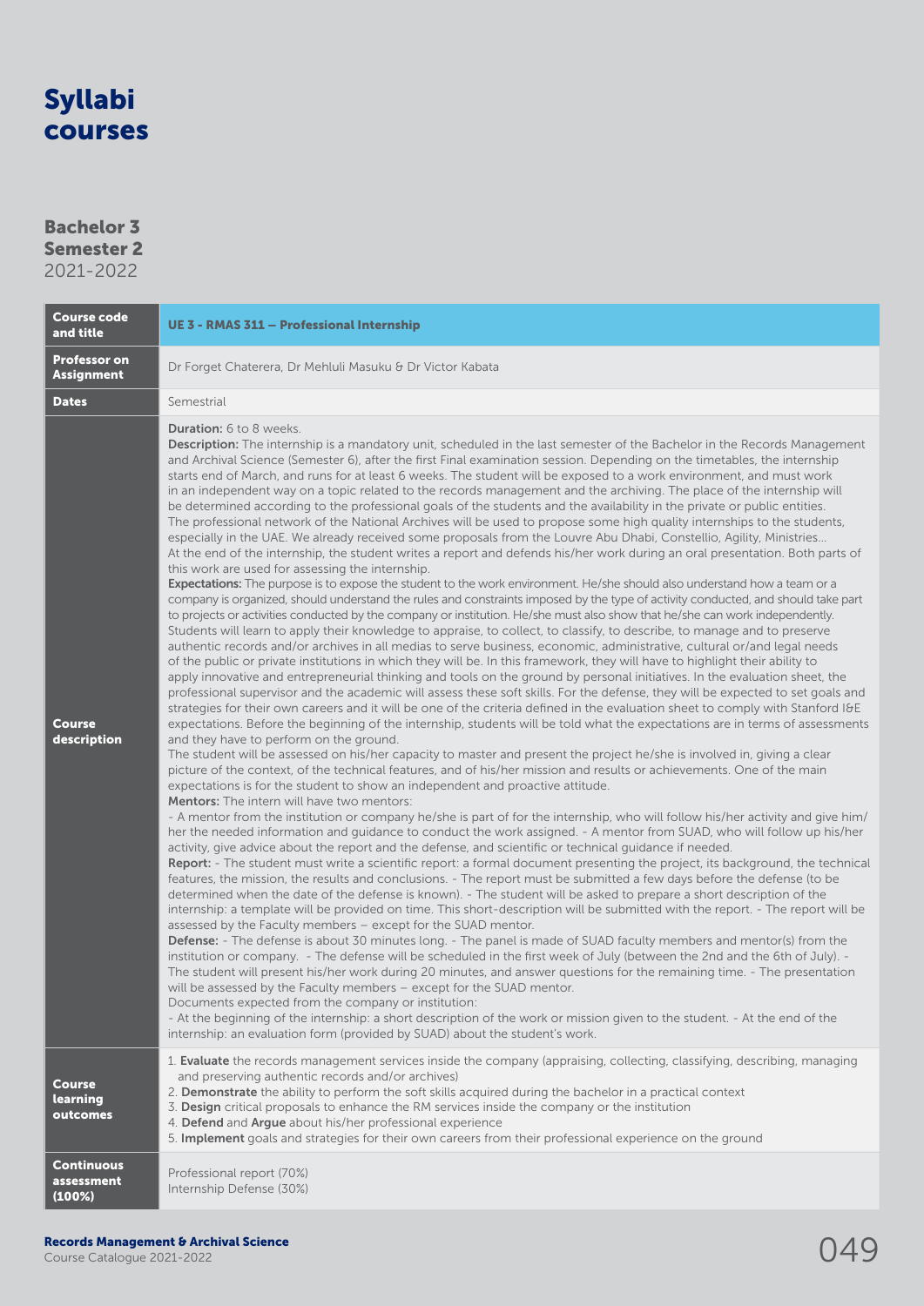# Syllabi courses

## Bachelor 3
## Semester 2
2021-2022

| Course code and title | UE 3 - RMAS 311 – Professional Internship |
|---|---|
| Professor on Assignment | Dr Forget Chaterera, Dr Mehluli Masuku & Dr Victor Kabata |
| Dates | Semestrial |
| Course description | **Duration:** 6 to 8 weeks.<br>**Description:** The internship is a mandatory unit, scheduled in the last semester of the Bachelor in the Records Management and Archival Science (Semester 6), after the first Final examination session. Depending on the timetables, the internship starts end of March, and runs for at least 6 weeks. The student will be exposed to a work environment, and must work in an independent way on a topic related to the records management and the archiving. The place of the internship will be determined according to the professional goals of the students and the availability in the private or public entities. The professional network of the National Archives will be used to propose some high quality internships to the students, especially in the UAE. We already received some proposals from the Louvre Abu Dhabi, Constellio, Agility, Ministries... At the end of the internship, the student writes a report and defends his/her work during an oral presentation. Both parts of this work are used for assessing the internship.<br>**Expectations:** The purpose is to expose the student to the work environment. He/she should also understand how a team or a company is organized, should understand the rules and constraints imposed by the type of activity conducted, and should take part to projects or activities conducted by the company or institution. He/she must also show that he/she can work independently. Students will learn to apply their knowledge to appraise, to collect, to classify, to describe, to manage and to preserve authentic records and/or archives in all medias to serve business, economic, administrative, cultural or/and legal needs of the public or private institutions in which they will be. In this framework, they will have to highlight their ability to apply innovative and entrepreneurial thinking and tools on the ground by personal initiatives. In the evaluation sheet, the professional supervisor and the academic will assess these soft skills. For the defense, they will be expected to set goals and strategies for their own careers and it will be one of the criteria defined in the evaluation sheet to comply with Stanford I&E expectations. Before the beginning of the internship, students will be told what the expectations are in terms of assessments and they have to perform on the ground.<br>The student will be assessed on his/her capacity to master and present the project he/she is involved in, giving a clear picture of the context, of the technical features, and of his/her mission and results or achievements. One of the main expectations is for the student to show an independent and proactive attitude.<br>**Mentors:** The intern will have two mentors:<br>- A mentor from the institution or company he/she is part of for the internship, who will follow his/her activity and give him/her the needed information and guidance to conduct the work assigned. - A mentor from SUAD, who will follow up his/her activity, give advice about the report and the defense, and scientific or technical guidance if needed.<br>**Report:** - The student must write a scientific report: a formal document presenting the project, its background, the technical features, the mission, the results and conclusions. - The report must be submitted a few days before the defense (to be determined when the date of the defense is known). - The student will be asked to prepare a short description of the internship: a template will be provided on time. This short-description will be submitted with the report. - The report will be assessed by the Faculty members – except for the SUAD mentor.<br>**Defense:** - The defense is about 30 minutes long. - The panel is made of SUAD faculty members and mentor(s) from the institution or company. - The defense will be scheduled in the first week of July (between the 2nd and the 6th of July). - The student will present his/her work during 20 minutes, and answer questions for the remaining time. - The presentation will be assessed by the Faculty members – except for the SUAD mentor.<br>Documents expected from the company or institution:<br>- At the beginning of the internship: a short description of the work or mission given to the student. - At the end of the internship: an evaluation form (provided by SUAD) about the student's work. |
| Course learning outcomes | 1. **Evaluate** the records management services inside the company (appraising, collecting, classifying, describing, managing and preserving authentic records and/or archives)<br>2. **Demonstrate** the ability to perform the soft skills acquired during the bachelor in a practical context<br>3. **Design** critical proposals to enhance the RM services inside the company or the institution<br>4. **Defend** and **Argue** about his/her professional experience<br>5. **Implement** goals and strategies for their own careers from their professional experience on the ground |
| Continuous assessment (100%) | Professional report (70%)<br>Internship Defense (30%) |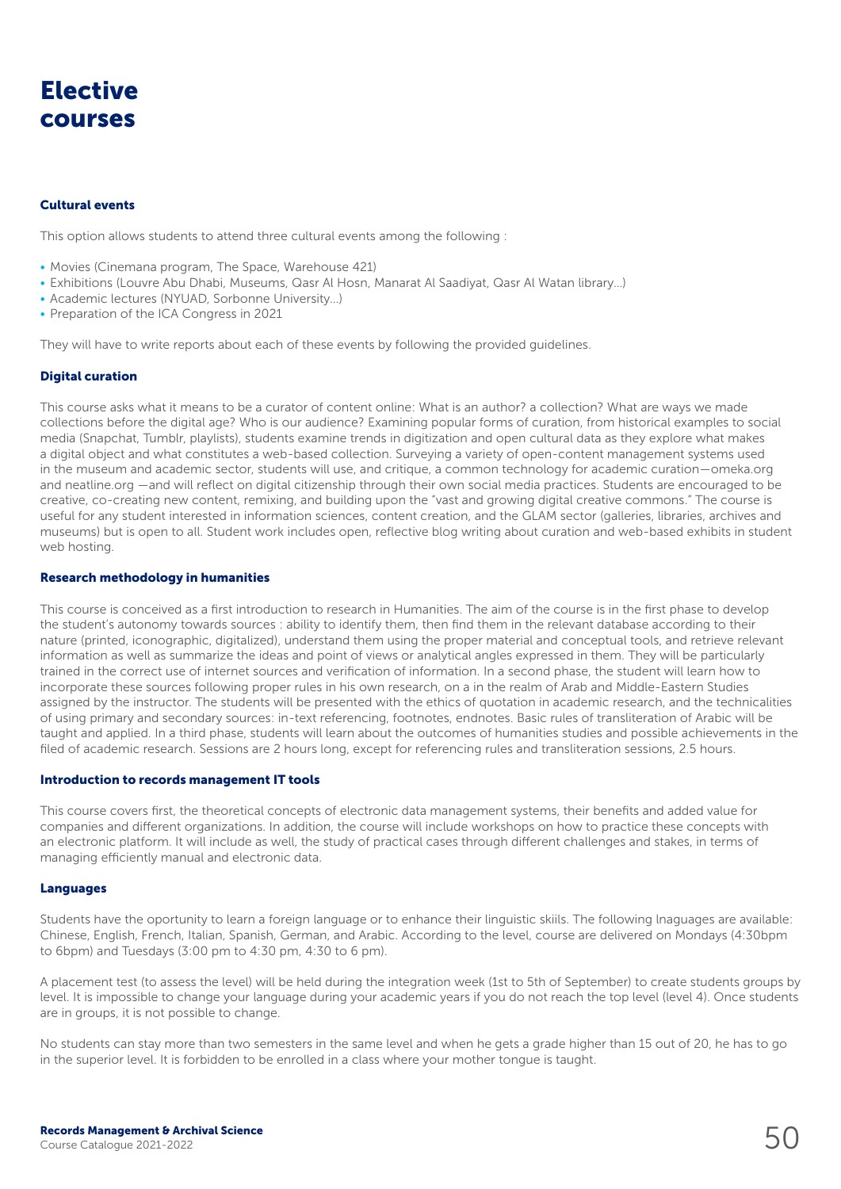# Elective courses

### Cultural events

This option allows students to attend three cultural events among the following :

- Movies (Cinemana program, The Space, Warehouse 421)
- Exhibitions (Louvre Abu Dhabi, Museums, Qasr Al Hosn, Manarat Al Saadiyat, Qasr Al Watan library…)
- Academic lectures (NYUAD, Sorbonne University…)
- Preparation of the ICA Congress in 2021

They will have to write reports about each of these events by following the provided guidelines.

### Digital curation

This course asks what it means to be a curator of content online: What is an author? a collection? What are ways we made collections before the digital age? Who is our audience? Examining popular forms of curation, from historical examples to social media (Snapchat, Tumblr, playlists), students examine trends in digitization and open cultural data as they explore what makes a digital object and what constitutes a web-based collection. Surveying a variety of open-content management systems used in the museum and academic sector, students will use, and critique, a common technology for academic curation—omeka.org and neatline.org —and will reflect on digital citizenship through their own social media practices. Students are encouraged to be creative, co-creating new content, remixing, and building upon the "vast and growing digital creative commons." The course is useful for any student interested in information sciences, content creation, and the GLAM sector (galleries, libraries, archives and museums) but is open to all. Student work includes open, reflective blog writing about curation and web-based exhibits in student web hosting.

### Research methodology in humanities

This course is conceived as a first introduction to research in Humanities. The aim of the course is in the first phase to develop the student's autonomy towards sources : ability to identify them, then find them in the relevant database according to their nature (printed, iconographic, digitalized), understand them using the proper material and conceptual tools, and retrieve relevant information as well as summarize the ideas and point of views or analytical angles expressed in them. They will be particularly trained in the correct use of internet sources and verification of information. In a second phase, the student will learn how to incorporate these sources following proper rules in his own research, on a in the realm of Arab and Middle-Eastern Studies assigned by the instructor. The students will be presented with the ethics of quotation in academic research, and the technicalities of using primary and secondary sources: in-text referencing, footnotes, endnotes. Basic rules of transliteration of Arabic will be taught and applied. In a third phase, students will learn about the outcomes of humanities studies and possible achievements in the filed of academic research. Sessions are 2 hours long, except for referencing rules and transliteration sessions, 2.5 hours.

### Introduction to records management IT tools

This course covers first, the theoretical concepts of electronic data management systems, their benefits and added value for companies and different organizations. In addition, the course will include workshops on how to practice these concepts with an electronic platform. It will include as well, the study of practical cases through different challenges and stakes, in terms of managing efficiently manual and electronic data.

### Languages

Students have the oportunity to learn a foreign language or to enhance their linguistic skiils. The following lnaguages are available: Chinese, English, French, Italian, Spanish, German, and Arabic. According to the level, course are delivered on Mondays (4:30bpm to 6bpm) and Tuesdays (3:00 pm to 4:30 pm, 4:30 to 6 pm).

A placement test (to assess the level) will be held during the integration week (1st to 5th of September) to create students groups by level. It is impossible to change your language during your academic years if you do not reach the top level (level 4). Once students are in groups, it is not possible to change.

No students can stay more than two semesters in the same level and when he gets a grade higher than 15 out of 20, he has to go in the superior level. It is forbidden to be enrolled in a class where your mother tongue is taught.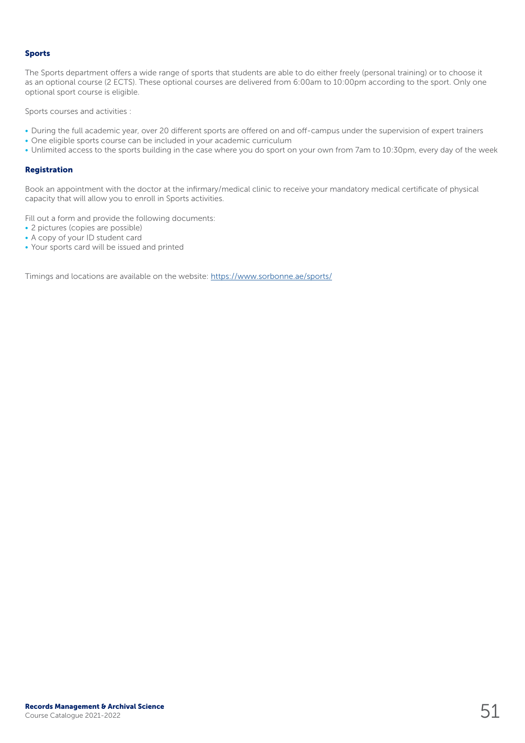### Sports

The Sports department offers a wide range of sports that students are able to do either freely (personal training) or to choose it as an optional course (2 ECTS). These optional courses are delivered from 6:00am to 10:00pm according to the sport. Only one optional sport course is eligible.

Sports courses and activities :

- During the full academic year, over 20 different sports are offered on and off-campus under the supervision of expert trainers
- One eligible sports course can be included in your academic curriculum
- Unlimited access to the sports building in the case where you do sport on your own from 7am to 10:30pm, every day of the week

### Registration

Book an appointment with the doctor at the infirmary/medical clinic to receive your mandatory medical certificate of physical capacity that will allow you to enroll in Sports activities.

Fill out a form and provide the following documents:

- 2 pictures (copies are possible)
- A copy of your ID student card
- Your sports card will be issued and printed

Timings and locations are available on the website: https://www.sorbonne.ae/sports/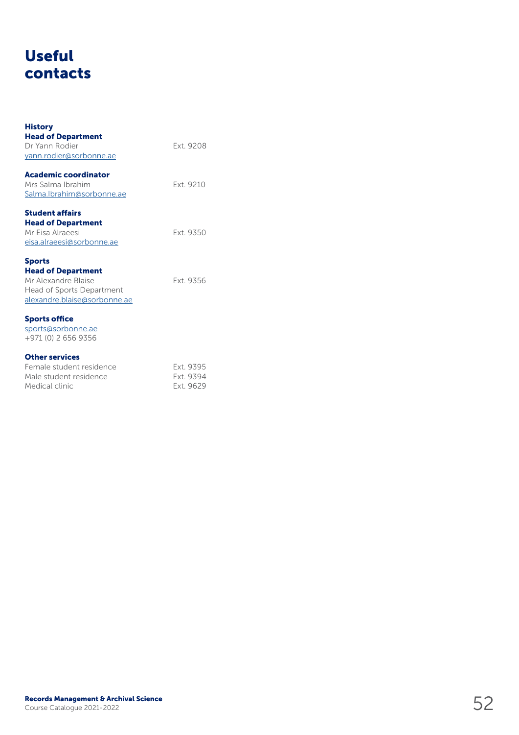# Useful contacts

**History**
**Head of Department**
Dr Yann Rodier Ext. 9208
yann.rodier@sorbonne.ae

**Academic coordinator**
Mrs Salma Ibrahim Ext. 9210
Salma.Ibrahim@sorbonne.ae

**Student affairs**
**Head of Department**
Mr Eisa Alraeesi Ext. 9350
eisa.alraeesi@sorbonne.ae

**Sports**
**Head of Department**
Mr Alexandre Blaise Ext. 9356
Head of Sports Department
alexandre.blaise@sorbonne.ae

**Sports office**
sports@sorbonne.ae
+971 (0) 2 656 9356

**Other services**

| | |
|---|---|
| Female student residence | Ext. 9395 |
| Male student residence | Ext. 9394 |
| Medical clinic | Ext. 9629 |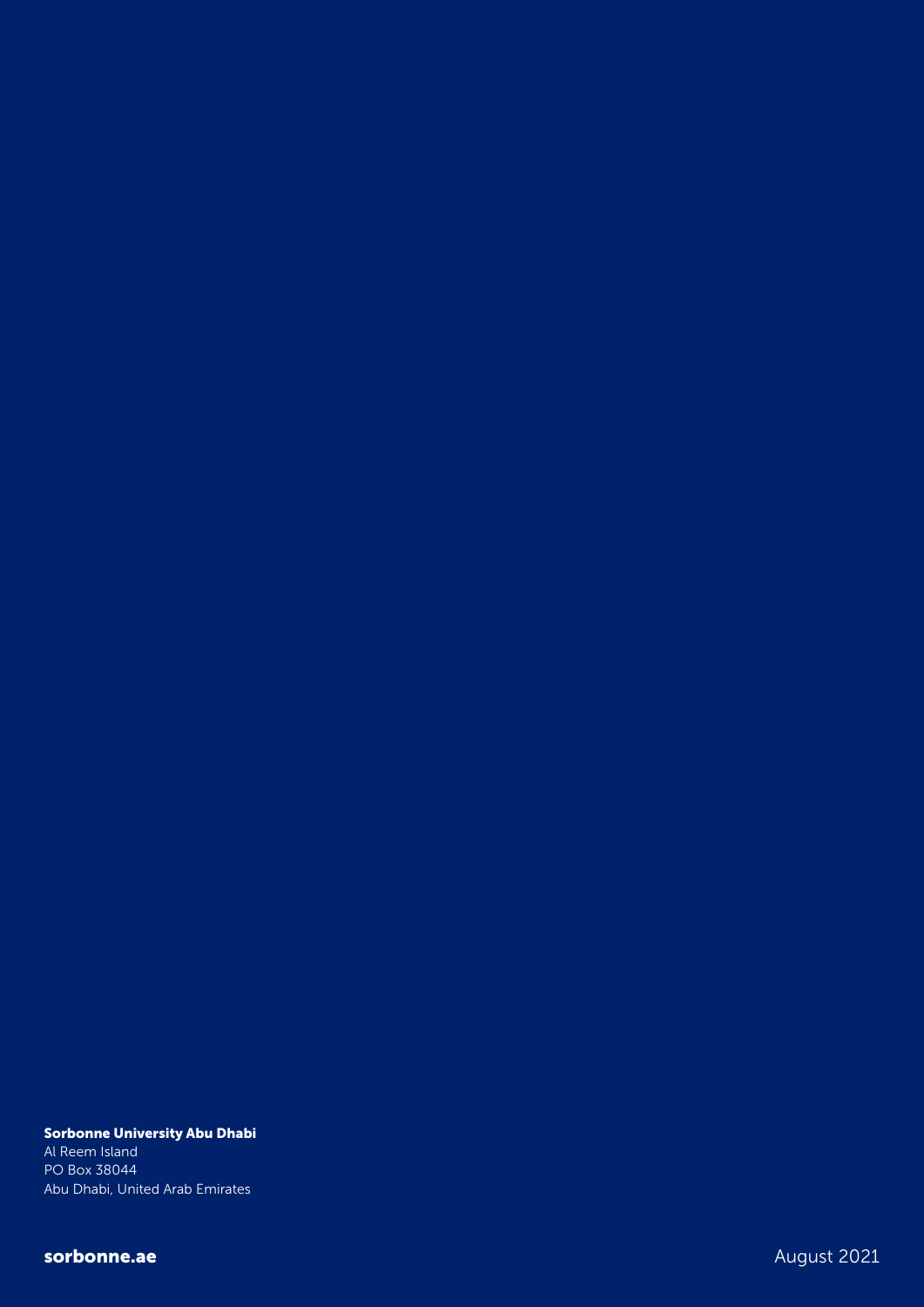**Sorbonne University Abu Dhabi**
Al Reem Island
PO Box 38044
Abu Dhabi, United Arab Emirates

**sorbonne.ae**

August 2021